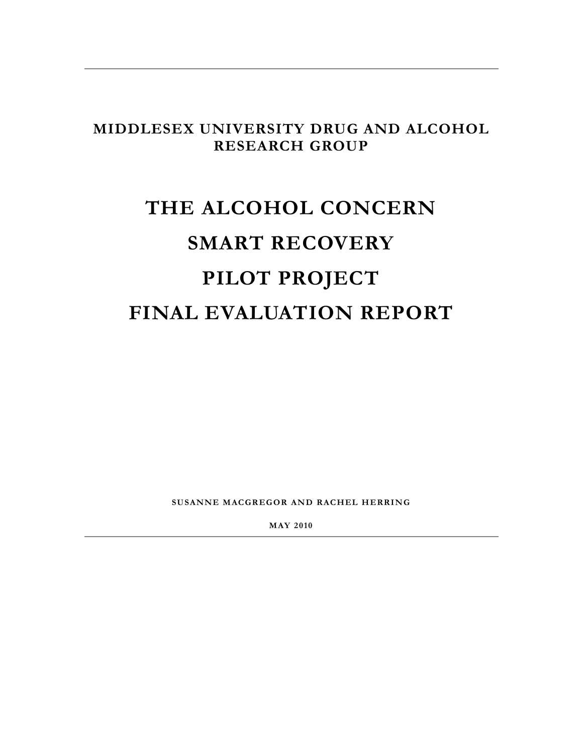**MIDDLESEX UNIVERSITY DRUG AND ALCOHOL RESEARCH GROUP**

# THE ALCOHOL CONCERN SMART RECOVERY PILOT PROJECT FINAL EVALUATION REPORT

SUSANNE MACGREGOR AND RACHEL HERRING

MAY 2010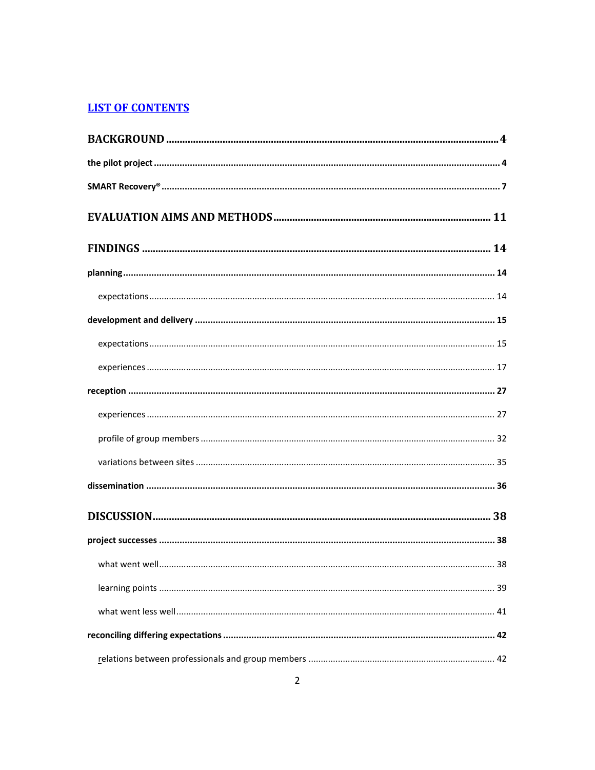## LIST OF CONTENTS

**BACKGROUND** .......... 4

**the pilot project** .......... 4

**SMART Recovery®** .......... 7

**EVALUATION AIMS AND METHODS** .......... 11

**FINDINGS** .......... 14

**planning** .......... 14

- expectations .......... 14

**development and delivery** .......... 15

- expectations .......... 15
- experiences .......... 17

**reception** .......... 27

- experiences .......... 27
- profile of group members .......... 32
- variations between sites .......... 35

**dissemination** .......... 36

**DISCUSSION** .......... 38

**project successes** .......... 38

- what went well .......... 38
- learning points .......... 39
- what went less well .......... 41

**reconciling differing expectations** .......... 42

- relations between professionals and group members .......... 42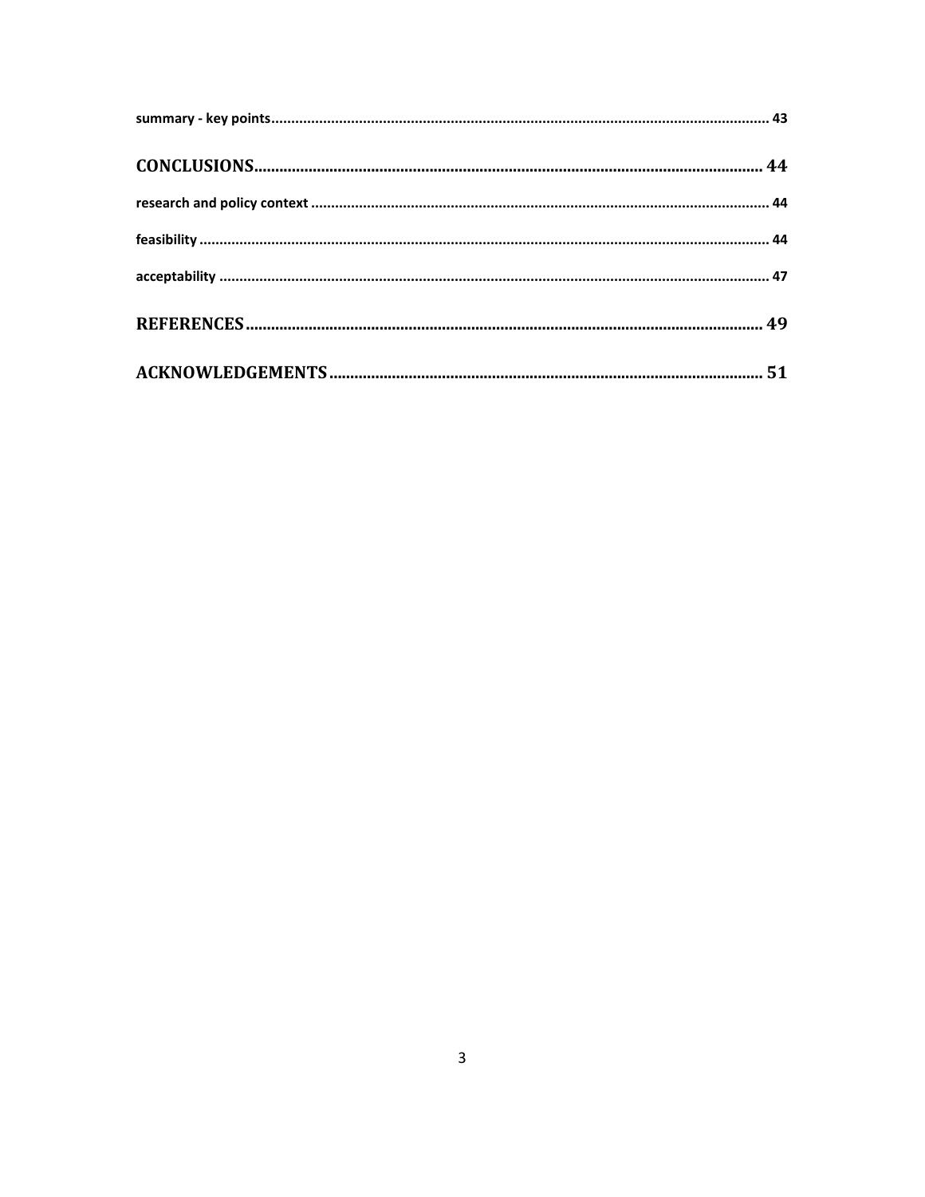summary - key points ........................................................................................................................ 43

CONCLUSIONS ........................................................................................................................ 44

research and policy context ........................................................................................................ 44

feasibility ........................................................................................................................ 44

acceptability ........................................................................................................................ 47

REFERENCES ........................................................................................................................ 49

ACKNOWLEDGEMENTS ........................................................................................................................ 51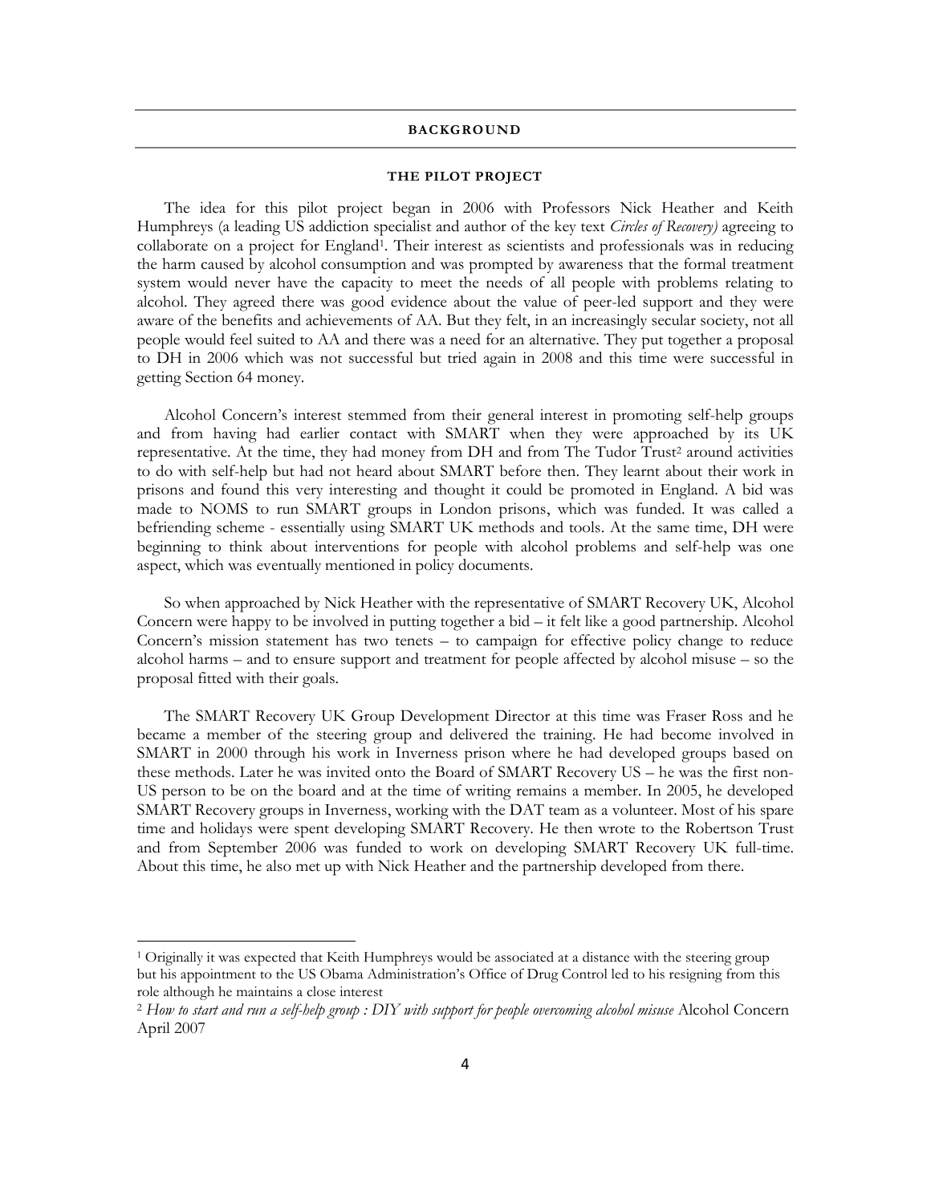## BACKGROUND

### THE PILOT PROJECT

The idea for this pilot project began in 2006 with Professors Nick Heather and Keith Humphreys (a leading US addiction specialist and author of the key text *Circles of Recovery)* agreeing to collaborate on a project for England[1]. Their interest as scientists and professionals was in reducing the harm caused by alcohol consumption and was prompted by awareness that the formal treatment system would never have the capacity to meet the needs of all people with problems relating to alcohol. They agreed there was good evidence about the value of peer-led support and they were aware of the benefits and achievements of AA. But they felt, in an increasingly secular society, not all people would feel suited to AA and there was a need for an alternative. They put together a proposal to DH in 2006 which was not successful but tried again in 2008 and this time were successful in getting Section 64 money.

Alcohol Concern's interest stemmed from their general interest in promoting self-help groups and from having had earlier contact with SMART when they were approached by its UK representative. At the time, they had money from DH and from The Tudor Trust[2] around activities to do with self-help but had not heard about SMART before then. They learnt about their work in prisons and found this very interesting and thought it could be promoted in England. A bid was made to NOMS to run SMART groups in London prisons, which was funded. It was called a befriending scheme - essentially using SMART UK methods and tools. At the same time, DH were beginning to think about interventions for people with alcohol problems and self-help was one aspect, which was eventually mentioned in policy documents.

So when approached by Nick Heather with the representative of SMART Recovery UK, Alcohol Concern were happy to be involved in putting together a bid – it felt like a good partnership. Alcohol Concern's mission statement has two tenets – to campaign for effective policy change to reduce alcohol harms – and to ensure support and treatment for people affected by alcohol misuse – so the proposal fitted with their goals.

The SMART Recovery UK Group Development Director at this time was Fraser Ross and he became a member of the steering group and delivered the training. He had become involved in SMART in 2000 through his work in Inverness prison where he had developed groups based on these methods. Later he was invited onto the Board of SMART Recovery US – he was the first non-US person to be on the board and at the time of writing remains a member. In 2005, he developed SMART Recovery groups in Inverness, working with the DAT team as a volunteer. Most of his spare time and holidays were spent developing SMART Recovery. He then wrote to the Robertson Trust and from September 2006 was funded to work on developing SMART Recovery UK full-time. About this time, he also met up with Nick Heather and the partnership developed from there.

---

[1] Originally it was expected that Keith Humphreys would be associated at a distance with the steering group but his appointment to the US Obama Administration's Office of Drug Control led to his resigning from this role although he maintains a close interest

[2] *How to start and run a self-help group : DIY with support for people overcoming alcohol misuse* Alcohol Concern April 2007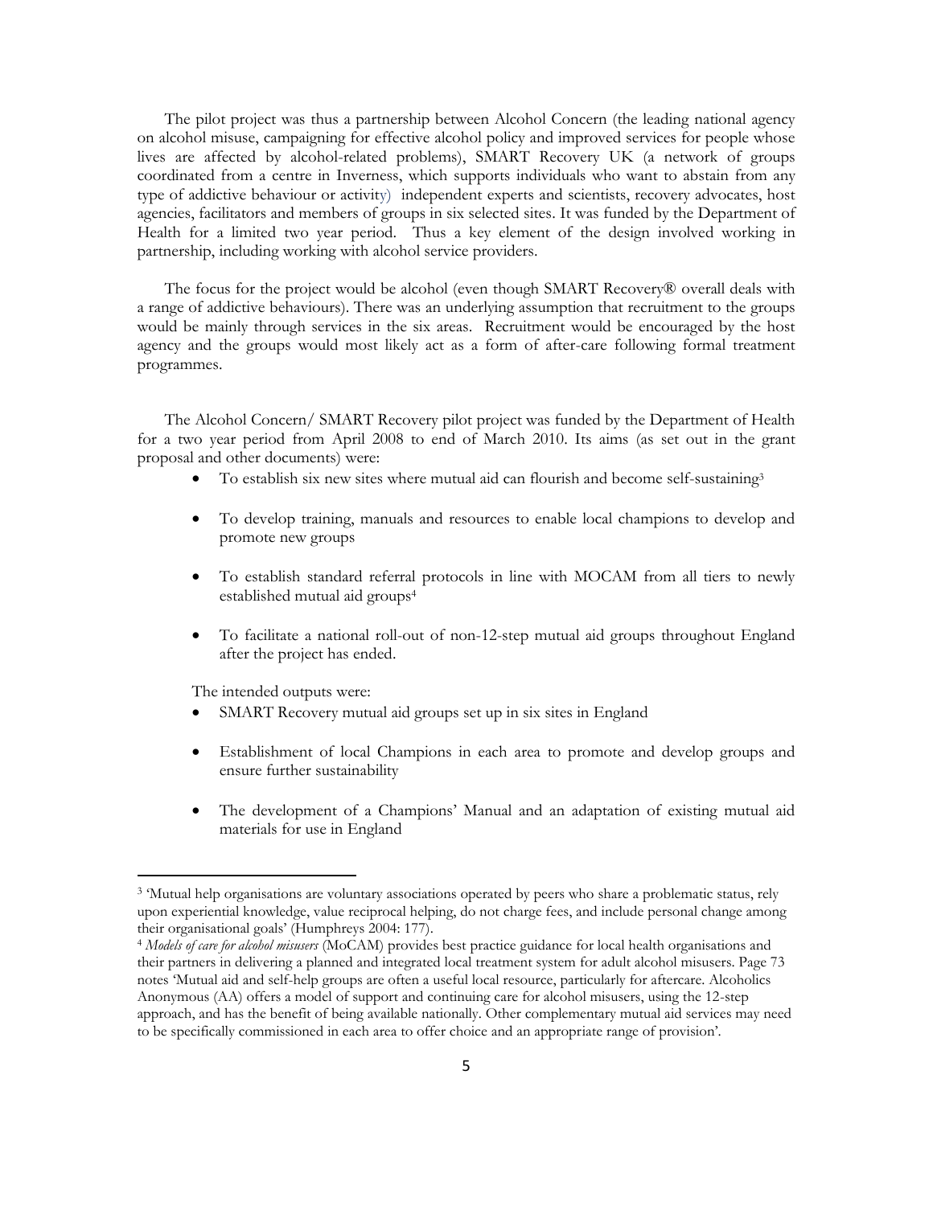The pilot project was thus a partnership between Alcohol Concern (the leading national agency on alcohol misuse, campaigning for effective alcohol policy and improved services for people whose lives are affected by alcohol-related problems), SMART Recovery UK (a network of groups coordinated from a centre in Inverness, which supports individuals who want to abstain from any type of addictive behaviour or activity) independent experts and scientists, recovery advocates, host agencies, facilitators and members of groups in six selected sites. It was funded by the Department of Health for a limited two year period. Thus a key element of the design involved working in partnership, including working with alcohol service providers.

The focus for the project would be alcohol (even though SMART Recovery® overall deals with a range of addictive behaviours). There was an underlying assumption that recruitment to the groups would be mainly through services in the six areas. Recruitment would be encouraged by the host agency and the groups would most likely act as a form of after-care following formal treatment programmes.

The Alcohol Concern/ SMART Recovery pilot project was funded by the Department of Health for a two year period from April 2008 to end of March 2010. Its aims (as set out in the grant proposal and other documents) were:

- To establish six new sites where mutual aid can flourish and become self-sustaining[3]
- To develop training, manuals and resources to enable local champions to develop and promote new groups
- To establish standard referral protocols in line with MOCAM from all tiers to newly established mutual aid groups[4]
- To facilitate a national roll-out of non-12-step mutual aid groups throughout England after the project has ended.

The intended outputs were:

- SMART Recovery mutual aid groups set up in six sites in England
- Establishment of local Champions in each area to promote and develop groups and ensure further sustainability
- The development of a Champions' Manual and an adaptation of existing mutual aid materials for use in England

[3] 'Mutual help organisations are voluntary associations operated by peers who share a problematic status, rely upon experiential knowledge, value reciprocal helping, do not charge fees, and include personal change among their organisational goals' (Humphreys 2004: 177).

[4] *Models of care for alcohol misusers* (MoCAM) provides best practice guidance for local health organisations and their partners in delivering a planned and integrated local treatment system for adult alcohol misusers. Page 73 notes 'Mutual aid and self-help groups are often a useful local resource, particularly for aftercare. Alcoholics Anonymous (AA) offers a model of support and continuing care for alcohol misusers, using the 12-step approach, and has the benefit of being available nationally. Other complementary mutual aid services may need to be specifically commissioned in each area to offer choice and an appropriate range of provision'.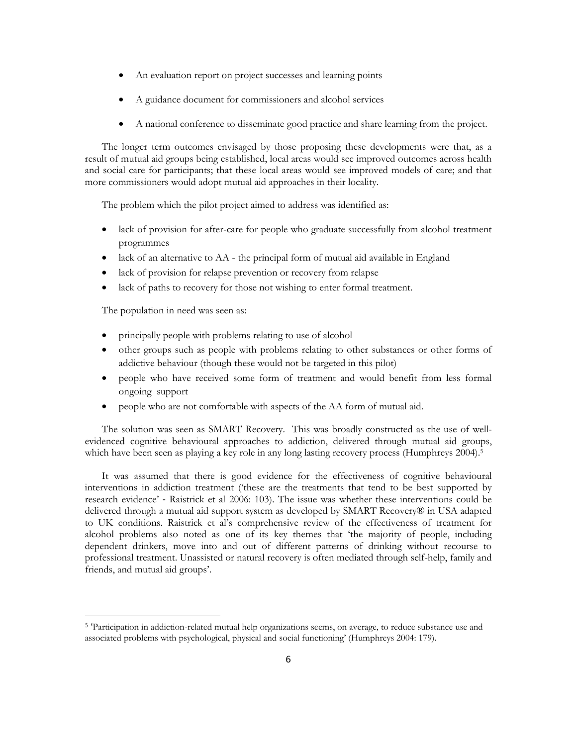- An evaluation report on project successes and learning points
- A guidance document for commissioners and alcohol services
- A national conference to disseminate good practice and share learning from the project.

The longer term outcomes envisaged by those proposing these developments were that, as a result of mutual aid groups being established, local areas would see improved outcomes across health and social care for participants; that these local areas would see improved models of care; and that more commissioners would adopt mutual aid approaches in their locality.

The problem which the pilot project aimed to address was identified as:

- lack of provision for after-care for people who graduate successfully from alcohol treatment programmes
- lack of an alternative to AA - the principal form of mutual aid available in England
- lack of provision for relapse prevention or recovery from relapse
- lack of paths to recovery for those not wishing to enter formal treatment.

The population in need was seen as:

- principally people with problems relating to use of alcohol
- other groups such as people with problems relating to other substances or other forms of addictive behaviour (though these would not be targeted in this pilot)
- people who have received some form of treatment and would benefit from less formal ongoing support
- people who are not comfortable with aspects of the AA form of mutual aid.

The solution was seen as SMART Recovery. This was broadly constructed as the use of well-evidenced cognitive behavioural approaches to addiction, delivered through mutual aid groups, which have been seen as playing a key role in any long lasting recovery process (Humphreys 2004).[5]

It was assumed that there is good evidence for the effectiveness of cognitive behavioural interventions in addiction treatment ('these are the treatments that tend to be best supported by research evidence' - Raistrick et al 2006: 103). The issue was whether these interventions could be delivered through a mutual aid support system as developed by SMART Recovery® in USA adapted to UK conditions. Raistrick et al's comprehensive review of the effectiveness of treatment for alcohol problems also noted as one of its key themes that 'the majority of people, including dependent drinkers, move into and out of different patterns of drinking without recourse to professional treatment. Unassisted or natural recovery is often mediated through self-help, family and friends, and mutual aid groups'.

[5] 'Participation in addiction-related mutual help organizations seems, on average, to reduce substance use and associated problems with psychological, physical and social functioning' (Humphreys 2004: 179).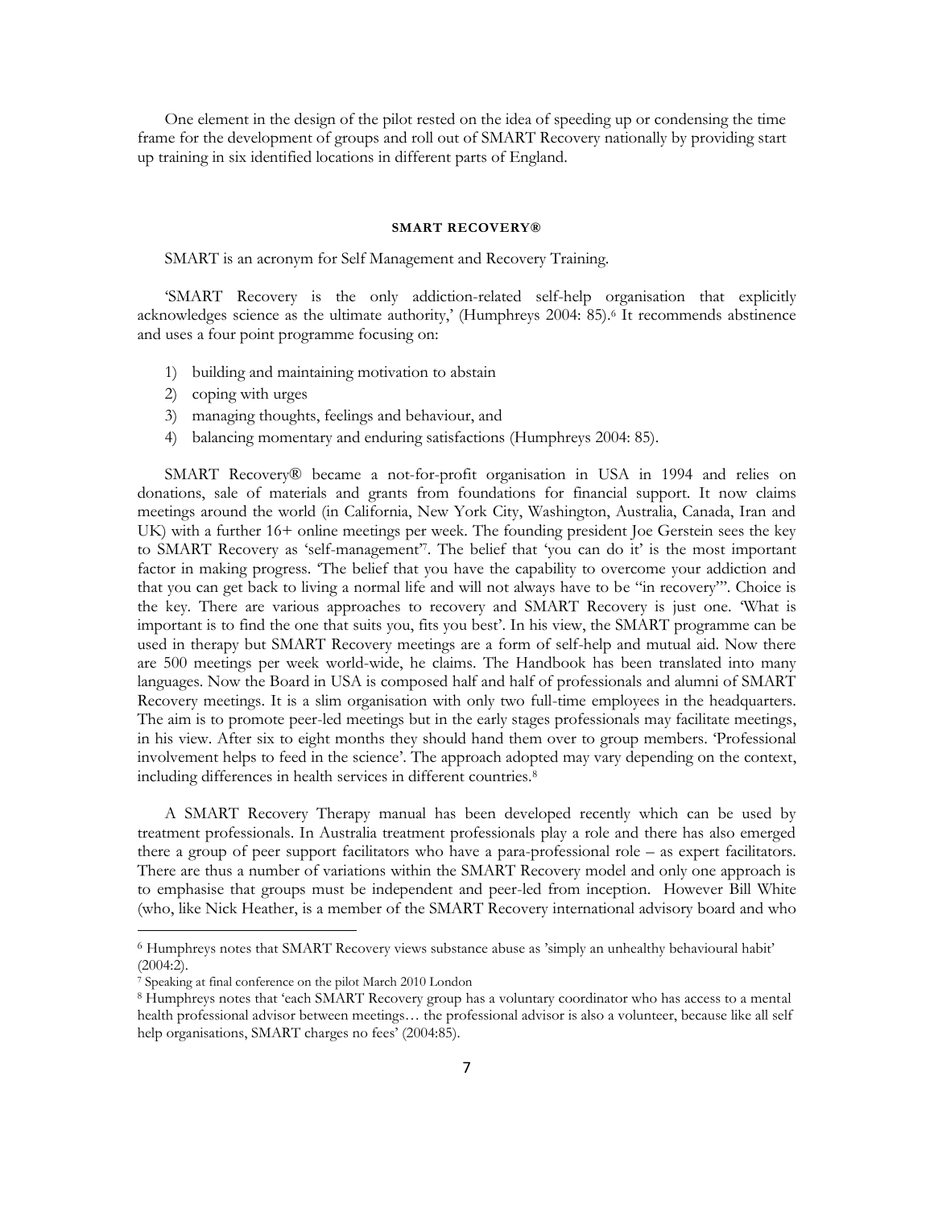One element in the design of the pilot rested on the idea of speeding up or condensing the time frame for the development of groups and roll out of SMART Recovery nationally by providing start up training in six identified locations in different parts of England.

## SMART RECOVERY®

SMART is an acronym for Self Management and Recovery Training.

'SMART Recovery is the only addiction-related self-help organisation that explicitly acknowledges science as the ultimate authority,' (Humphreys 2004: 85).[6] It recommends abstinence and uses a four point programme focusing on:

1) building and maintaining motivation to abstain
2) coping with urges
3) managing thoughts, feelings and behaviour, and
4) balancing momentary and enduring satisfactions (Humphreys 2004: 85).

SMART Recovery® became a not-for-profit organisation in USA in 1994 and relies on donations, sale of materials and grants from foundations for financial support. It now claims meetings around the world (in California, New York City, Washington, Australia, Canada, Iran and UK) with a further 16+ online meetings per week. The founding president Joe Gerstein sees the key to SMART Recovery as 'self-management'[7]. The belief that 'you can do it' is the most important factor in making progress. 'The belief that you have the capability to overcome your addiction and that you can get back to living a normal life and will not always have to be "in recovery"'. Choice is the key. There are various approaches to recovery and SMART Recovery is just one. 'What is important is to find the one that suits you, fits you best'. In his view, the SMART programme can be used in therapy but SMART Recovery meetings are a form of self-help and mutual aid. Now there are 500 meetings per week world-wide, he claims. The Handbook has been translated into many languages. Now the Board in USA is composed half and half of professionals and alumni of SMART Recovery meetings. It is a slim organisation with only two full-time employees in the headquarters. The aim is to promote peer-led meetings but in the early stages professionals may facilitate meetings, in his view. After six to eight months they should hand them over to group members. 'Professional involvement helps to feed in the science'. The approach adopted may vary depending on the context, including differences in health services in different countries.[8]

A SMART Recovery Therapy manual has been developed recently which can be used by treatment professionals. In Australia treatment professionals play a role and there has also emerged there a group of peer support facilitators who have a para-professional role – as expert facilitators. There are thus a number of variations within the SMART Recovery model and only one approach is to emphasise that groups must be independent and peer-led from inception. However Bill White (who, like Nick Heather, is a member of the SMART Recovery international advisory board and who

---

[6] Humphreys notes that SMART Recovery views substance abuse as 'simply an unhealthy behavioural habit' (2004:2).

[7] Speaking at final conference on the pilot March 2010 London

[8] Humphreys notes that 'each SMART Recovery group has a voluntary coordinator who has access to a mental health professional advisor between meetings… the professional advisor is also a volunteer, because like all self help organisations, SMART charges no fees' (2004:85).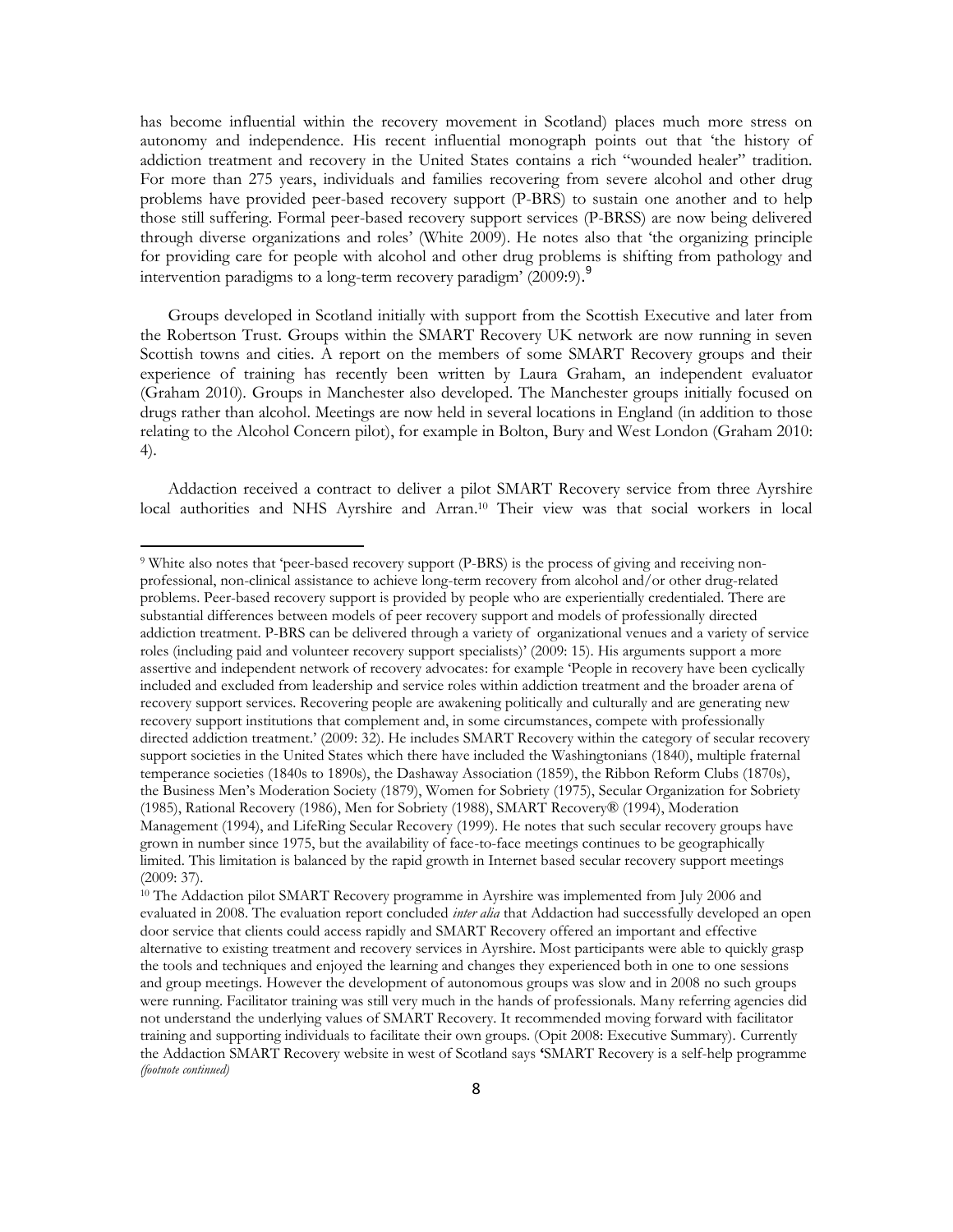has become influential within the recovery movement in Scotland) places much more stress on autonomy and independence. His recent influential monograph points out that 'the history of addiction treatment and recovery in the United States contains a rich "wounded healer" tradition. For more than 275 years, individuals and families recovering from severe alcohol and other drug problems have provided peer-based recovery support (P-BRS) to sustain one another and to help those still suffering. Formal peer-based recovery support services (P-BRSS) are now being delivered through diverse organizations and roles' (White 2009). He notes also that 'the organizing principle for providing care for people with alcohol and other drug problems is shifting from pathology and intervention paradigms to a long-term recovery paradigm' (2009:9).[9]

Groups developed in Scotland initially with support from the Scottish Executive and later from the Robertson Trust. Groups within the SMART Recovery UK network are now running in seven Scottish towns and cities. A report on the members of some SMART Recovery groups and their experience of training has recently been written by Laura Graham, an independent evaluator (Graham 2010). Groups in Manchester also developed. The Manchester groups initially focused on drugs rather than alcohol. Meetings are now held in several locations in England (in addition to those relating to the Alcohol Concern pilot), for example in Bolton, Bury and West London (Graham 2010: 4).

Addaction received a contract to deliver a pilot SMART Recovery service from three Ayrshire local authorities and NHS Ayrshire and Arran.[10] Their view was that social workers in local

---

[9] White also notes that 'peer-based recovery support (P-BRS) is the process of giving and receiving non-professional, non-clinical assistance to achieve long-term recovery from alcohol and/or other drug-related problems. Peer-based recovery support is provided by people who are experientially credentialed. There are substantial differences between models of peer recovery support and models of professionally directed addiction treatment. P-BRS can be delivered through a variety of organizational venues and a variety of service roles (including paid and volunteer recovery support specialists)' (2009: 15). His arguments support a more assertive and independent network of recovery advocates: for example 'People in recovery have been cyclically included and excluded from leadership and service roles within addiction treatment and the broader arena of recovery support services. Recovering people are awakening politically and culturally and are generating new recovery support institutions that complement and, in some circumstances, compete with professionally directed addiction treatment.' (2009: 32). He includes SMART Recovery within the category of secular recovery support societies in the United States which there have included the Washingtonians (1840), multiple fraternal temperance societies (1840s to 1890s), the Dashaway Association (1859), the Ribbon Reform Clubs (1870s), the Business Men's Moderation Society (1879), Women for Sobriety (1975), Secular Organization for Sobriety (1985), Rational Recovery (1986), Men for Sobriety (1988), SMART Recovery® (1994), Moderation Management (1994), and LifeRing Secular Recovery (1999). He notes that such secular recovery groups have grown in number since 1975, but the availability of face-to-face meetings continues to be geographically limited. This limitation is balanced by the rapid growth in Internet based secular recovery support meetings (2009: 37).

[10] The Addaction pilot SMART Recovery programme in Ayrshire was implemented from July 2006 and evaluated in 2008. The evaluation report concluded *inter alia* that Addaction had successfully developed an open door service that clients could access rapidly and SMART Recovery offered an important and effective alternative to existing treatment and recovery services in Ayrshire. Most participants were able to quickly grasp the tools and techniques and enjoyed the learning and changes they experienced both in one to one sessions and group meetings. However the development of autonomous groups was slow and in 2008 no such groups were running. Facilitator training was still very much in the hands of professionals. Many referring agencies did not understand the underlying values of SMART Recovery. It recommended moving forward with facilitator training and supporting individuals to facilitate their own groups. (Opit 2008: Executive Summary). Currently the Addaction SMART Recovery website in west of Scotland says 'SMART Recovery is a self-help programme *(footnote continued)*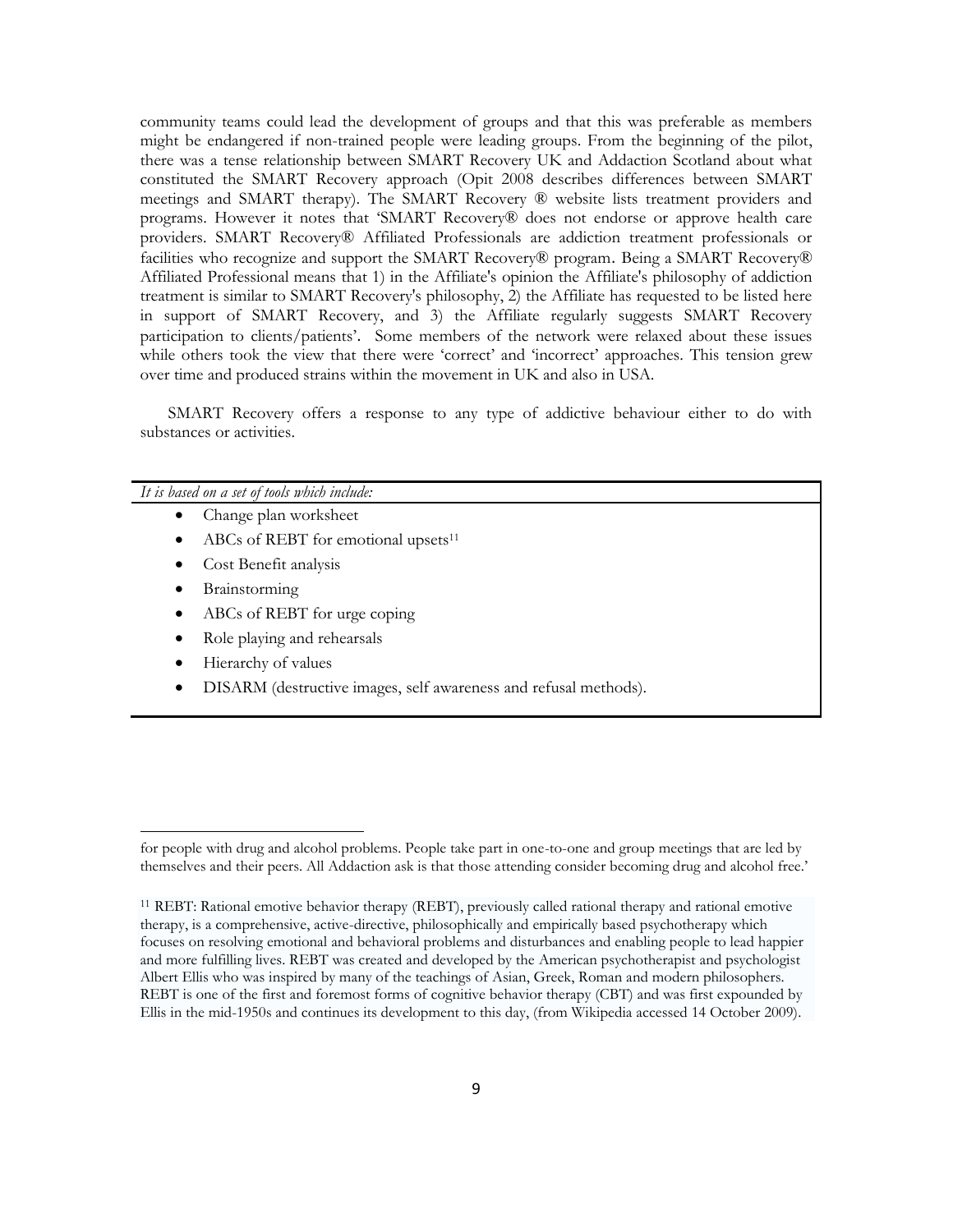community teams could lead the development of groups and that this was preferable as members might be endangered if non-trained people were leading groups. From the beginning of the pilot, there was a tense relationship between SMART Recovery UK and Addaction Scotland about what constituted the SMART Recovery approach (Opit 2008 describes differences between SMART meetings and SMART therapy). The SMART Recovery ® website lists treatment providers and programs. However it notes that 'SMART Recovery® does not endorse or approve health care providers. SMART Recovery® Affiliated Professionals are addiction treatment professionals or facilities who recognize and support the SMART Recovery® program. Being a SMART Recovery® Affiliated Professional means that 1) in the Affiliate's opinion the Affiliate's philosophy of addiction treatment is similar to SMART Recovery's philosophy, 2) the Affiliate has requested to be listed here in support of SMART Recovery, and 3) the Affiliate regularly suggests SMART Recovery participation to clients/patients'. Some members of the network were relaxed about these issues while others took the view that there were 'correct' and 'incorrect' approaches. This tension grew over time and produced strains within the movement in UK and also in USA.

SMART Recovery offers a response to any type of addictive behaviour either to do with substances or activities.

*It is based on a set of tools which include:*

- Change plan worksheet
- ABCs of REBT for emotional upsets[11]
- Cost Benefit analysis
- Brainstorming
- ABCs of REBT for urge coping
- Role playing and rehearsals
- Hierarchy of values
- DISARM (destructive images, self awareness and refusal methods).

---

for people with drug and alcohol problems. People take part in one-to-one and group meetings that are led by themselves and their peers. All Addaction ask is that those attending consider becoming drug and alcohol free.'

[11] REBT: Rational emotive behavior therapy (REBT), previously called rational therapy and rational emotive therapy, is a comprehensive, active-directive, philosophically and empirically based psychotherapy which focuses on resolving emotional and behavioral problems and disturbances and enabling people to lead happier and more fulfilling lives. REBT was created and developed by the American psychotherapist and psychologist Albert Ellis who was inspired by many of the teachings of Asian, Greek, Roman and modern philosophers. REBT is one of the first and foremost forms of cognitive behavior therapy (CBT) and was first expounded by Ellis in the mid-1950s and continues its development to this day, (from Wikipedia accessed 14 October 2009).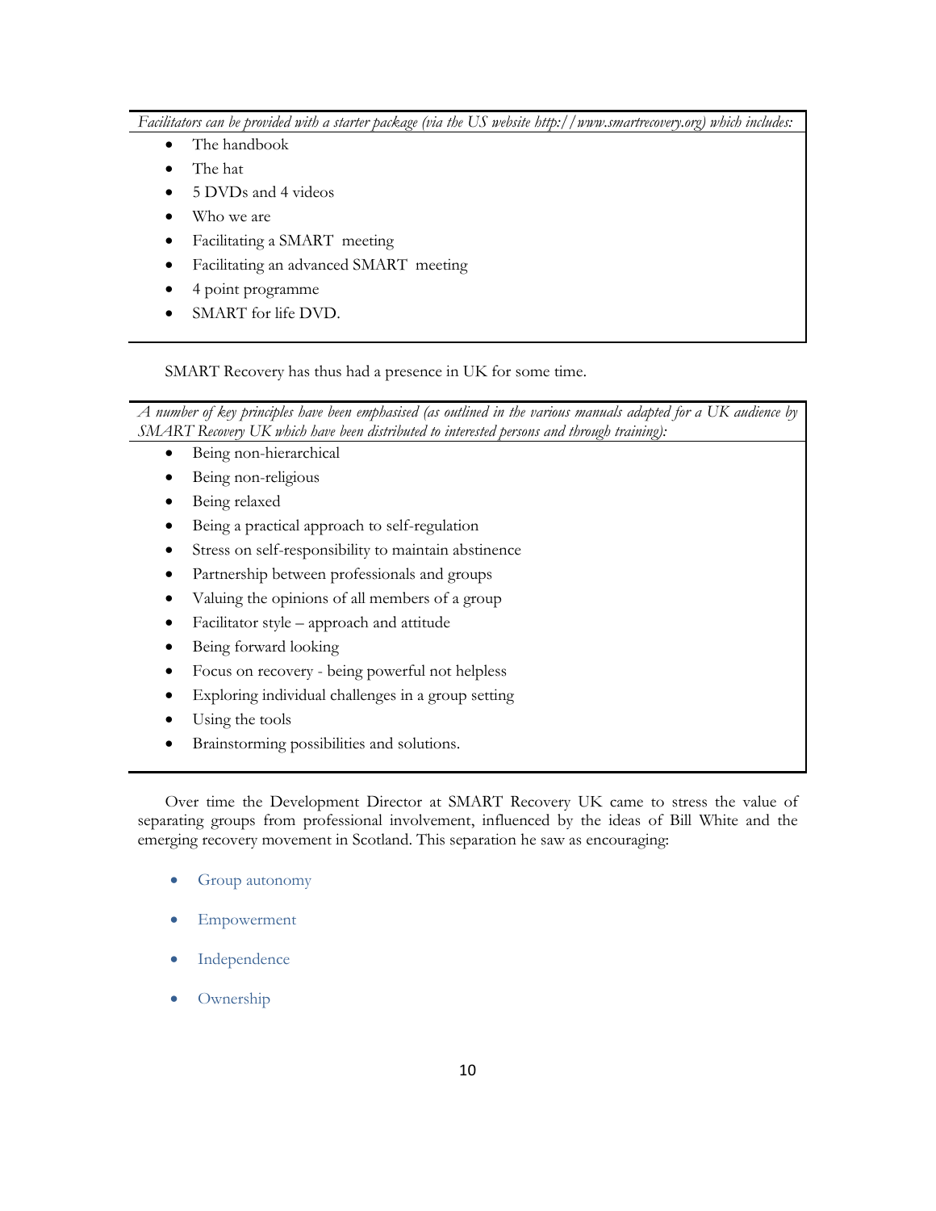*Facilitators can be provided with a starter package (via the US website http://www.smartrecovery.org) which includes:*

- The handbook
- The hat
- 5 DVDs and 4 videos
- Who we are
- Facilitating a SMART meeting
- Facilitating an advanced SMART meeting
- 4 point programme
- SMART for life DVD.

SMART Recovery has thus had a presence in UK for some time.

*A number of key principles have been emphasised (as outlined in the various manuals adapted for a UK audience by SMART Recovery UK which have been distributed to interested persons and through training):*

- Being non-hierarchical
- Being non-religious
- Being relaxed
- Being a practical approach to self-regulation
- Stress on self-responsibility to maintain abstinence
- Partnership between professionals and groups
- Valuing the opinions of all members of a group
- Facilitator style – approach and attitude
- Being forward looking
- Focus on recovery - being powerful not helpless
- Exploring individual challenges in a group setting
- Using the tools
- Brainstorming possibilities and solutions.

Over time the Development Director at SMART Recovery UK came to stress the value of separating groups from professional involvement, influenced by the ideas of Bill White and the emerging recovery movement in Scotland. This separation he saw as encouraging:

- Group autonomy
- Empowerment
- Independence
- Ownership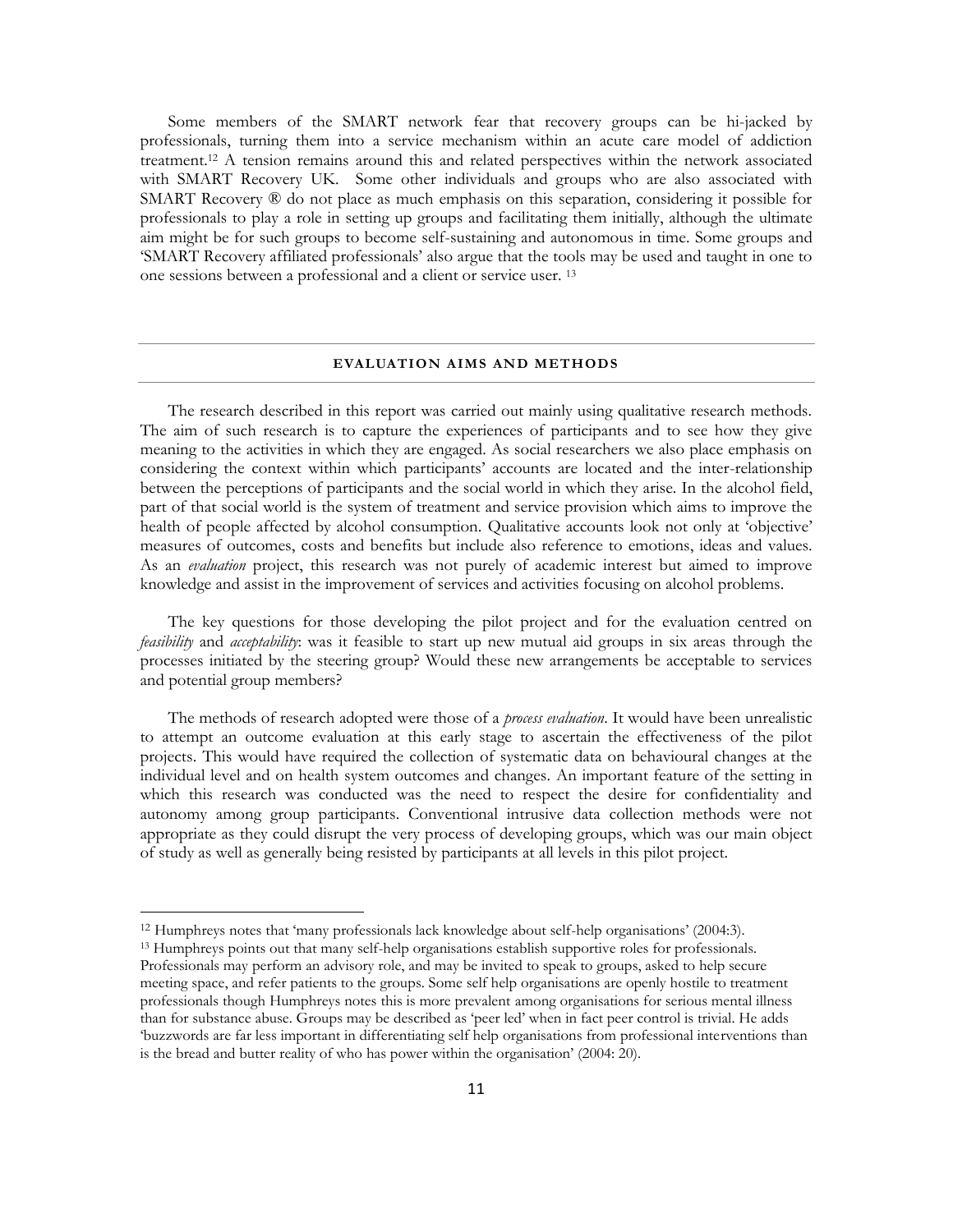Some members of the SMART network fear that recovery groups can be hi-jacked by professionals, turning them into a service mechanism within an acute care model of addiction treatment.[12] A tension remains around this and related perspectives within the network associated with SMART Recovery UK. Some other individuals and groups who are also associated with SMART Recovery ® do not place as much emphasis on this separation, considering it possible for professionals to play a role in setting up groups and facilitating them initially, although the ultimate aim might be for such groups to become self-sustaining and autonomous in time. Some groups and 'SMART Recovery affiliated professionals' also argue that the tools may be used and taught in one to one sessions between a professional and a client or service user. [13]

## EVALUATION AIMS AND METHODS

The research described in this report was carried out mainly using qualitative research methods. The aim of such research is to capture the experiences of participants and to see how they give meaning to the activities in which they are engaged. As social researchers we also place emphasis on considering the context within which participants' accounts are located and the inter-relationship between the perceptions of participants and the social world in which they arise. In the alcohol field, part of that social world is the system of treatment and service provision which aims to improve the health of people affected by alcohol consumption. Qualitative accounts look not only at 'objective' measures of outcomes, costs and benefits but include also reference to emotions, ideas and values. As an *evaluation* project, this research was not purely of academic interest but aimed to improve knowledge and assist in the improvement of services and activities focusing on alcohol problems.

The key questions for those developing the pilot project and for the evaluation centred on *feasibility* and *acceptability*: was it feasible to start up new mutual aid groups in six areas through the processes initiated by the steering group? Would these new arrangements be acceptable to services and potential group members?

The methods of research adopted were those of a *process evaluation*. It would have been unrealistic to attempt an outcome evaluation at this early stage to ascertain the effectiveness of the pilot projects. This would have required the collection of systematic data on behavioural changes at the individual level and on health system outcomes and changes. An important feature of the setting in which this research was conducted was the need to respect the desire for confidentiality and autonomy among group participants. Conventional intrusive data collection methods were not appropriate as they could disrupt the very process of developing groups, which was our main object of study as well as generally being resisted by participants at all levels in this pilot project.

---

[12] Humphreys notes that 'many professionals lack knowledge about self-help organisations' (2004:3).

[13] Humphreys points out that many self-help organisations establish supportive roles for professionals. Professionals may perform an advisory role, and may be invited to speak to groups, asked to help secure meeting space, and refer patients to the groups. Some self help organisations are openly hostile to treatment professionals though Humphreys notes this is more prevalent among organisations for serious mental illness than for substance abuse. Groups may be described as 'peer led' when in fact peer control is trivial. He adds 'buzzwords are far less important in differentiating self help organisations from professional interventions than is the bread and butter reality of who has power within the organisation' (2004: 20).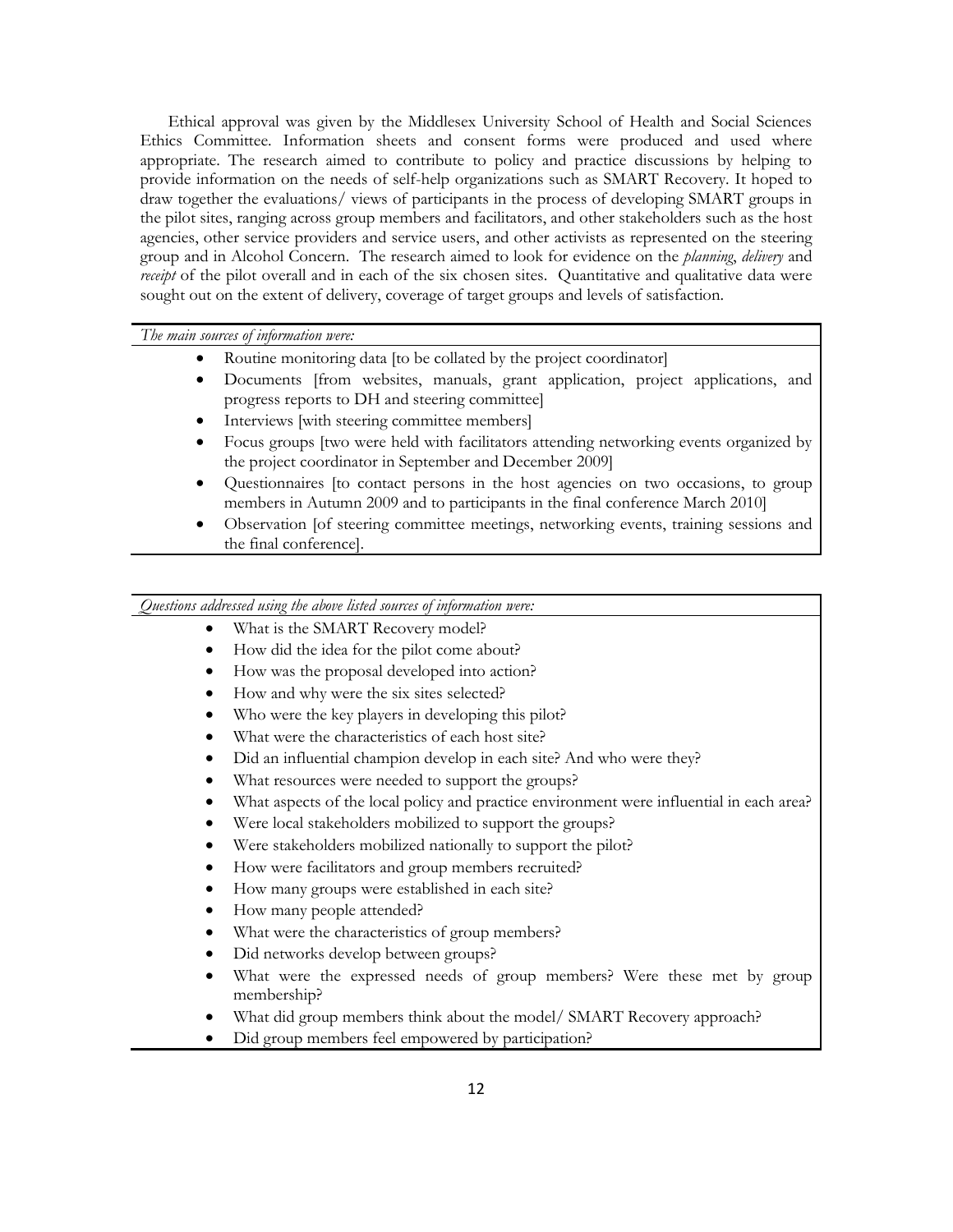Ethical approval was given by the Middlesex University School of Health and Social Sciences Ethics Committee. Information sheets and consent forms were produced and used where appropriate. The research aimed to contribute to policy and practice discussions by helping to provide information on the needs of self-help organizations such as SMART Recovery. It hoped to draw together the evaluations/ views of participants in the process of developing SMART groups in the pilot sites, ranging across group members and facilitators, and other stakeholders such as the host agencies, other service providers and service users, and other activists as represented on the steering group and in Alcohol Concern. The research aimed to look for evidence on the *planning*, *delivery* and *receipt* of the pilot overall and in each of the six chosen sites. Quantitative and qualitative data were sought out on the extent of delivery, coverage of target groups and levels of satisfaction.

*The main sources of information were:*

- Routine monitoring data [to be collated by the project coordinator]
- Documents [from websites, manuals, grant application, project applications, and progress reports to DH and steering committee]
- Interviews [with steering committee members]
- Focus groups [two were held with facilitators attending networking events organized by the project coordinator in September and December 2009]
- Questionnaires [to contact persons in the host agencies on two occasions, to group members in Autumn 2009 and to participants in the final conference March 2010]
- Observation [of steering committee meetings, networking events, training sessions and the final conference].

*Questions addressed using the above listed sources of information were:*

- What is the SMART Recovery model?
- How did the idea for the pilot come about?
- How was the proposal developed into action?
- How and why were the six sites selected?
- Who were the key players in developing this pilot?
- What were the characteristics of each host site?
- Did an influential champion develop in each site? And who were they?
- What resources were needed to support the groups?
- What aspects of the local policy and practice environment were influential in each area?
- Were local stakeholders mobilized to support the groups?
- Were stakeholders mobilized nationally to support the pilot?
- How were facilitators and group members recruited?
- How many groups were established in each site?
- How many people attended?
- What were the characteristics of group members?
- Did networks develop between groups?
- What were the expressed needs of group members? Were these met by group membership?
- What did group members think about the model/ SMART Recovery approach?
- Did group members feel empowered by participation?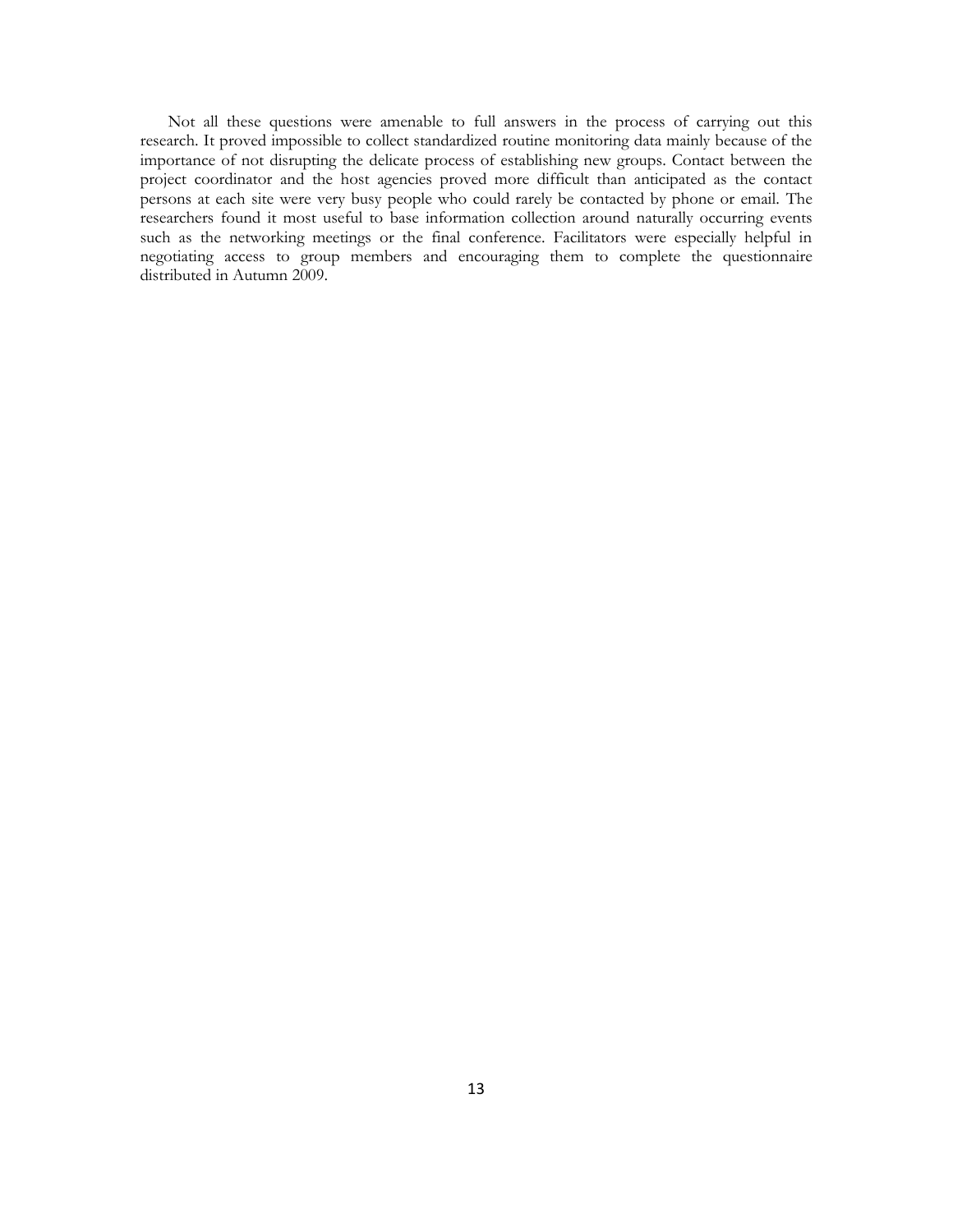Not all these questions were amenable to full answers in the process of carrying out this research. It proved impossible to collect standardized routine monitoring data mainly because of the importance of not disrupting the delicate process of establishing new groups. Contact between the project coordinator and the host agencies proved more difficult than anticipated as the contact persons at each site were very busy people who could rarely be contacted by phone or email. The researchers found it most useful to base information collection around naturally occurring events such as the networking meetings or the final conference. Facilitators were especially helpful in negotiating access to group members and encouraging them to complete the questionnaire distributed in Autumn 2009.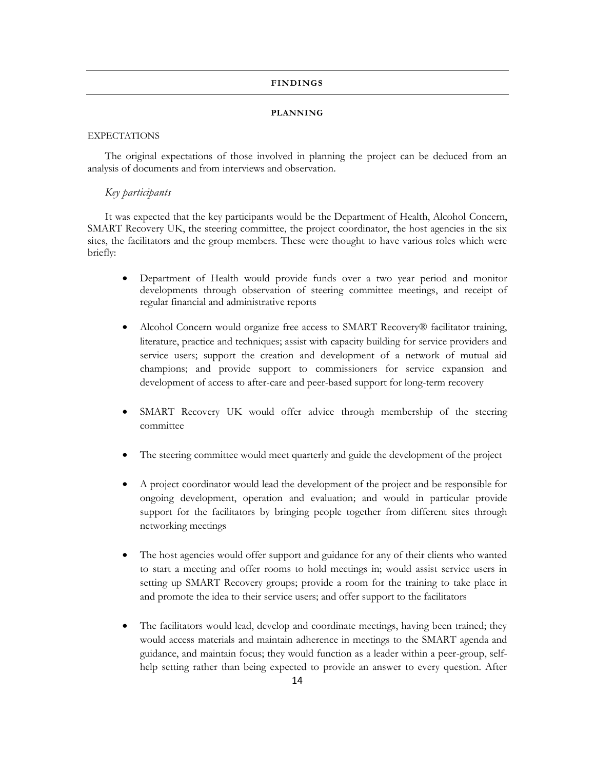## FINDINGS

### PLANNING

EXPECTATIONS

The original expectations of those involved in planning the project can be deduced from an analysis of documents and from interviews and observation.

*Key participants*

It was expected that the key participants would be the Department of Health, Alcohol Concern, SMART Recovery UK, the steering committee, the project coordinator, the host agencies in the six sites, the facilitators and the group members. These were thought to have various roles which were briefly:

- Department of Health would provide funds over a two year period and monitor developments through observation of steering committee meetings, and receipt of regular financial and administrative reports
- Alcohol Concern would organize free access to SMART Recovery® facilitator training, literature, practice and techniques; assist with capacity building for service providers and service users; support the creation and development of a network of mutual aid champions; and provide support to commissioners for service expansion and development of access to after-care and peer-based support for long-term recovery
- SMART Recovery UK would offer advice through membership of the steering committee
- The steering committee would meet quarterly and guide the development of the project
- A project coordinator would lead the development of the project and be responsible for ongoing development, operation and evaluation; and would in particular provide support for the facilitators by bringing people together from different sites through networking meetings
- The host agencies would offer support and guidance for any of their clients who wanted to start a meeting and offer rooms to hold meetings in; would assist service users in setting up SMART Recovery groups; provide a room for the training to take place in and promote the idea to their service users; and offer support to the facilitators
- The facilitators would lead, develop and coordinate meetings, having been trained; they would access materials and maintain adherence in meetings to the SMART agenda and guidance, and maintain focus; they would function as a leader within a peer-group, self-help setting rather than being expected to provide an answer to every question. After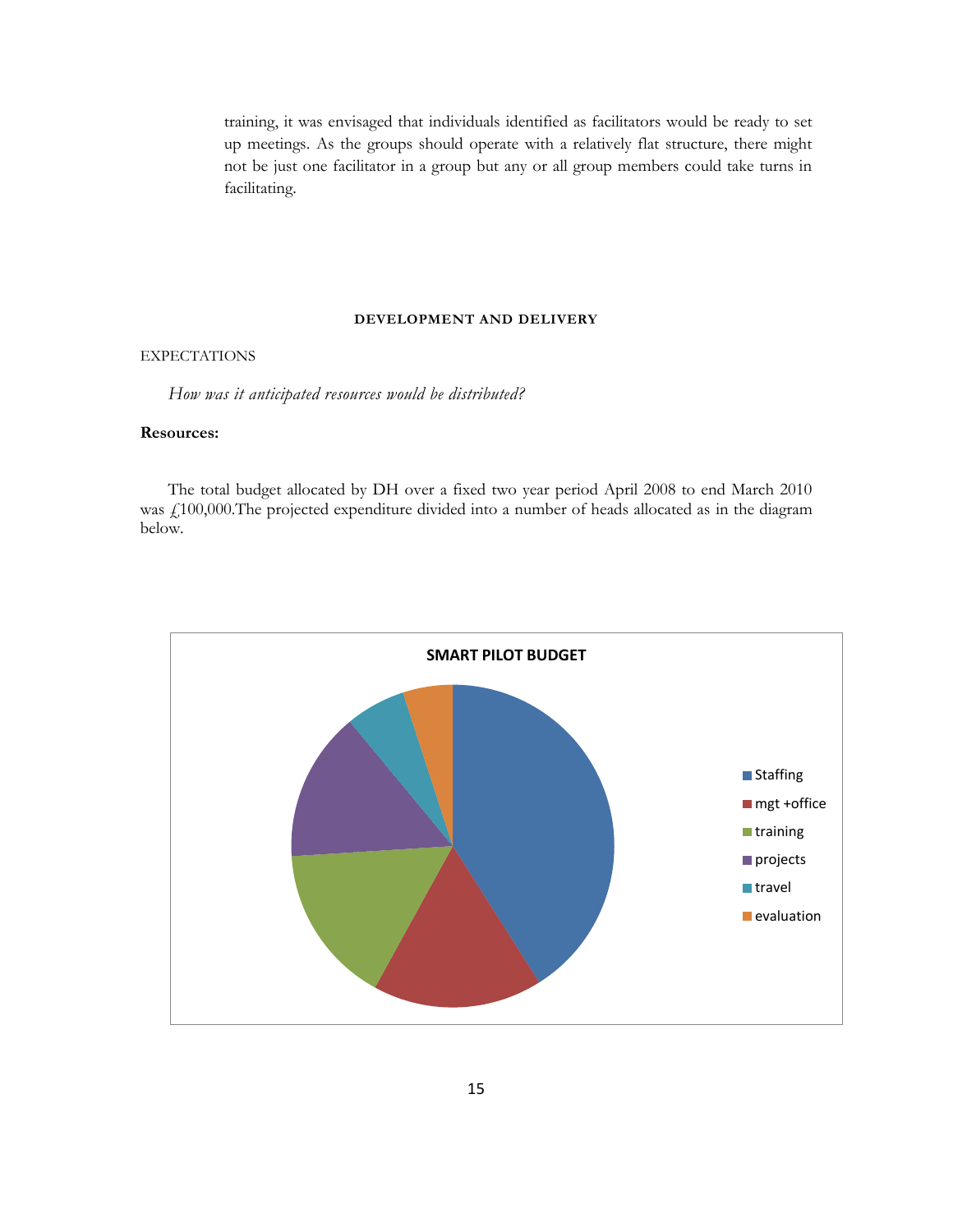training, it was envisaged that individuals identified as facilitators would be ready to set up meetings. As the groups should operate with a relatively flat structure, there might not be just one facilitator in a group but any or all group members could take turns in facilitating.

## DEVELOPMENT AND DELIVERY

EXPECTATIONS

*How was it anticipated resources would be distributed?*

**Resources:**

The total budget allocated by DH over a fixed two year period April 2008 to end March 2010 was £100,000.The projected expenditure divided into a number of heads allocated as in the diagram below.

SMART PILOT BUDGET

- Staffing
- mgt +office
- training
- projects
- travel
- evaluation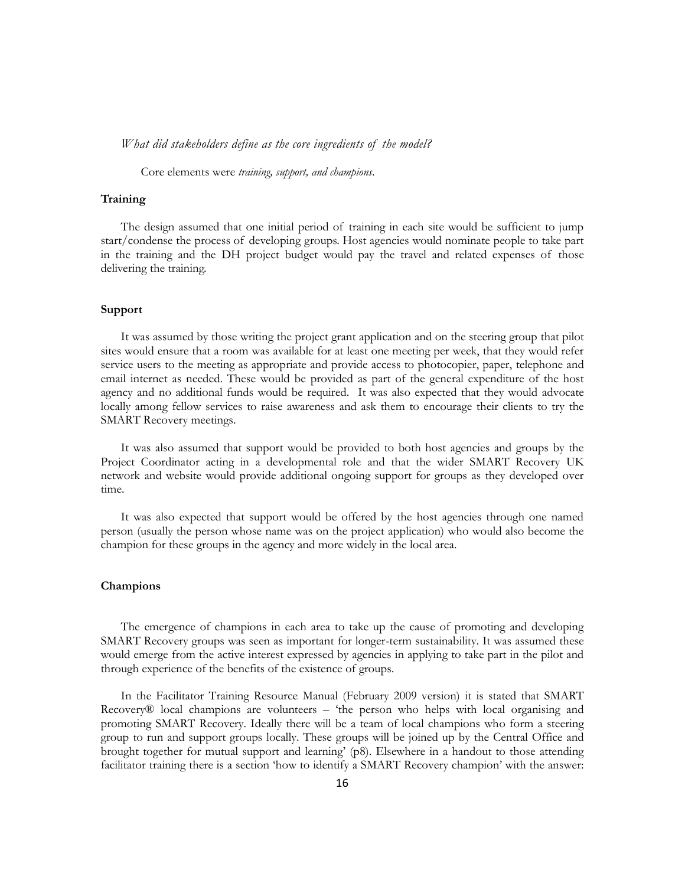*What did stakeholders define as the core ingredients of the model?*

Core elements were *training, support, and champions*.

**Training**

The design assumed that one initial period of training in each site would be sufficient to jump start/condense the process of developing groups. Host agencies would nominate people to take part in the training and the DH project budget would pay the travel and related expenses of those delivering the training.

**Support**

It was assumed by those writing the project grant application and on the steering group that pilot sites would ensure that a room was available for at least one meeting per week, that they would refer service users to the meeting as appropriate and provide access to photocopier, paper, telephone and email internet as needed. These would be provided as part of the general expenditure of the host agency and no additional funds would be required. It was also expected that they would advocate locally among fellow services to raise awareness and ask them to encourage their clients to try the SMART Recovery meetings.

It was also assumed that support would be provided to both host agencies and groups by the Project Coordinator acting in a developmental role and that the wider SMART Recovery UK network and website would provide additional ongoing support for groups as they developed over time.

It was also expected that support would be offered by the host agencies through one named person (usually the person whose name was on the project application) who would also become the champion for these groups in the agency and more widely in the local area.

**Champions**

The emergence of champions in each area to take up the cause of promoting and developing SMART Recovery groups was seen as important for longer-term sustainability. It was assumed these would emerge from the active interest expressed by agencies in applying to take part in the pilot and through experience of the benefits of the existence of groups.

In the Facilitator Training Resource Manual (February 2009 version) it is stated that SMART Recovery® local champions are volunteers – 'the person who helps with local organising and promoting SMART Recovery. Ideally there will be a team of local champions who form a steering group to run and support groups locally. These groups will be joined up by the Central Office and brought together for mutual support and learning' (p8). Elsewhere in a handout to those attending facilitator training there is a section 'how to identify a SMART Recovery champion' with the answer: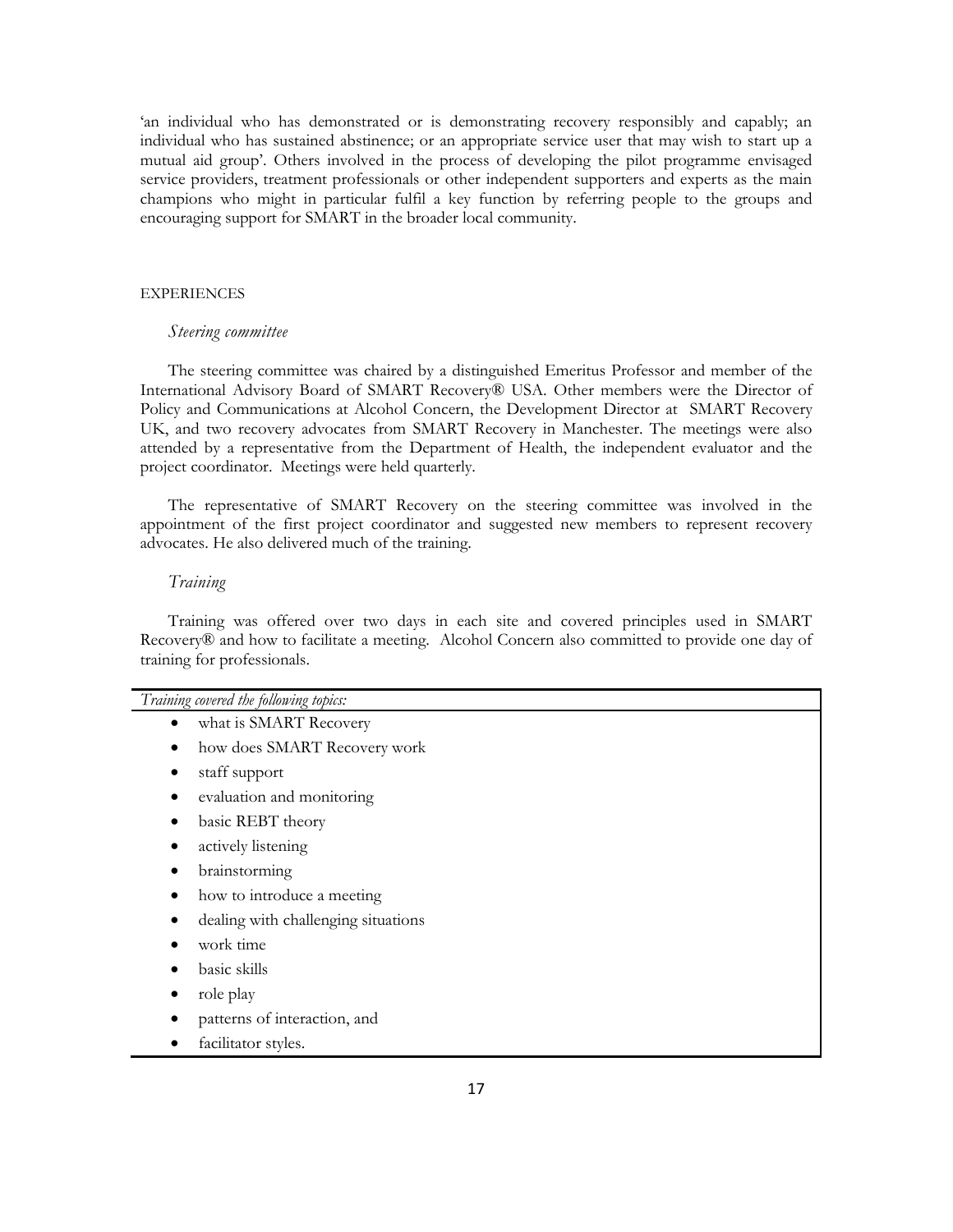'an individual who has demonstrated or is demonstrating recovery responsibly and capably; an individual who has sustained abstinence; or an appropriate service user that may wish to start up a mutual aid group'. Others involved in the process of developing the pilot programme envisaged service providers, treatment professionals or other independent supporters and experts as the main champions who might in particular fulfil a key function by referring people to the groups and encouraging support for SMART in the broader local community.

## EXPERIENCES

### *Steering committee*

The steering committee was chaired by a distinguished Emeritus Professor and member of the International Advisory Board of SMART Recovery® USA. Other members were the Director of Policy and Communications at Alcohol Concern, the Development Director at SMART Recovery UK, and two recovery advocates from SMART Recovery in Manchester. The meetings were also attended by a representative from the Department of Health, the independent evaluator and the project coordinator. Meetings were held quarterly.

The representative of SMART Recovery on the steering committee was involved in the appointment of the first project coordinator and suggested new members to represent recovery advocates. He also delivered much of the training.

### *Training*

Training was offered over two days in each site and covered principles used in SMART Recovery® and how to facilitate a meeting. Alcohol Concern also committed to provide one day of training for professionals.

*Training covered the following topics:*

- what is SMART Recovery
- how does SMART Recovery work
- staff support
- evaluation and monitoring
- basic REBT theory
- actively listening
- brainstorming
- how to introduce a meeting
- dealing with challenging situations
- work time
- basic skills
- role play
- patterns of interaction, and
- facilitator styles.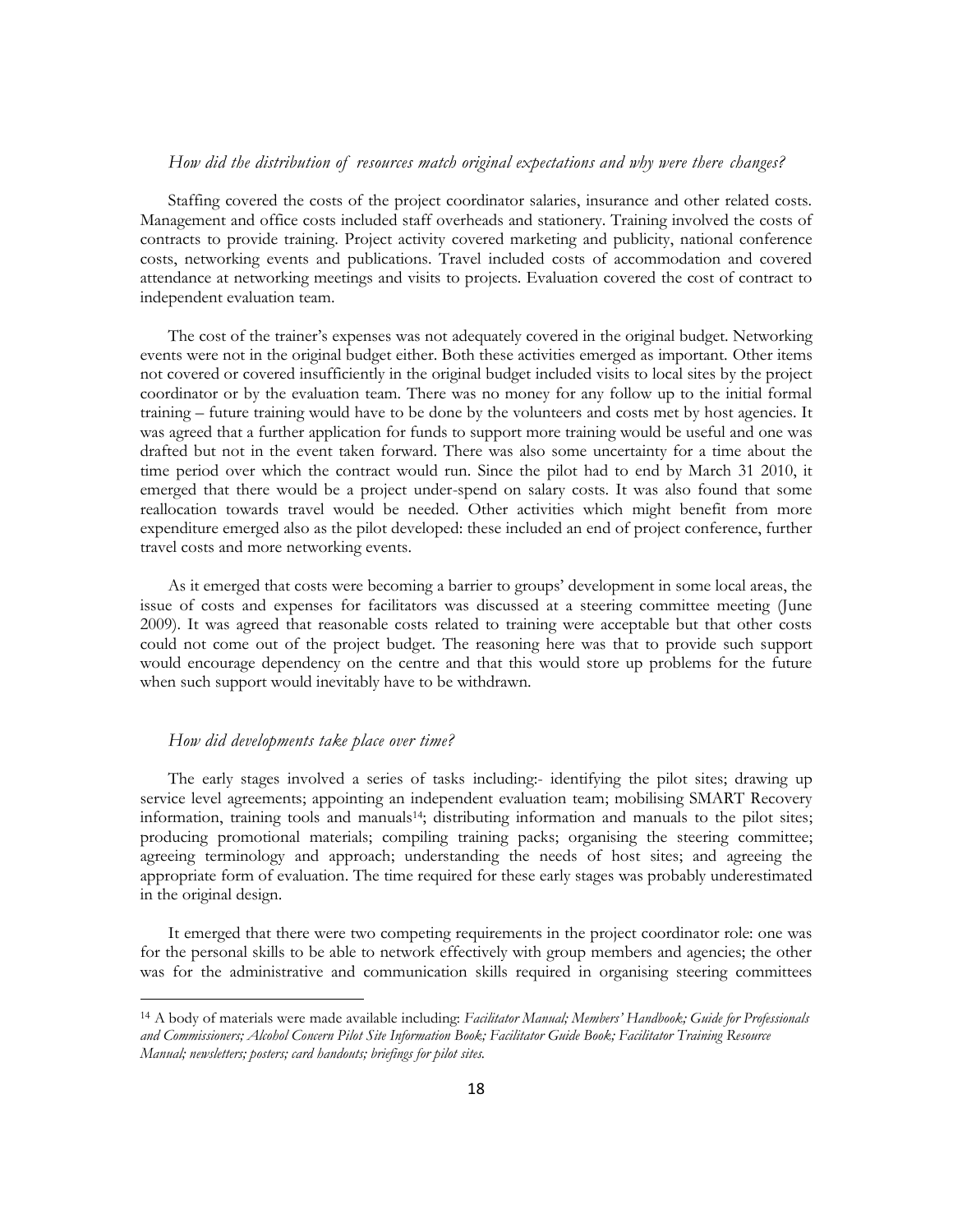*How did the distribution of resources match original expectations and why were there changes?*

Staffing covered the costs of the project coordinator salaries, insurance and other related costs. Management and office costs included staff overheads and stationery. Training involved the costs of contracts to provide training. Project activity covered marketing and publicity, national conference costs, networking events and publications. Travel included costs of accommodation and covered attendance at networking meetings and visits to projects. Evaluation covered the cost of contract to independent evaluation team.

The cost of the trainer's expenses was not adequately covered in the original budget. Networking events were not in the original budget either. Both these activities emerged as important. Other items not covered or covered insufficiently in the original budget included visits to local sites by the project coordinator or by the evaluation team. There was no money for any follow up to the initial formal training – future training would have to be done by the volunteers and costs met by host agencies. It was agreed that a further application for funds to support more training would be useful and one was drafted but not in the event taken forward. There was also some uncertainty for a time about the time period over which the contract would run. Since the pilot had to end by March 31 2010, it emerged that there would be a project under-spend on salary costs. It was also found that some reallocation towards travel would be needed. Other activities which might benefit from more expenditure emerged also as the pilot developed: these included an end of project conference, further travel costs and more networking events.

As it emerged that costs were becoming a barrier to groups' development in some local areas, the issue of costs and expenses for facilitators was discussed at a steering committee meeting (June 2009). It was agreed that reasonable costs related to training were acceptable but that other costs could not come out of the project budget. The reasoning here was that to provide such support would encourage dependency on the centre and that this would store up problems for the future when such support would inevitably have to be withdrawn.

*How did developments take place over time?*

The early stages involved a series of tasks including:- identifying the pilot sites; drawing up service level agreements; appointing an independent evaluation team; mobilising SMART Recovery information, training tools and manuals[14]; distributing information and manuals to the pilot sites; producing promotional materials; compiling training packs; organising the steering committee; agreeing terminology and approach; understanding the needs of host sites; and agreeing the appropriate form of evaluation. The time required for these early stages was probably underestimated in the original design.

It emerged that there were two competing requirements in the project coordinator role: one was for the personal skills to be able to network effectively with group members and agencies; the other was for the administrative and communication skills required in organising steering committees

---

[14] A body of materials were made available including: *Facilitator Manual; Members' Handbook; Guide for Professionals and Commissioners; Alcohol Concern Pilot Site Information Book; Facilitator Guide Book; Facilitator Training Resource Manual; newsletters; posters; card handouts; briefings for pilot sites.*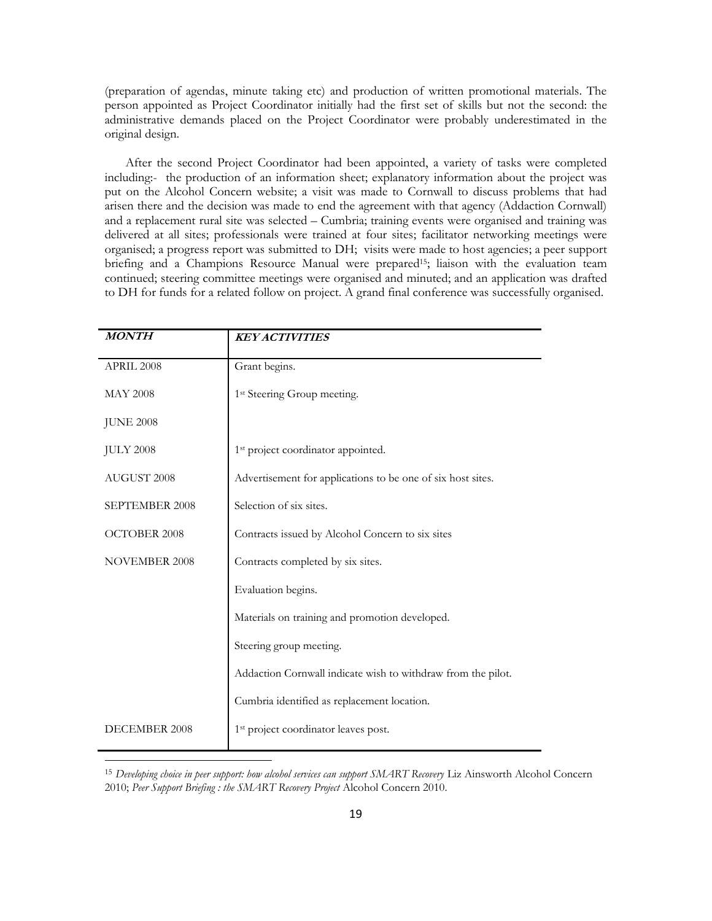(preparation of agendas, minute taking etc) and production of written promotional materials. The person appointed as Project Coordinator initially had the first set of skills but not the second: the administrative demands placed on the Project Coordinator were probably underestimated in the original design.

After the second Project Coordinator had been appointed, a variety of tasks were completed including:- the production of an information sheet; explanatory information about the project was put on the Alcohol Concern website; a visit was made to Cornwall to discuss problems that had arisen there and the decision was made to end the agreement with that agency (Addaction Cornwall) and a replacement rural site was selected – Cumbria; training events were organised and training was delivered at all sites; professionals were trained at four sites; facilitator networking meetings were organised; a progress report was submitted to DH; visits were made to host agencies; a peer support briefing and a Champions Resource Manual were prepared[15]; liaison with the evaluation team continued; steering committee meetings were organised and minuted; and an application was drafted to DH for funds for a related follow on project. A grand final conference was successfully organised.

| ***MONTH*** | ***KEY ACTIVITIES*** |
|---|---|
| APRIL 2008 | Grant begins. |
| MAY 2008 | 1st Steering Group meeting. |
| JUNE 2008 | |
| JULY 2008 | 1st project coordinator appointed. |
| AUGUST 2008 | Advertisement for applications to be one of six host sites. |
| SEPTEMBER 2008 | Selection of six sites. |
| OCTOBER 2008 | Contracts issued by Alcohol Concern to six sites |
| NOVEMBER 2008 | Contracts completed by six sites. |
| | Evaluation begins. |
| | Materials on training and promotion developed. |
| | Steering group meeting. |
| | Addaction Cornwall indicate wish to withdraw from the pilot. |
| | Cumbria identified as replacement location. |
| DECEMBER 2008 | 1st project coordinator leaves post. |

[15] *Developing choice in peer support: how alcohol services can support SMART Recovery* Liz Ainsworth Alcohol Concern 2010; *Peer Support Briefing : the SMART Recovery Project* Alcohol Concern 2010.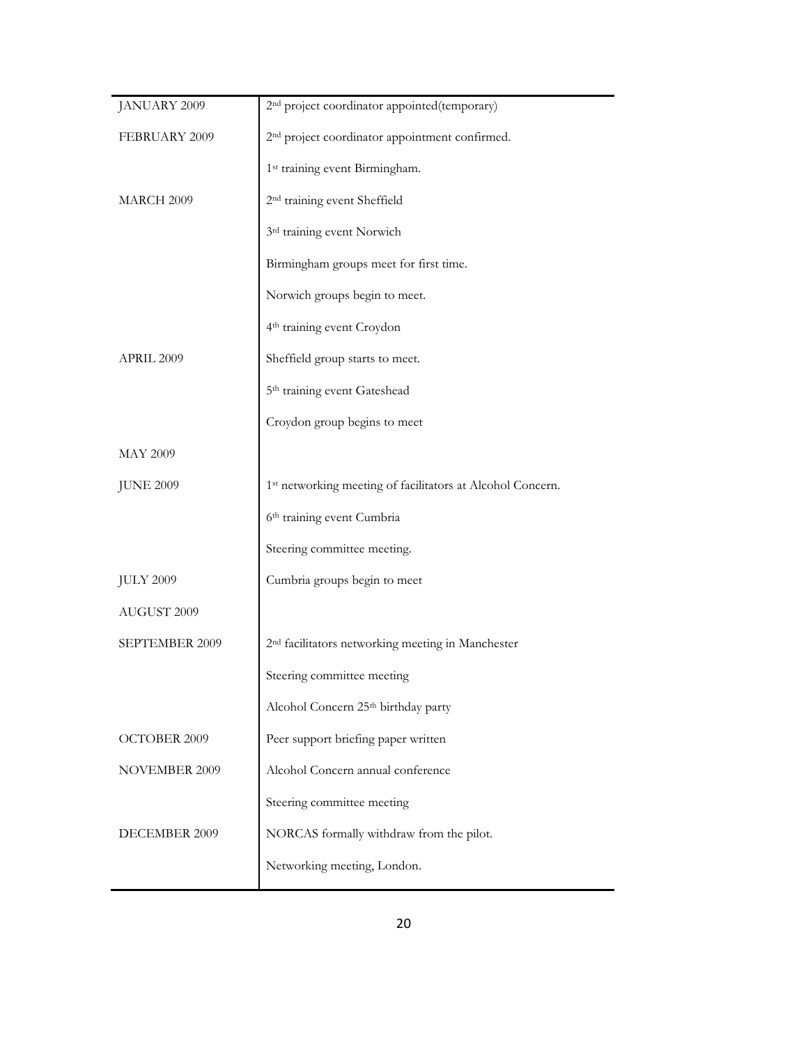| | |
|---|---|
| JANUARY 2009 | 2nd project coordinator appointed(temporary) |
| FEBRUARY 2009 | 2nd project coordinator appointment confirmed. |
| | 1st training event Birmingham. |
| MARCH 2009 | 2nd training event Sheffield |
| | 3rd training event Norwich |
| | Birmingham groups meet for first time. |
| | Norwich groups begin to meet. |
| | 4th training event Croydon |
| APRIL 2009 | Sheffield group starts to meet. |
| | 5th training event Gateshead |
| | Croydon group begins to meet |
| MAY 2009 | |
| JUNE 2009 | 1st networking meeting of facilitators at Alcohol Concern. |
| | 6th training event Cumbria |
| | Steering committee meeting. |
| JULY 2009 | Cumbria groups begin to meet |
| AUGUST 2009 | |
| SEPTEMBER 2009 | 2nd facilitators networking meeting in Manchester |
| | Steering committee meeting |
| | Alcohol Concern 25th birthday party |
| OCTOBER 2009 | Peer support briefing paper written |
| NOVEMBER 2009 | Alcohol Concern annual conference |
| | Steering committee meeting |
| DECEMBER 2009 | NORCAS formally withdraw from the pilot. |
| | Networking meeting, London. |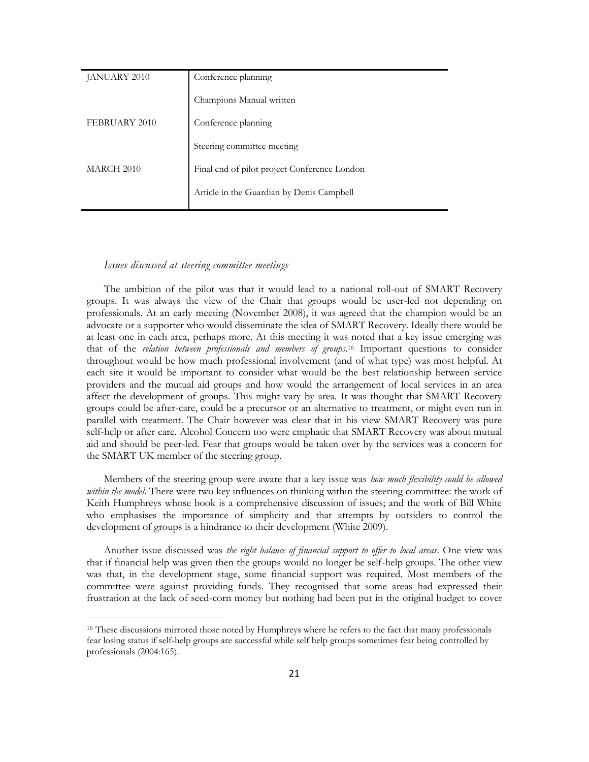| | |
|---|---|
| JANUARY 2010 | Conference planning |
| | Champions Manual written |
| FEBRUARY 2010 | Conference planning |
| | Steering committee meeting |
| MARCH 2010 | Final end of pilot project Conference London |
| | Article in the Guardian by Denis Campbell |

*Issues discussed at steering committee meetings*

The ambition of the pilot was that it would lead to a national roll-out of SMART Recovery groups. It was always the view of the Chair that groups would be user-led not depending on professionals. At an early meeting (November 2008), it was agreed that the champion would be an advocate or a supporter who would disseminate the idea of SMART Recovery. Ideally there would be at least one in each area, perhaps more. At this meeting it was noted that a key issue emerging was that of the *relation between professionals and members of groups*.[16] Important questions to consider throughout would be how much professional involvement (and of what type) was most helpful. At each site it would be important to consider what would be the best relationship between service providers and the mutual aid groups and how would the arrangement of local services in an area affect the development of groups. This might vary by area. It was thought that SMART Recovery groups could be after-care, could be a precursor or an alternative to treatment, or might even run in parallel with treatment. The Chair however was clear that in his view SMART Recovery was pure self-help or after care. Alcohol Concern too were emphatic that SMART Recovery was about mutual aid and should be peer-led. Fear that groups would be taken over by the services was a concern for the SMART UK member of the steering group.

Members of the steering group were aware that a key issue was *how much flexibility could be allowed within the model*. There were two key influences on thinking within the steering committee: the work of Keith Humphreys whose book is a comprehensive discussion of issues; and the work of Bill White who emphasises the importance of simplicity and that attempts by outsiders to control the development of groups is a hindrance to their development (White 2009).

Another issue discussed was *the right balance of financial support to offer to local areas*. One view was that if financial help was given then the groups would no longer be self-help groups. The other view was that, in the development stage, some financial support was required. Most members of the committee were against providing funds. They recognised that some areas had expressed their frustration at the lack of seed-corn money but nothing had been put in the original budget to cover

---

[16] These discussions mirrored those noted by Humphreys where he refers to the fact that many professionals fear losing status if self-help groups are successful while self help groups sometimes fear being controlled by professionals (2004:165).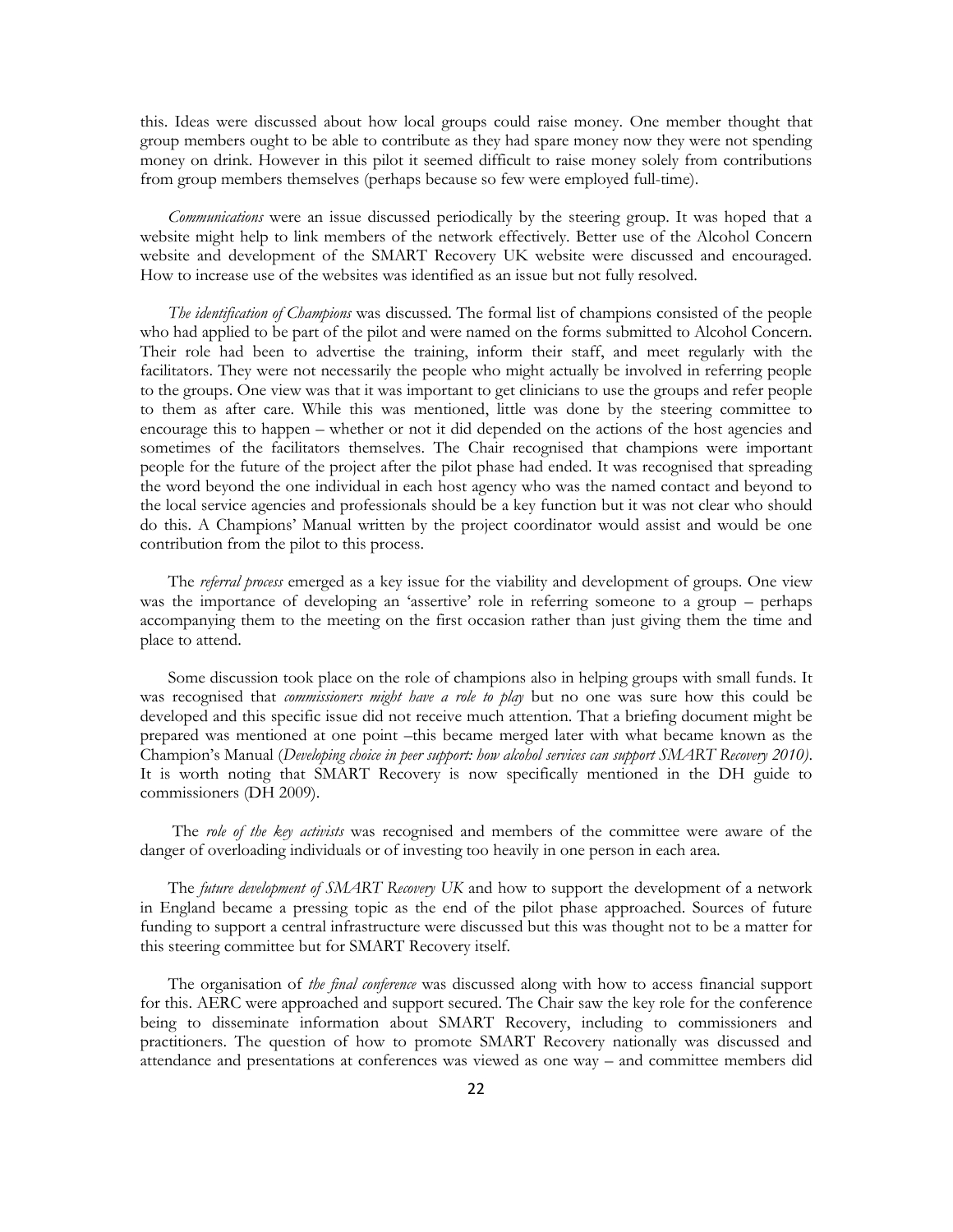this. Ideas were discussed about how local groups could raise money. One member thought that group members ought to be able to contribute as they had spare money now they were not spending money on drink. However in this pilot it seemed difficult to raise money solely from contributions from group members themselves (perhaps because so few were employed full-time).

*Communications* were an issue discussed periodically by the steering group. It was hoped that a website might help to link members of the network effectively. Better use of the Alcohol Concern website and development of the SMART Recovery UK website were discussed and encouraged. How to increase use of the websites was identified as an issue but not fully resolved.

*The identification of Champions* was discussed. The formal list of champions consisted of the people who had applied to be part of the pilot and were named on the forms submitted to Alcohol Concern. Their role had been to advertise the training, inform their staff, and meet regularly with the facilitators. They were not necessarily the people who might actually be involved in referring people to the groups. One view was that it was important to get clinicians to use the groups and refer people to them as after care. While this was mentioned, little was done by the steering committee to encourage this to happen – whether or not it did depended on the actions of the host agencies and sometimes of the facilitators themselves. The Chair recognised that champions were important people for the future of the project after the pilot phase had ended. It was recognised that spreading the word beyond the one individual in each host agency who was the named contact and beyond to the local service agencies and professionals should be a key function but it was not clear who should do this. A Champions' Manual written by the project coordinator would assist and would be one contribution from the pilot to this process.

The *referral process* emerged as a key issue for the viability and development of groups. One view was the importance of developing an 'assertive' role in referring someone to a group – perhaps accompanying them to the meeting on the first occasion rather than just giving them the time and place to attend.

Some discussion took place on the role of champions also in helping groups with small funds. It was recognised that *commissioners might have a role to play* but no one was sure how this could be developed and this specific issue did not receive much attention. That a briefing document might be prepared was mentioned at one point –this became merged later with what became known as the Champion's Manual (*Developing choice in peer support: how alcohol services can support SMART Recovery 2010)*. It is worth noting that SMART Recovery is now specifically mentioned in the DH guide to commissioners (DH 2009).

The *role of the key activists* was recognised and members of the committee were aware of the danger of overloading individuals or of investing too heavily in one person in each area.

The *future development of SMART Recovery UK* and how to support the development of a network in England became a pressing topic as the end of the pilot phase approached. Sources of future funding to support a central infrastructure were discussed but this was thought not to be a matter for this steering committee but for SMART Recovery itself.

The organisation of *the final conference* was discussed along with how to access financial support for this. AERC were approached and support secured. The Chair saw the key role for the conference being to disseminate information about SMART Recovery, including to commissioners and practitioners. The question of how to promote SMART Recovery nationally was discussed and attendance and presentations at conferences was viewed as one way – and committee members did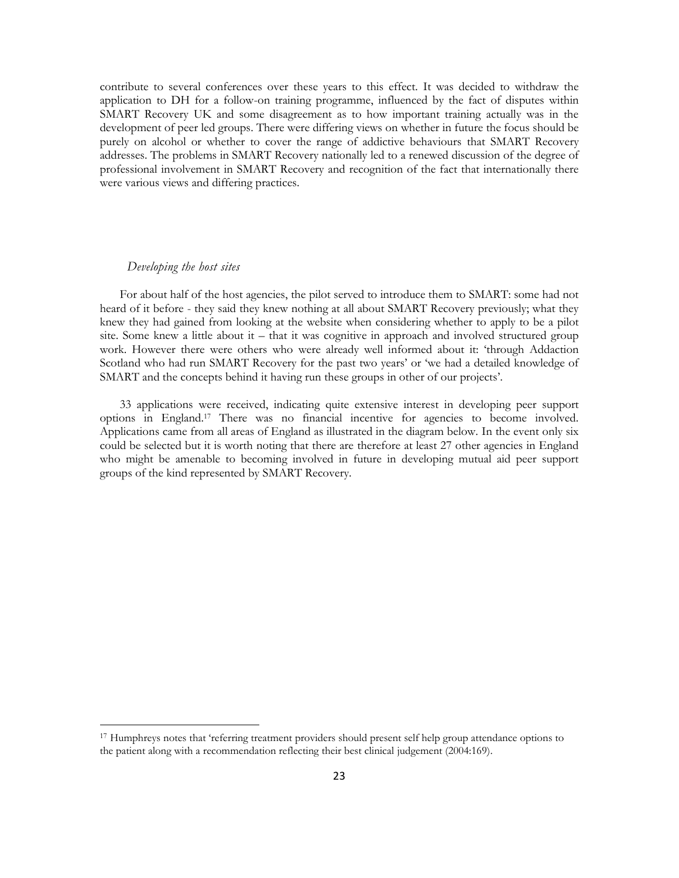contribute to several conferences over these years to this effect. It was decided to withdraw the application to DH for a follow-on training programme, influenced by the fact of disputes within SMART Recovery UK and some disagreement as to how important training actually was in the development of peer led groups. There were differing views on whether in future the focus should be purely on alcohol or whether to cover the range of addictive behaviours that SMART Recovery addresses. The problems in SMART Recovery nationally led to a renewed discussion of the degree of professional involvement in SMART Recovery and recognition of the fact that internationally there were various views and differing practices.

*Developing the host sites*

For about half of the host agencies, the pilot served to introduce them to SMART: some had not heard of it before - they said they knew nothing at all about SMART Recovery previously; what they knew they had gained from looking at the website when considering whether to apply to be a pilot site. Some knew a little about it – that it was cognitive in approach and involved structured group work. However there were others who were already well informed about it: 'through Addaction Scotland who had run SMART Recovery for the past two years' or 'we had a detailed knowledge of SMART and the concepts behind it having run these groups in other of our projects'.

33 applications were received, indicating quite extensive interest in developing peer support options in England.[17] There was no financial incentive for agencies to become involved. Applications came from all areas of England as illustrated in the diagram below. In the event only six could be selected but it is worth noting that there are therefore at least 27 other agencies in England who might be amenable to becoming involved in future in developing mutual aid peer support groups of the kind represented by SMART Recovery.

[17] Humphreys notes that 'referring treatment providers should present self help group attendance options to the patient along with a recommendation reflecting their best clinical judgement (2004:169).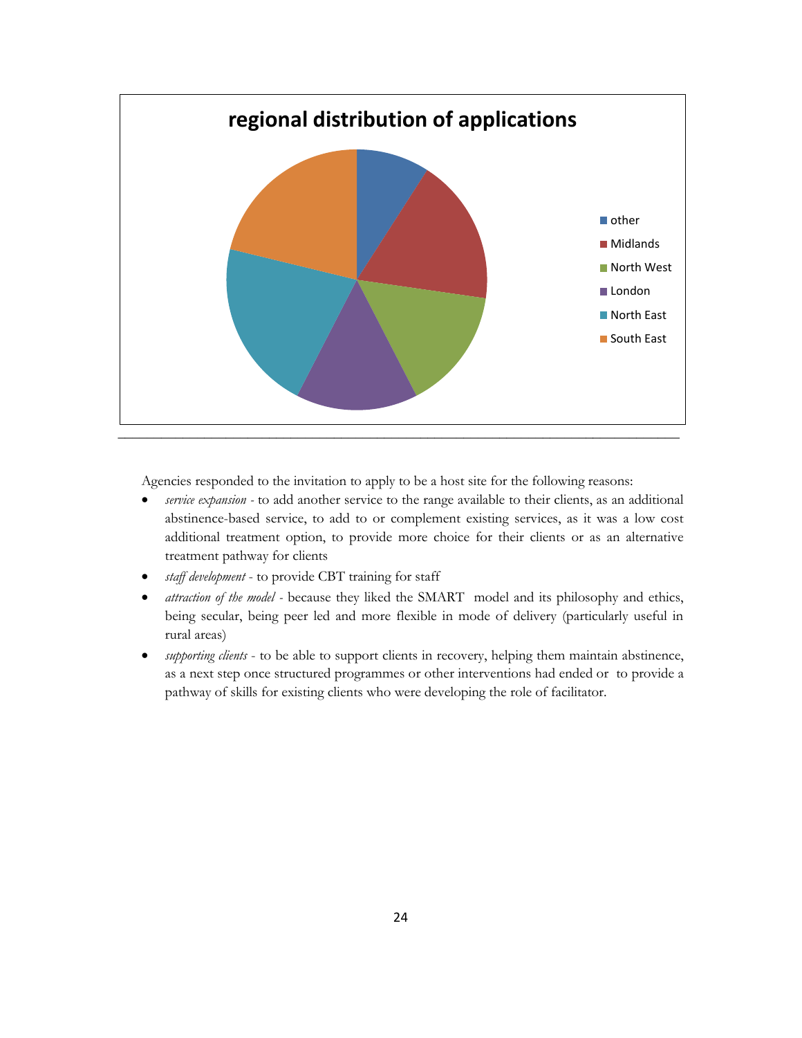**regional distribution of applications**

- other
- Midlands
- North West
- London
- North East
- South East

---

Agencies responded to the invitation to apply to be a host site for the following reasons:

- *service expansion* - to add another service to the range available to their clients, as an additional abstinence-based service, to add to or complement existing services, as it was a low cost additional treatment option, to provide more choice for their clients or as an alternative treatment pathway for clients
- *staff development* - to provide CBT training for staff
- *attraction of the model* - because they liked the SMART model and its philosophy and ethics, being secular, being peer led and more flexible in mode of delivery (particularly useful in rural areas)
- *supporting clients* - to be able to support clients in recovery, helping them maintain abstinence, as a next step once structured programmes or other interventions had ended or to provide a pathway of skills for existing clients who were developing the role of facilitator.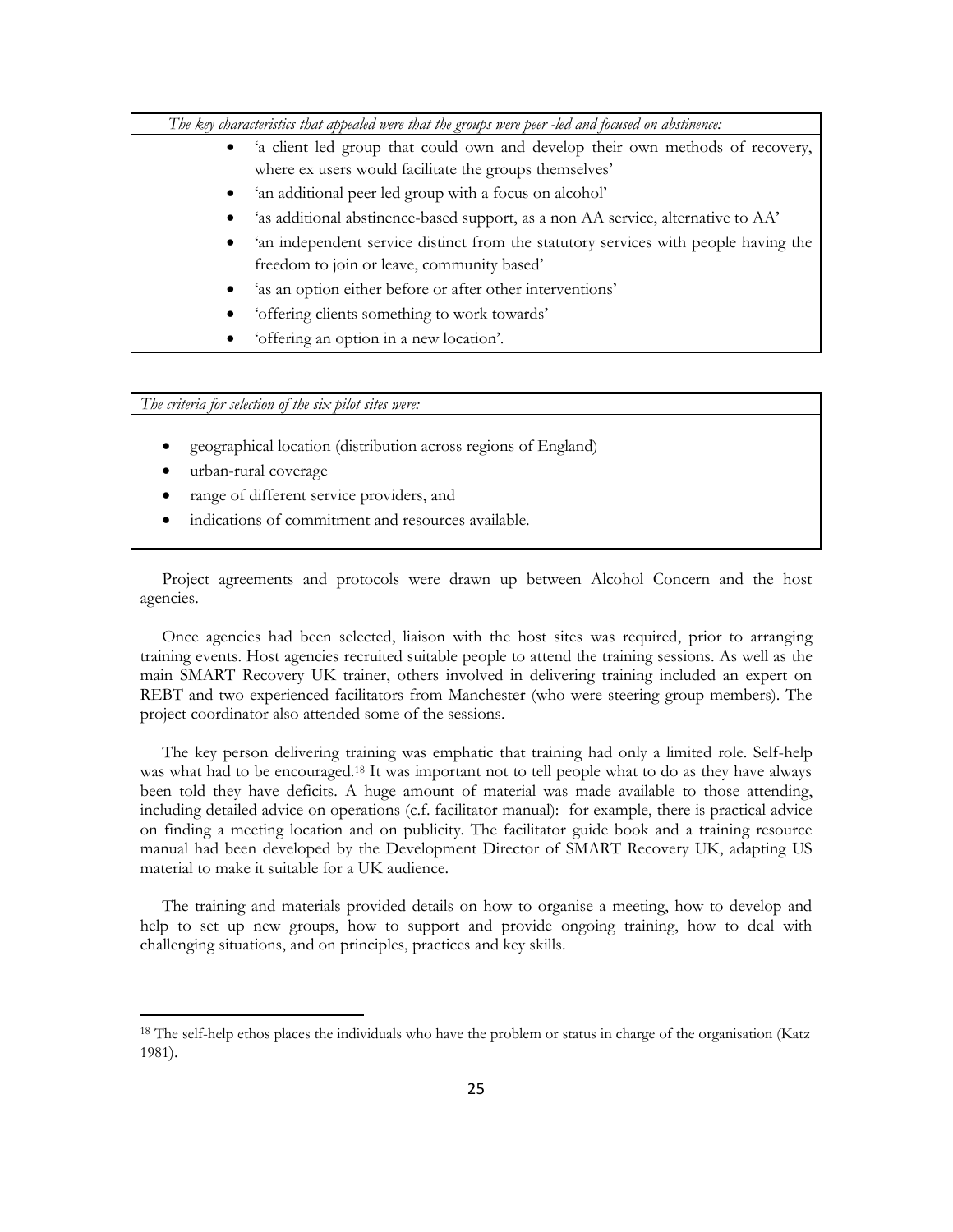*The key characteristics that appealed were that the groups were peer -led and focused on abstinence:*

- 'a client led group that could own and develop their own methods of recovery, where ex users would facilitate the groups themselves'
- 'an additional peer led group with a focus on alcohol'
- 'as additional abstinence-based support, as a non AA service, alternative to AA'
- 'an independent service distinct from the statutory services with people having the freedom to join or leave, community based'
- 'as an option either before or after other interventions'
- 'offering clients something to work towards'
- 'offering an option in a new location'.

*The criteria for selection of the six pilot sites were:*

- geographical location (distribution across regions of England)
- urban-rural coverage
- range of different service providers, and
- indications of commitment and resources available.

Project agreements and protocols were drawn up between Alcohol Concern and the host agencies.

Once agencies had been selected, liaison with the host sites was required, prior to arranging training events. Host agencies recruited suitable people to attend the training sessions. As well as the main SMART Recovery UK trainer, others involved in delivering training included an expert on REBT and two experienced facilitators from Manchester (who were steering group members). The project coordinator also attended some of the sessions.

The key person delivering training was emphatic that training had only a limited role. Self-help was what had to be encouraged.[18] It was important not to tell people what to do as they have always been told they have deficits. A huge amount of material was made available to those attending, including detailed advice on operations (c.f. facilitator manual): for example, there is practical advice on finding a meeting location and on publicity. The facilitator guide book and a training resource manual had been developed by the Development Director of SMART Recovery UK, adapting US material to make it suitable for a UK audience.

The training and materials provided details on how to organise a meeting, how to develop and help to set up new groups, how to support and provide ongoing training, how to deal with challenging situations, and on principles, practices and key skills.

[18] The self-help ethos places the individuals who have the problem or status in charge of the organisation (Katz 1981).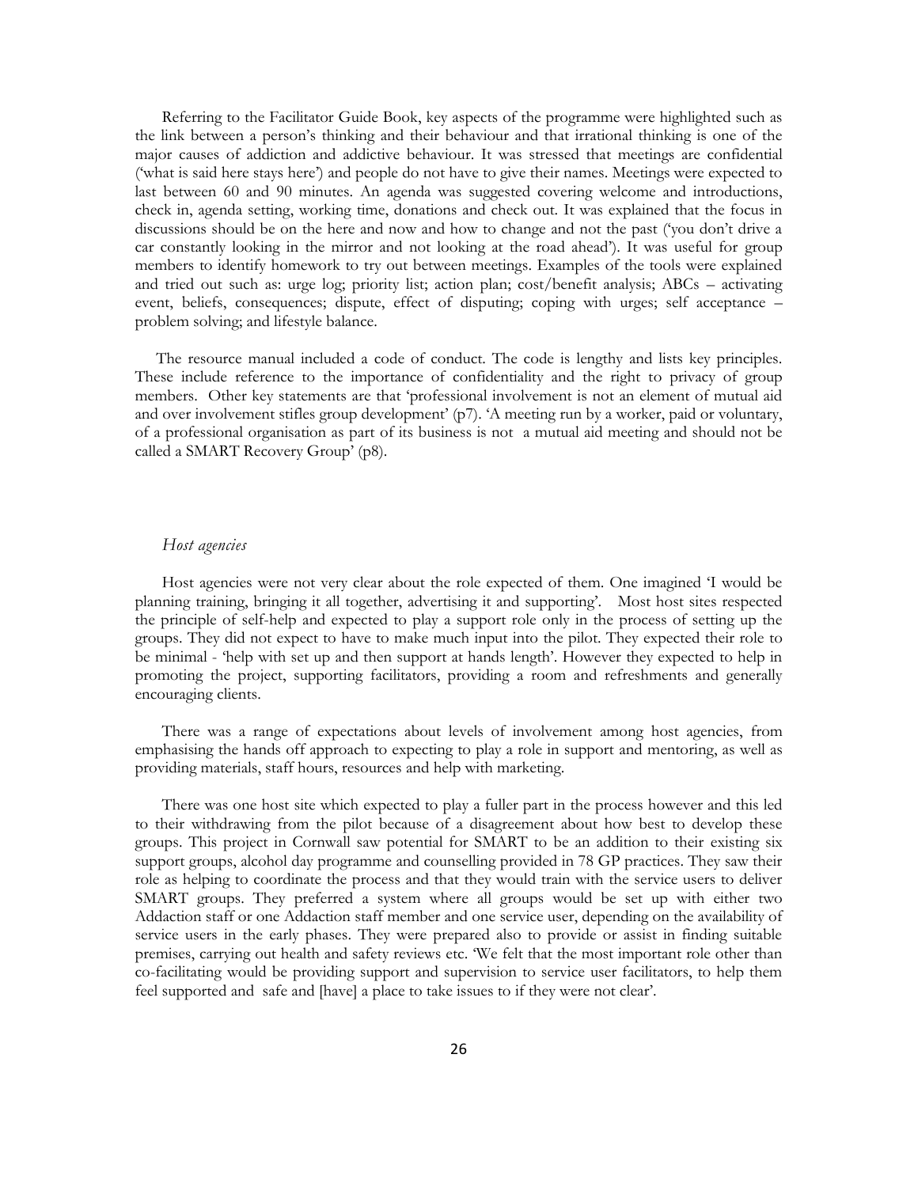Referring to the Facilitator Guide Book, key aspects of the programme were highlighted such as the link between a person's thinking and their behaviour and that irrational thinking is one of the major causes of addiction and addictive behaviour. It was stressed that meetings are confidential ('what is said here stays here') and people do not have to give their names. Meetings were expected to last between 60 and 90 minutes. An agenda was suggested covering welcome and introductions, check in, agenda setting, working time, donations and check out. It was explained that the focus in discussions should be on the here and now and how to change and not the past ('you don't drive a car constantly looking in the mirror and not looking at the road ahead'). It was useful for group members to identify homework to try out between meetings. Examples of the tools were explained and tried out such as: urge log; priority list; action plan; cost/benefit analysis; ABCs – activating event, beliefs, consequences; dispute, effect of disputing; coping with urges; self acceptance – problem solving; and lifestyle balance.

The resource manual included a code of conduct. The code is lengthy and lists key principles. These include reference to the importance of confidentiality and the right to privacy of group members. Other key statements are that 'professional involvement is not an element of mutual aid and over involvement stifles group development' (p7). 'A meeting run by a worker, paid or voluntary, of a professional organisation as part of its business is not a mutual aid meeting and should not be called a SMART Recovery Group' (p8).

*Host agencies*

Host agencies were not very clear about the role expected of them. One imagined 'I would be planning training, bringing it all together, advertising it and supporting'. Most host sites respected the principle of self-help and expected to play a support role only in the process of setting up the groups. They did not expect to have to make much input into the pilot. They expected their role to be minimal - 'help with set up and then support at hands length'. However they expected to help in promoting the project, supporting facilitators, providing a room and refreshments and generally encouraging clients.

There was a range of expectations about levels of involvement among host agencies, from emphasising the hands off approach to expecting to play a role in support and mentoring, as well as providing materials, staff hours, resources and help with marketing.

There was one host site which expected to play a fuller part in the process however and this led to their withdrawing from the pilot because of a disagreement about how best to develop these groups. This project in Cornwall saw potential for SMART to be an addition to their existing six support groups, alcohol day programme and counselling provided in 78 GP practices. They saw their role as helping to coordinate the process and that they would train with the service users to deliver SMART groups. They preferred a system where all groups would be set up with either two Addaction staff or one Addaction staff member and one service user, depending on the availability of service users in the early phases. They were prepared also to provide or assist in finding suitable premises, carrying out health and safety reviews etc. 'We felt that the most important role other than co-facilitating would be providing support and supervision to service user facilitators, to help them feel supported and safe and [have] a place to take issues to if they were not clear'.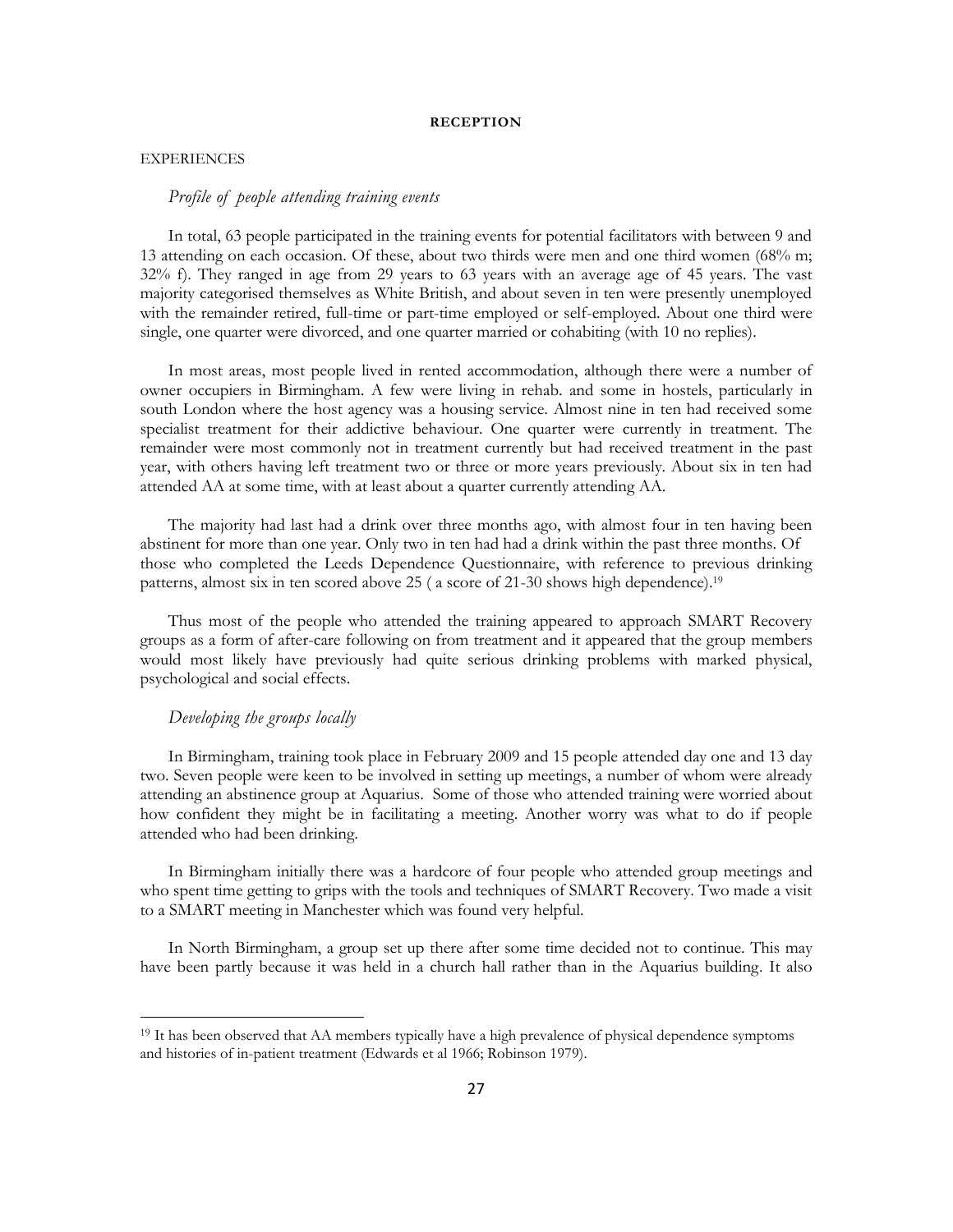## RECEPTION

### EXPERIENCES

#### *Profile of people attending training events*

In total, 63 people participated in the training events for potential facilitators with between 9 and 13 attending on each occasion. Of these, about two thirds were men and one third women (68% m; 32% f). They ranged in age from 29 years to 63 years with an average age of 45 years. The vast majority categorised themselves as White British, and about seven in ten were presently unemployed with the remainder retired, full-time or part-time employed or self-employed. About one third were single, one quarter were divorced, and one quarter married or cohabiting (with 10 no replies).

In most areas, most people lived in rented accommodation, although there were a number of owner occupiers in Birmingham. A few were living in rehab. and some in hostels, particularly in south London where the host agency was a housing service. Almost nine in ten had received some specialist treatment for their addictive behaviour. One quarter were currently in treatment. The remainder were most commonly not in treatment currently but had received treatment in the past year, with others having left treatment two or three or more years previously. About six in ten had attended AA at some time, with at least about a quarter currently attending AA.

The majority had last had a drink over three months ago, with almost four in ten having been abstinent for more than one year. Only two in ten had had a drink within the past three months. Of those who completed the Leeds Dependence Questionnaire, with reference to previous drinking patterns, almost six in ten scored above 25 ( a score of 21-30 shows high dependence).[19]

Thus most of the people who attended the training appeared to approach SMART Recovery groups as a form of after-care following on from treatment and it appeared that the group members would most likely have previously had quite serious drinking problems with marked physical, psychological and social effects.

#### *Developing the groups locally*

In Birmingham, training took place in February 2009 and 15 people attended day one and 13 day two. Seven people were keen to be involved in setting up meetings, a number of whom were already attending an abstinence group at Aquarius. Some of those who attended training were worried about how confident they might be in facilitating a meeting. Another worry was what to do if people attended who had been drinking.

In Birmingham initially there was a hardcore of four people who attended group meetings and who spent time getting to grips with the tools and techniques of SMART Recovery. Two made a visit to a SMART meeting in Manchester which was found very helpful.

In North Birmingham, a group set up there after some time decided not to continue. This may have been partly because it was held in a church hall rather than in the Aquarius building. It also

---

[19] It has been observed that AA members typically have a high prevalence of physical dependence symptoms and histories of in-patient treatment (Edwards et al 1966; Robinson 1979).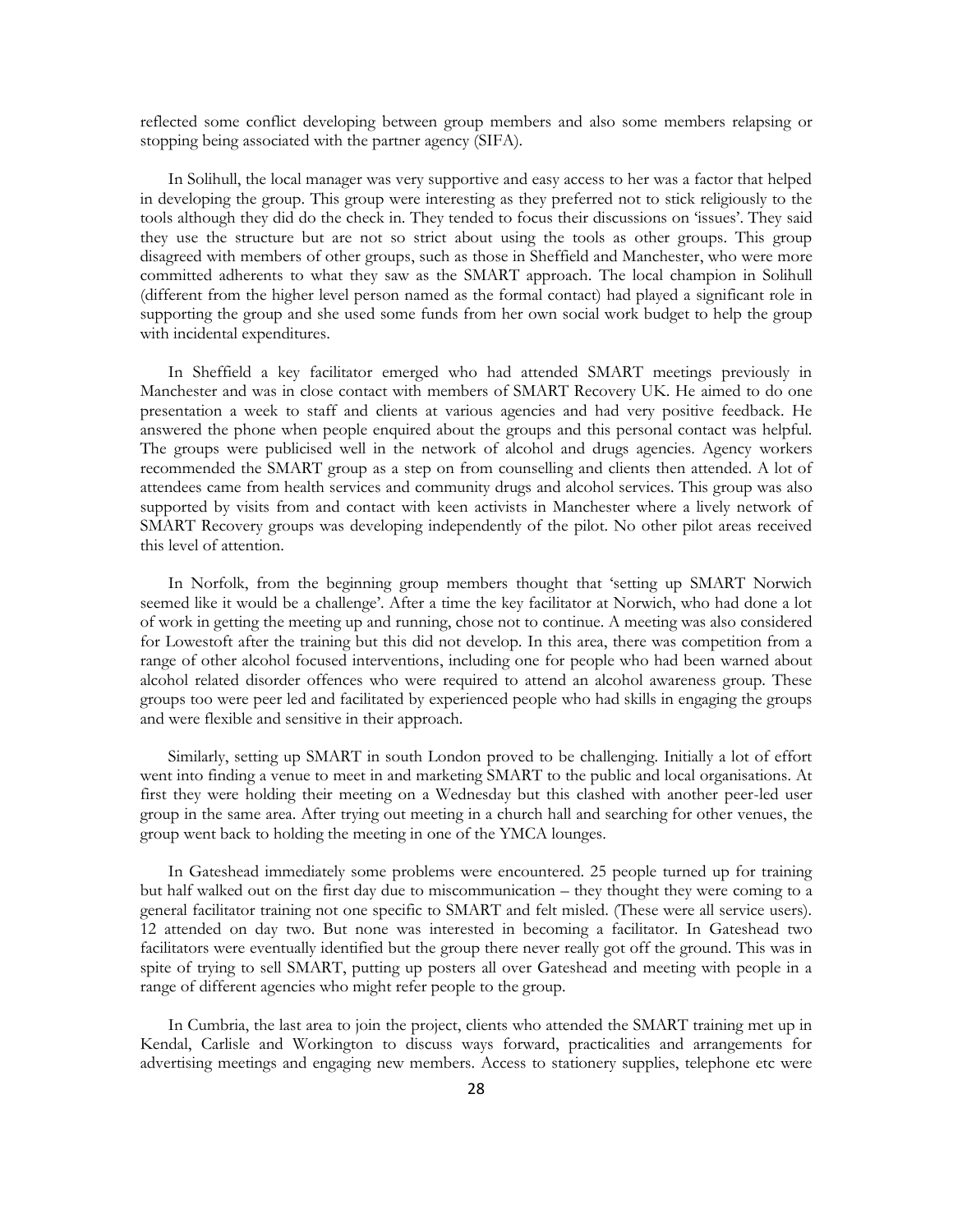reflected some conflict developing between group members and also some members relapsing or stopping being associated with the partner agency (SIFA).

In Solihull, the local manager was very supportive and easy access to her was a factor that helped in developing the group. This group were interesting as they preferred not to stick religiously to the tools although they did do the check in. They tended to focus their discussions on 'issues'. They said they use the structure but are not so strict about using the tools as other groups. This group disagreed with members of other groups, such as those in Sheffield and Manchester, who were more committed adherents to what they saw as the SMART approach. The local champion in Solihull (different from the higher level person named as the formal contact) had played a significant role in supporting the group and she used some funds from her own social work budget to help the group with incidental expenditures.

In Sheffield a key facilitator emerged who had attended SMART meetings previously in Manchester and was in close contact with members of SMART Recovery UK. He aimed to do one presentation a week to staff and clients at various agencies and had very positive feedback. He answered the phone when people enquired about the groups and this personal contact was helpful. The groups were publicised well in the network of alcohol and drugs agencies. Agency workers recommended the SMART group as a step on from counselling and clients then attended. A lot of attendees came from health services and community drugs and alcohol services. This group was also supported by visits from and contact with keen activists in Manchester where a lively network of SMART Recovery groups was developing independently of the pilot. No other pilot areas received this level of attention.

In Norfolk, from the beginning group members thought that 'setting up SMART Norwich seemed like it would be a challenge'. After a time the key facilitator at Norwich, who had done a lot of work in getting the meeting up and running, chose not to continue. A meeting was also considered for Lowestoft after the training but this did not develop. In this area, there was competition from a range of other alcohol focused interventions, including one for people who had been warned about alcohol related disorder offences who were required to attend an alcohol awareness group. These groups too were peer led and facilitated by experienced people who had skills in engaging the groups and were flexible and sensitive in their approach.

Similarly, setting up SMART in south London proved to be challenging. Initially a lot of effort went into finding a venue to meet in and marketing SMART to the public and local organisations. At first they were holding their meeting on a Wednesday but this clashed with another peer-led user group in the same area. After trying out meeting in a church hall and searching for other venues, the group went back to holding the meeting in one of the YMCA lounges.

In Gateshead immediately some problems were encountered. 25 people turned up for training but half walked out on the first day due to miscommunication – they thought they were coming to a general facilitator training not one specific to SMART and felt misled. (These were all service users). 12 attended on day two. But none was interested in becoming a facilitator. In Gateshead two facilitators were eventually identified but the group there never really got off the ground. This was in spite of trying to sell SMART, putting up posters all over Gateshead and meeting with people in a range of different agencies who might refer people to the group.

In Cumbria, the last area to join the project, clients who attended the SMART training met up in Kendal, Carlisle and Workington to discuss ways forward, practicalities and arrangements for advertising meetings and engaging new members. Access to stationery supplies, telephone etc were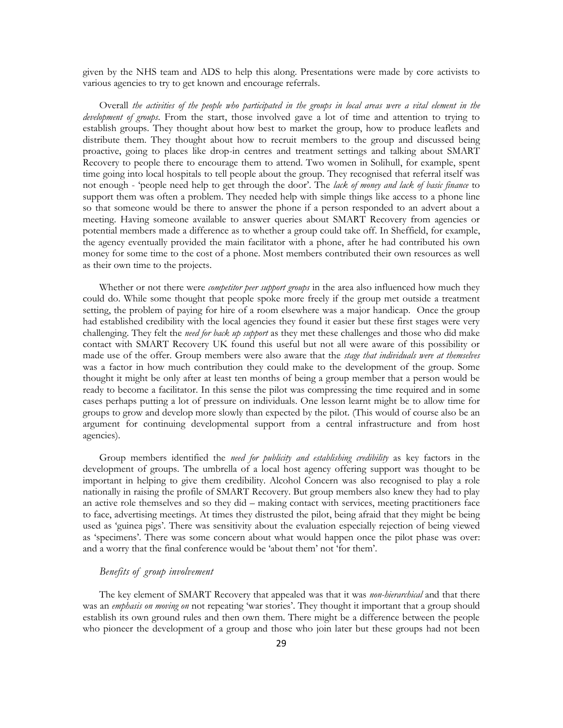given by the NHS team and ADS to help this along. Presentations were made by core activists to various agencies to try to get known and encourage referrals.

Overall *the activities of the people who participated in the groups in local areas were a vital element in the development of groups*. From the start, those involved gave a lot of time and attention to trying to establish groups. They thought about how best to market the group, how to produce leaflets and distribute them. They thought about how to recruit members to the group and discussed being proactive, going to places like drop-in centres and treatment settings and talking about SMART Recovery to people there to encourage them to attend. Two women in Solihull, for example, spent time going into local hospitals to tell people about the group. They recognised that referral itself was not enough - 'people need help to get through the door'. The *lack of money and lack of basic finance* to support them was often a problem. They needed help with simple things like access to a phone line so that someone would be there to answer the phone if a person responded to an advert about a meeting. Having someone available to answer queries about SMART Recovery from agencies or potential members made a difference as to whether a group could take off. In Sheffield, for example, the agency eventually provided the main facilitator with a phone, after he had contributed his own money for some time to the cost of a phone. Most members contributed their own resources as well as their own time to the projects.

Whether or not there were *competitor peer support groups* in the area also influenced how much they could do. While some thought that people spoke more freely if the group met outside a treatment setting, the problem of paying for hire of a room elsewhere was a major handicap. Once the group had established credibility with the local agencies they found it easier but these first stages were very challenging. They felt the *need for back up support* as they met these challenges and those who did make contact with SMART Recovery UK found this useful but not all were aware of this possibility or made use of the offer. Group members were also aware that the *stage that individuals were at themselves* was a factor in how much contribution they could make to the development of the group. Some thought it might be only after at least ten months of being a group member that a person would be ready to become a facilitator. In this sense the pilot was compressing the time required and in some cases perhaps putting a lot of pressure on individuals. One lesson learnt might be to allow time for groups to grow and develop more slowly than expected by the pilot. (This would of course also be an argument for continuing developmental support from a central infrastructure and from host agencies).

Group members identified the *need for publicity and establishing credibility* as key factors in the development of groups. The umbrella of a local host agency offering support was thought to be important in helping to give them credibility. Alcohol Concern was also recognised to play a role nationally in raising the profile of SMART Recovery. But group members also knew they had to play an active role themselves and so they did – making contact with services, meeting practitioners face to face, advertising meetings. At times they distrusted the pilot, being afraid that they might be being used as 'guinea pigs'. There was sensitivity about the evaluation especially rejection of being viewed as 'specimens'. There was some concern about what would happen once the pilot phase was over: and a worry that the final conference would be 'about them' not 'for them'.

### *Benefits of group involvement*

The key element of SMART Recovery that appealed was that it was *non-hierarchical* and that there was an *emphasis on moving on* not repeating 'war stories'. They thought it important that a group should establish its own ground rules and then own them. There might be a difference between the people who pioneer the development of a group and those who join later but these groups had not been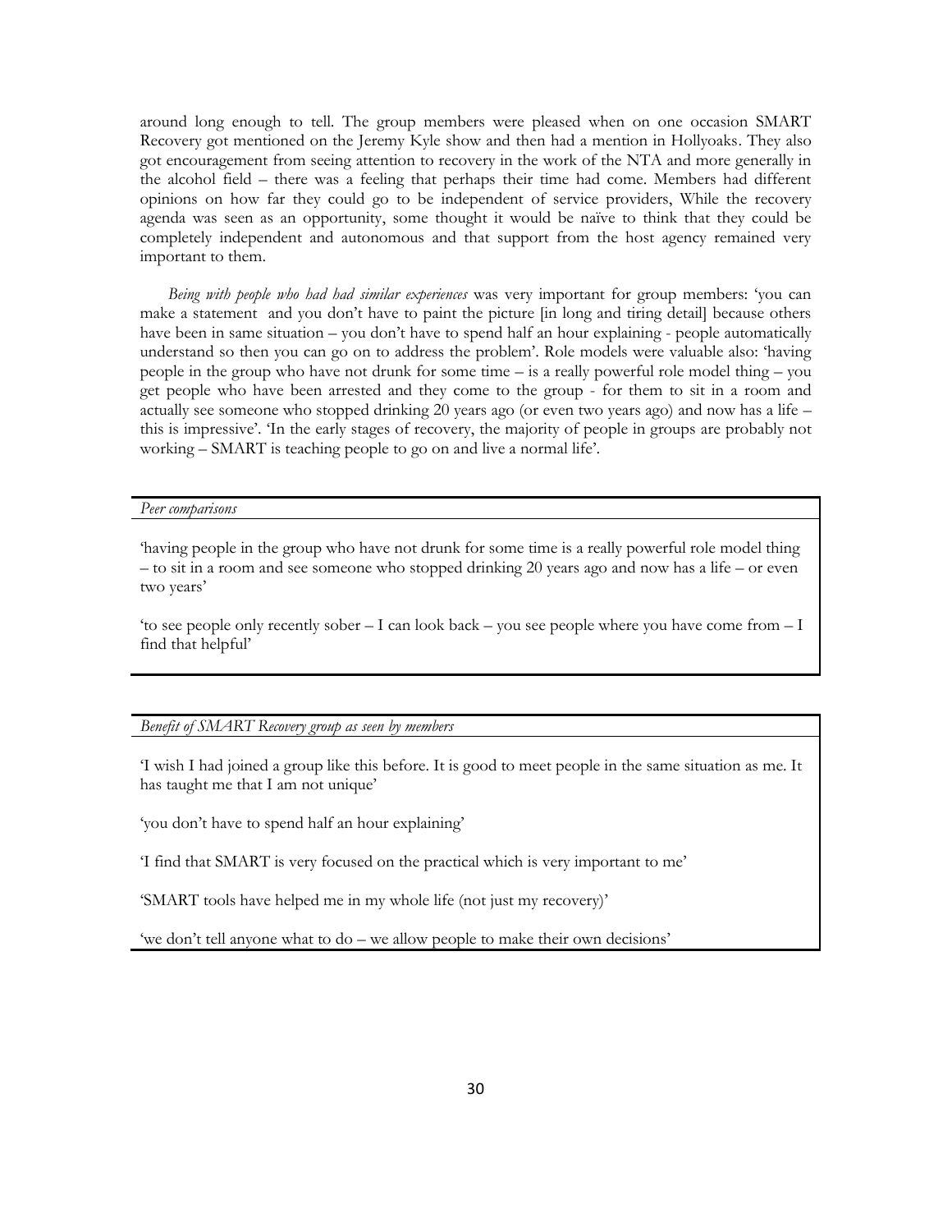around long enough to tell. The group members were pleased when on one occasion SMART Recovery got mentioned on the Jeremy Kyle show and then had a mention in Hollyoaks. They also got encouragement from seeing attention to recovery in the work of the NTA and more generally in the alcohol field – there was a feeling that perhaps their time had come. Members had different opinions on how far they could go to be independent of service providers, While the recovery agenda was seen as an opportunity, some thought it would be naïve to think that they could be completely independent and autonomous and that support from the host agency remained very important to them.

*Being with people who had had similar experiences* was very important for group members: 'you can make a statement and you don't have to paint the picture [in long and tiring detail] because others have been in same situation – you don't have to spend half an hour explaining - people automatically understand so then you can go on to address the problem'. Role models were valuable also: 'having people in the group who have not drunk for some time – is a really powerful role model thing – you get people who have been arrested and they come to the group - for them to sit in a room and actually see someone who stopped drinking 20 years ago (or even two years ago) and now has a life – this is impressive'. 'In the early stages of recovery, the majority of people in groups are probably not working – SMART is teaching people to go on and live a normal life'.

| *Peer comparisons* |
| --- |
| 'having people in the group who have not drunk for some time is a really powerful role model thing – to sit in a room and see someone who stopped drinking 20 years ago and now has a life – or even two years'<br><br>'to see people only recently sober – I can look back – you see people where you have come from – I find that helpful' |

| *Benefit of SMART Recovery group as seen by members* |
| --- |
| 'I wish I had joined a group like this before. It is good to meet people in the same situation as me. It has taught me that I am not unique'<br><br>'you don't have to spend half an hour explaining'<br><br>'I find that SMART is very focused on the practical which is very important to me'<br><br>'SMART tools have helped me in my whole life (not just my recovery)'<br><br>'we don't tell anyone what to do – we allow people to make their own decisions' |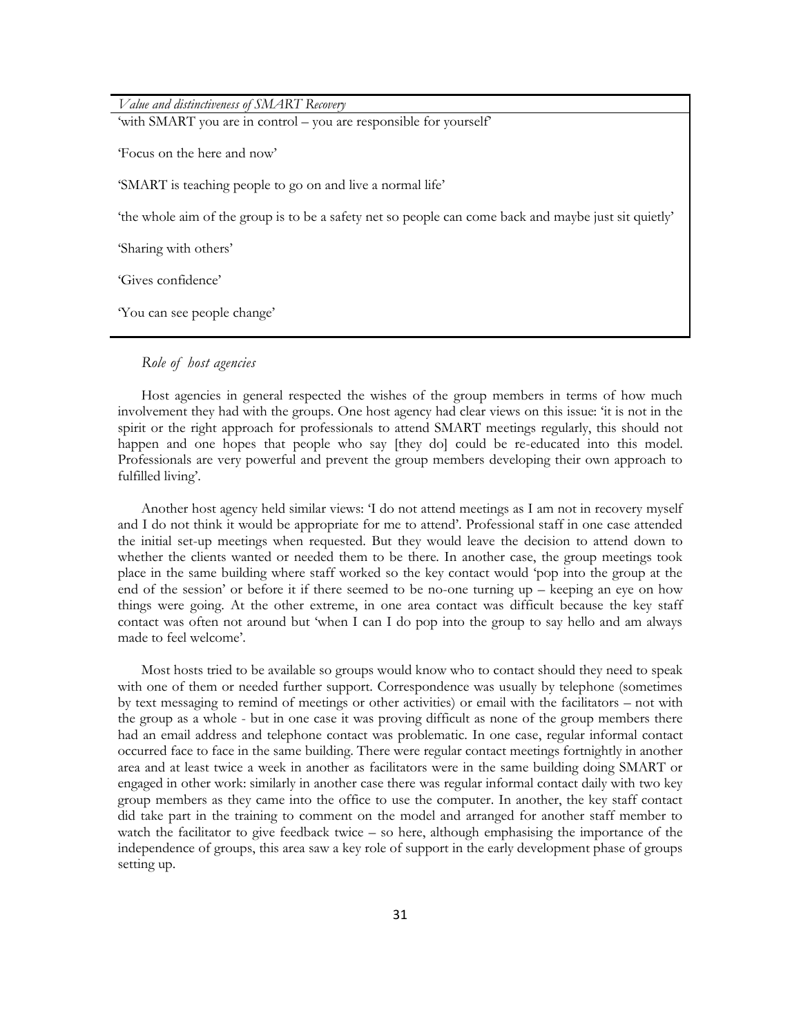| *Value and distinctiveness of SMART Recovery* |
|---|
| 'with SMART you are in control – you are responsible for yourself' |
| 'Focus on the here and now' |
| 'SMART is teaching people to go on and live a normal life' |
| 'the whole aim of the group is to be a safety net so people can come back and maybe just sit quietly' |
| 'Sharing with others' |
| 'Gives confidence' |
| 'You can see people change' |

*Role of host agencies*

Host agencies in general respected the wishes of the group members in terms of how much involvement they had with the groups. One host agency had clear views on this issue: 'it is not in the spirit or the right approach for professionals to attend SMART meetings regularly, this should not happen and one hopes that people who say [they do] could be re-educated into this model. Professionals are very powerful and prevent the group members developing their own approach to fulfilled living'.

Another host agency held similar views: 'I do not attend meetings as I am not in recovery myself and I do not think it would be appropriate for me to attend'. Professional staff in one case attended the initial set-up meetings when requested. But they would leave the decision to attend down to whether the clients wanted or needed them to be there. In another case, the group meetings took place in the same building where staff worked so the key contact would 'pop into the group at the end of the session' or before it if there seemed to be no-one turning up – keeping an eye on how things were going. At the other extreme, in one area contact was difficult because the key staff contact was often not around but 'when I can I do pop into the group to say hello and am always made to feel welcome'.

Most hosts tried to be available so groups would know who to contact should they need to speak with one of them or needed further support. Correspondence was usually by telephone (sometimes by text messaging to remind of meetings or other activities) or email with the facilitators – not with the group as a whole - but in one case it was proving difficult as none of the group members there had an email address and telephone contact was problematic. In one case, regular informal contact occurred face to face in the same building. There were regular contact meetings fortnightly in another area and at least twice a week in another as facilitators were in the same building doing SMART or engaged in other work: similarly in another case there was regular informal contact daily with two key group members as they came into the office to use the computer. In another, the key staff contact did take part in the training to comment on the model and arranged for another staff member to watch the facilitator to give feedback twice – so here, although emphasising the importance of the independence of groups, this area saw a key role of support in the early development phase of groups setting up.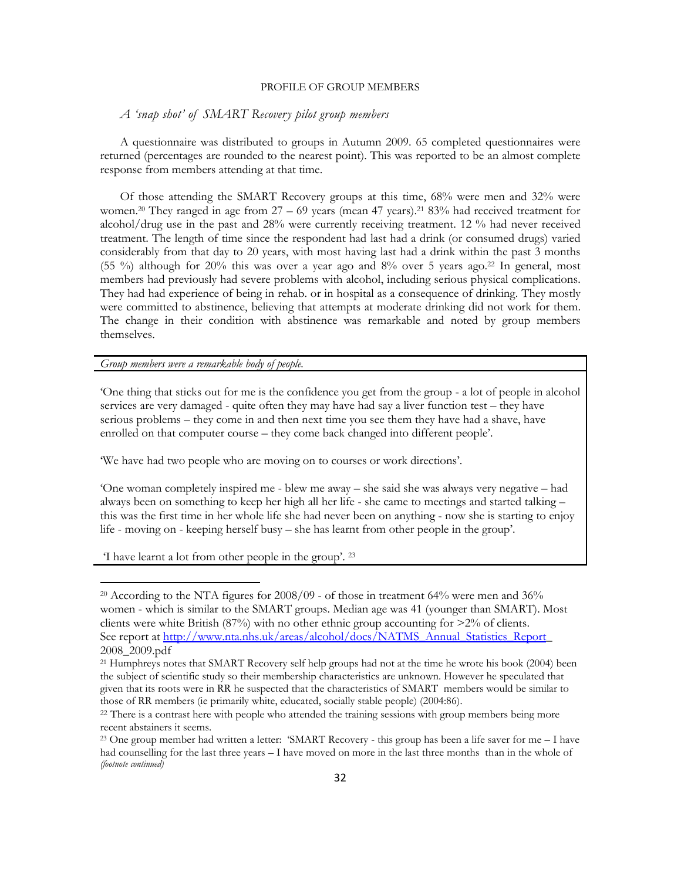## PROFILE OF GROUP MEMBERS

### *A 'snap shot' of SMART Recovery pilot group members*

A questionnaire was distributed to groups in Autumn 2009. 65 completed questionnaires were returned (percentages are rounded to the nearest point). This was reported to be an almost complete response from members attending at that time.

Of those attending the SMART Recovery groups at this time, 68% were men and 32% were women.[20] They ranged in age from 27 – 69 years (mean 47 years).[21] 83% had received treatment for alcohol/drug use in the past and 28% were currently receiving treatment. 12 % had never received treatment. The length of time since the respondent had last had a drink (or consumed drugs) varied considerably from that day to 20 years, with most having last had a drink within the past 3 months (55 %) although for 20% this was over a year ago and 8% over 5 years ago.[22] In general, most members had previously had severe problems with alcohol, including serious physical complications. They had had experience of being in rehab. or in hospital as a consequence of drinking. They mostly were committed to abstinence, believing that attempts at moderate drinking did not work for them. The change in their condition with abstinence was remarkable and noted by group members themselves.

---

*Group members were a remarkable body of people.*

'One thing that sticks out for me is the confidence you get from the group - a lot of people in alcohol services are very damaged - quite often they may have had say a liver function test – they have serious problems – they come in and then next time you see them they have had a shave, have enrolled on that computer course – they come back changed into different people'.

'We have had two people who are moving on to courses or work directions'.

'One woman completely inspired me - blew me away – she said she was always very negative – had always been on something to keep her high all her life - she came to meetings and started talking – this was the first time in her whole life she had never been on anything - now she is starting to enjoy life - moving on - keeping herself busy – she has learnt from other people in the group'.

'I have learnt a lot from other people in the group'. [23]

---

[20] According to the NTA figures for 2008/09 - of those in treatment 64% were men and 36% women - which is similar to the SMART groups. Median age was 41 (younger than SMART). Most clients were white British (87%) with no other ethnic group accounting for >2% of clients. See report at http://www.nta.nhs.uk/areas/alcohol/docs/NATMS_Annual_Statistics_Report_2008_2009.pdf

[21] Humphreys notes that SMART Recovery self help groups had not at the time he wrote his book (2004) been the subject of scientific study so their membership characteristics are unknown. However he speculated that given that its roots were in RR he suspected that the characteristics of SMART members would be similar to those of RR members (ie primarily white, educated, socially stable people) (2004:86).

[22] There is a contrast here with people who attended the training sessions with group members being more recent abstainers it seems.

[23] One group member had written a letter: 'SMART Recovery - this group has been a life saver for me – I have had counselling for the last three years – I have moved on more in the last three months than in the whole of *(footnote continued)*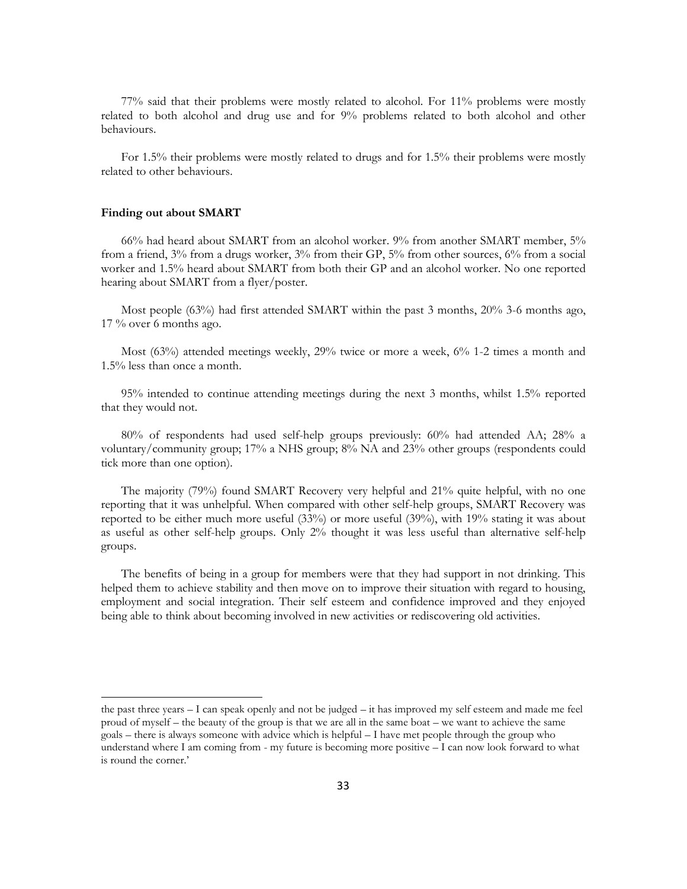77% said that their problems were mostly related to alcohol. For 11% problems were mostly related to both alcohol and drug use and for 9% problems related to both alcohol and other behaviours.

For 1.5% their problems were mostly related to drugs and for 1.5% their problems were mostly related to other behaviours.

**Finding out about SMART**

66% had heard about SMART from an alcohol worker. 9% from another SMART member, 5% from a friend, 3% from a drugs worker, 3% from their GP, 5% from other sources, 6% from a social worker and 1.5% heard about SMART from both their GP and an alcohol worker. No one reported hearing about SMART from a flyer/poster.

Most people (63%) had first attended SMART within the past 3 months, 20% 3-6 months ago, 17 % over 6 months ago.

Most (63%) attended meetings weekly, 29% twice or more a week, 6% 1-2 times a month and 1.5% less than once a month.

95% intended to continue attending meetings during the next 3 months, whilst 1.5% reported that they would not.

80% of respondents had used self-help groups previously: 60% had attended AA; 28% a voluntary/community group; 17% a NHS group; 8% NA and 23% other groups (respondents could tick more than one option).

The majority (79%) found SMART Recovery very helpful and 21% quite helpful, with no one reporting that it was unhelpful. When compared with other self-help groups, SMART Recovery was reported to be either much more useful (33%) or more useful (39%), with 19% stating it was about as useful as other self-help groups. Only 2% thought it was less useful than alternative self-help groups.

The benefits of being in a group for members were that they had support in not drinking. This helped them to achieve stability and then move on to improve their situation with regard to housing, employment and social integration. Their self esteem and confidence improved and they enjoyed being able to think about becoming involved in new activities or rediscovering old activities.

---

the past three years – I can speak openly and not be judged – it has improved my self esteem and made me feel proud of myself – the beauty of the group is that we are all in the same boat – we want to achieve the same goals – there is always someone with advice which is helpful – I have met people through the group who understand where I am coming from - my future is becoming more positive – I can now look forward to what is round the corner.'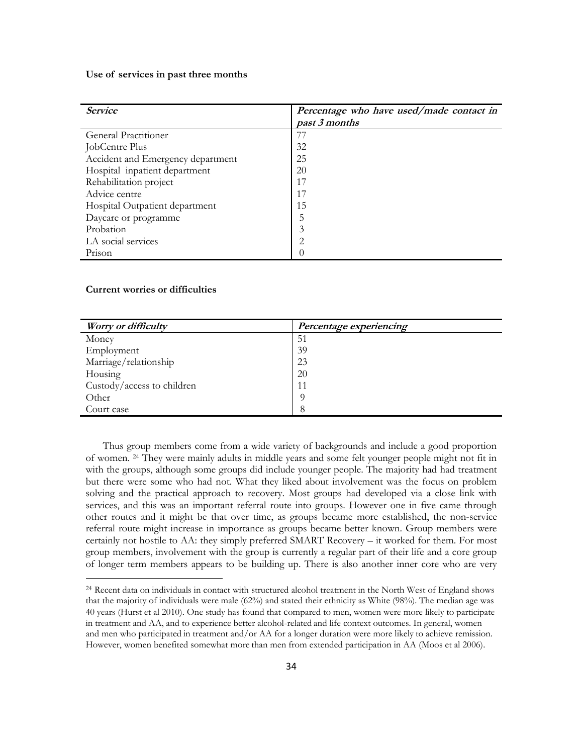**Use of services in past three months**

| *Service* | *Percentage who have used/made contact in past 3 months* |
|---|---|
| General Practitioner | 77 |
| JobCentre Plus | 32 |
| Accident and Emergency department | 25 |
| Hospital inpatient department | 20 |
| Rehabilitation project | 17 |
| Advice centre | 17 |
| Hospital Outpatient department | 15 |
| Daycare or programme | 5 |
| Probation | 3 |
| LA social services | 2 |
| Prison | 0 |

**Current worries or difficulties**

| *Worry or difficulty* | *Percentage experiencing* |
|---|---|
| Money | 51 |
| Employment | 39 |
| Marriage/relationship | 23 |
| Housing | 20 |
| Custody/access to children | 11 |
| Other | 9 |
| Court case | 8 |

Thus group members come from a wide variety of backgrounds and include a good proportion of women. [24] They were mainly adults in middle years and some felt younger people might not fit in with the groups, although some groups did include younger people. The majority had had treatment but there were some who had not. What they liked about involvement was the focus on problem solving and the practical approach to recovery. Most groups had developed via a close link with services, and this was an important referral route into groups. However one in five came through other routes and it might be that over time, as groups became more established, the non-service referral route might increase in importance as groups became better known. Group members were certainly not hostile to AA: they simply preferred SMART Recovery – it worked for them. For most group members, involvement with the group is currently a regular part of their life and a core group of longer term members appears to be building up. There is also another inner core who are very

[24] Recent data on individuals in contact with structured alcohol treatment in the North West of England shows that the majority of individuals were male (62%) and stated their ethnicity as White (98%). The median age was 40 years (Hurst et al 2010). One study has found that compared to men, women were more likely to participate in treatment and AA, and to experience better alcohol-related and life context outcomes. In general, women and men who participated in treatment and/or AA for a longer duration were more likely to achieve remission. However, women benefited somewhat more than men from extended participation in AA (Moos et al 2006).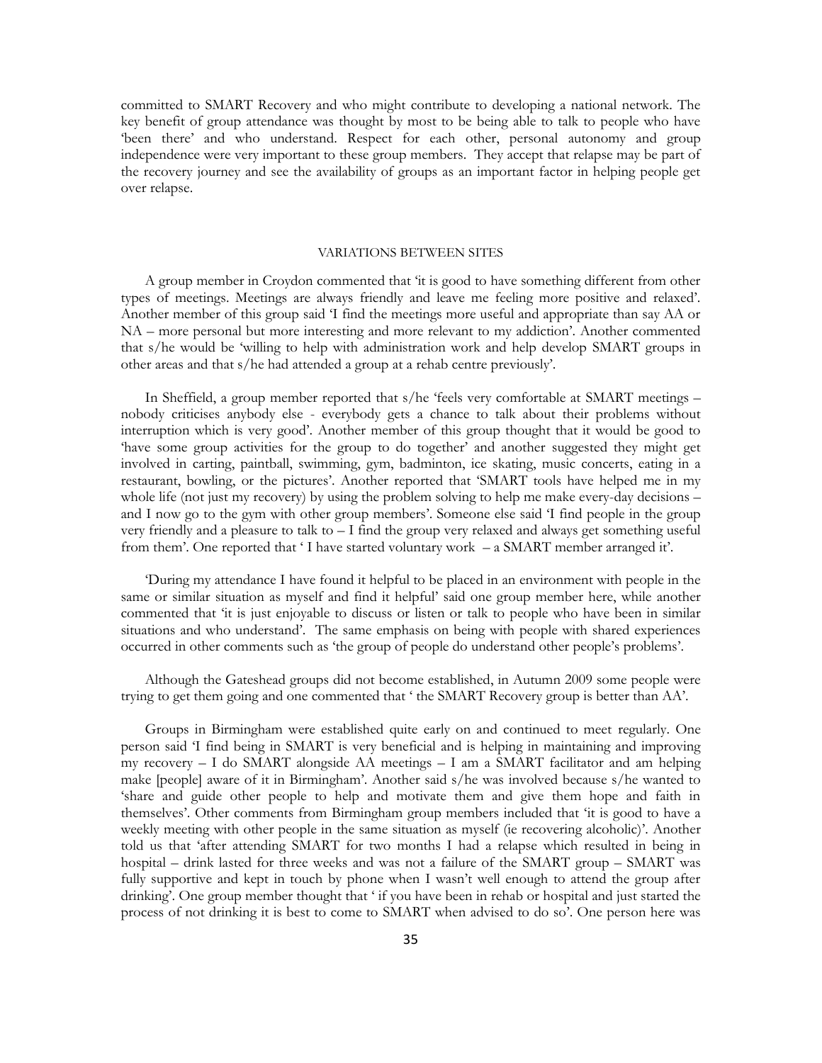committed to SMART Recovery and who might contribute to developing a national network. The key benefit of group attendance was thought by most to be being able to talk to people who have 'been there' and who understand. Respect for each other, personal autonomy and group independence were very important to these group members. They accept that relapse may be part of the recovery journey and see the availability of groups as an important factor in helping people get over relapse.

## VARIATIONS BETWEEN SITES

A group member in Croydon commented that 'it is good to have something different from other types of meetings. Meetings are always friendly and leave me feeling more positive and relaxed'. Another member of this group said 'I find the meetings more useful and appropriate than say AA or NA – more personal but more interesting and more relevant to my addiction'. Another commented that s/he would be 'willing to help with administration work and help develop SMART groups in other areas and that s/he had attended a group at a rehab centre previously'.

In Sheffield, a group member reported that s/he 'feels very comfortable at SMART meetings – nobody criticises anybody else - everybody gets a chance to talk about their problems without interruption which is very good'. Another member of this group thought that it would be good to 'have some group activities for the group to do together' and another suggested they might get involved in carting, paintball, swimming, gym, badminton, ice skating, music concerts, eating in a restaurant, bowling, or the pictures'. Another reported that 'SMART tools have helped me in my whole life (not just my recovery) by using the problem solving to help me make every-day decisions – and I now go to the gym with other group members'. Someone else said 'I find people in the group very friendly and a pleasure to talk to – I find the group very relaxed and always get something useful from them'. One reported that ' I have started voluntary work – a SMART member arranged it'.

'During my attendance I have found it helpful to be placed in an environment with people in the same or similar situation as myself and find it helpful' said one group member here, while another commented that 'it is just enjoyable to discuss or listen or talk to people who have been in similar situations and who understand'. The same emphasis on being with people with shared experiences occurred in other comments such as 'the group of people do understand other people's problems'.

Although the Gateshead groups did not become established, in Autumn 2009 some people were trying to get them going and one commented that ' the SMART Recovery group is better than AA'.

Groups in Birmingham were established quite early on and continued to meet regularly. One person said 'I find being in SMART is very beneficial and is helping in maintaining and improving my recovery – I do SMART alongside AA meetings – I am a SMART facilitator and am helping make [people] aware of it in Birmingham'. Another said s/he was involved because s/he wanted to 'share and guide other people to help and motivate them and give them hope and faith in themselves'. Other comments from Birmingham group members included that 'it is good to have a weekly meeting with other people in the same situation as myself (ie recovering alcoholic)'. Another told us that 'after attending SMART for two months I had a relapse which resulted in being in hospital – drink lasted for three weeks and was not a failure of the SMART group – SMART was fully supportive and kept in touch by phone when I wasn't well enough to attend the group after drinking'. One group member thought that ' if you have been in rehab or hospital and just started the process of not drinking it is best to come to SMART when advised to do so'. One person here was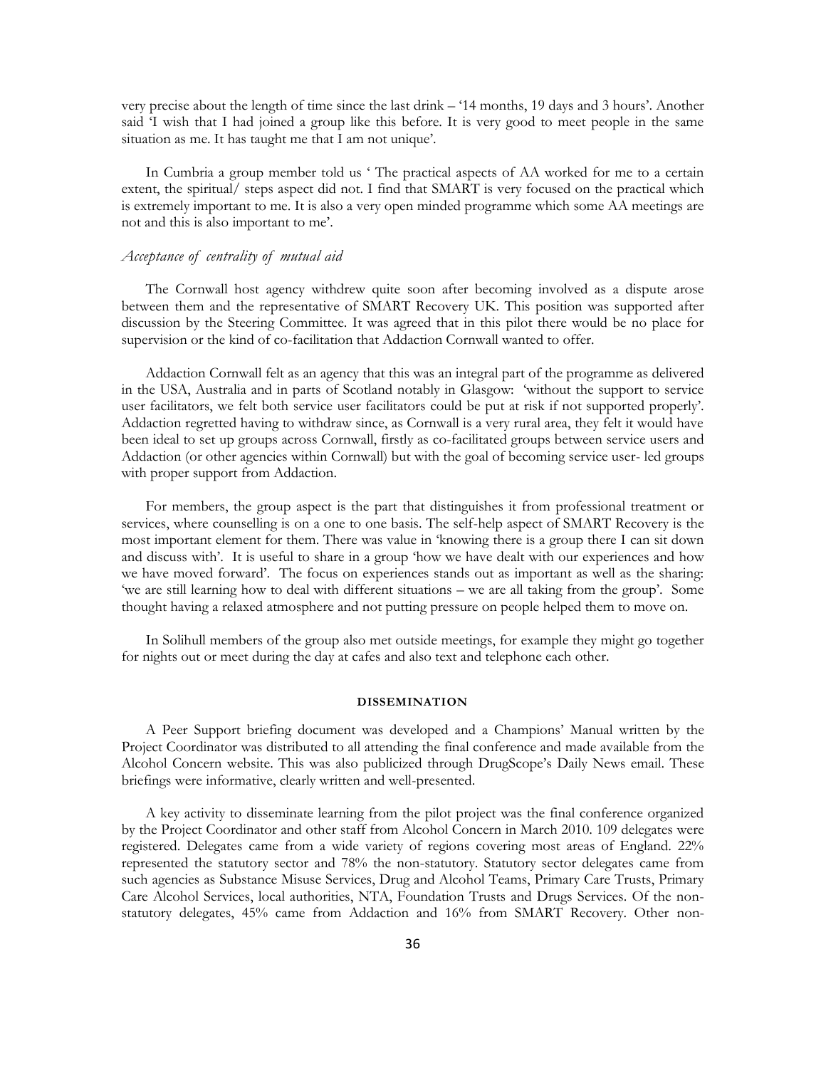very precise about the length of time since the last drink – '14 months, 19 days and 3 hours'. Another said 'I wish that I had joined a group like this before. It is very good to meet people in the same situation as me. It has taught me that I am not unique'.

In Cumbria a group member told us ' The practical aspects of AA worked for me to a certain extent, the spiritual/ steps aspect did not. I find that SMART is very focused on the practical which is extremely important to me. It is also a very open minded programme which some AA meetings are not and this is also important to me'.

### *Acceptance of centrality of mutual aid*

The Cornwall host agency withdrew quite soon after becoming involved as a dispute arose between them and the representative of SMART Recovery UK. This position was supported after discussion by the Steering Committee. It was agreed that in this pilot there would be no place for supervision or the kind of co-facilitation that Addaction Cornwall wanted to offer.

Addaction Cornwall felt as an agency that this was an integral part of the programme as delivered in the USA, Australia and in parts of Scotland notably in Glasgow: 'without the support to service user facilitators, we felt both service user facilitators could be put at risk if not supported properly'. Addaction regretted having to withdraw since, as Cornwall is a very rural area, they felt it would have been ideal to set up groups across Cornwall, firstly as co-facilitated groups between service users and Addaction (or other agencies within Cornwall) but with the goal of becoming service user- led groups with proper support from Addaction.

For members, the group aspect is the part that distinguishes it from professional treatment or services, where counselling is on a one to one basis. The self-help aspect of SMART Recovery is the most important element for them. There was value in 'knowing there is a group there I can sit down and discuss with'. It is useful to share in a group 'how we have dealt with our experiences and how we have moved forward'. The focus on experiences stands out as important as well as the sharing: 'we are still learning how to deal with different situations – we are all taking from the group'. Some thought having a relaxed atmosphere and not putting pressure on people helped them to move on.

In Solihull members of the group also met outside meetings, for example they might go together for nights out or meet during the day at cafes and also text and telephone each other.

## DISSEMINATION

A Peer Support briefing document was developed and a Champions' Manual written by the Project Coordinator was distributed to all attending the final conference and made available from the Alcohol Concern website. This was also publicized through DrugScope's Daily News email. These briefings were informative, clearly written and well-presented.

A key activity to disseminate learning from the pilot project was the final conference organized by the Project Coordinator and other staff from Alcohol Concern in March 2010. 109 delegates were registered. Delegates came from a wide variety of regions covering most areas of England. 22% represented the statutory sector and 78% the non-statutory. Statutory sector delegates came from such agencies as Substance Misuse Services, Drug and Alcohol Teams, Primary Care Trusts, Primary Care Alcohol Services, local authorities, NTA, Foundation Trusts and Drugs Services. Of the non-statutory delegates, 45% came from Addaction and 16% from SMART Recovery. Other non-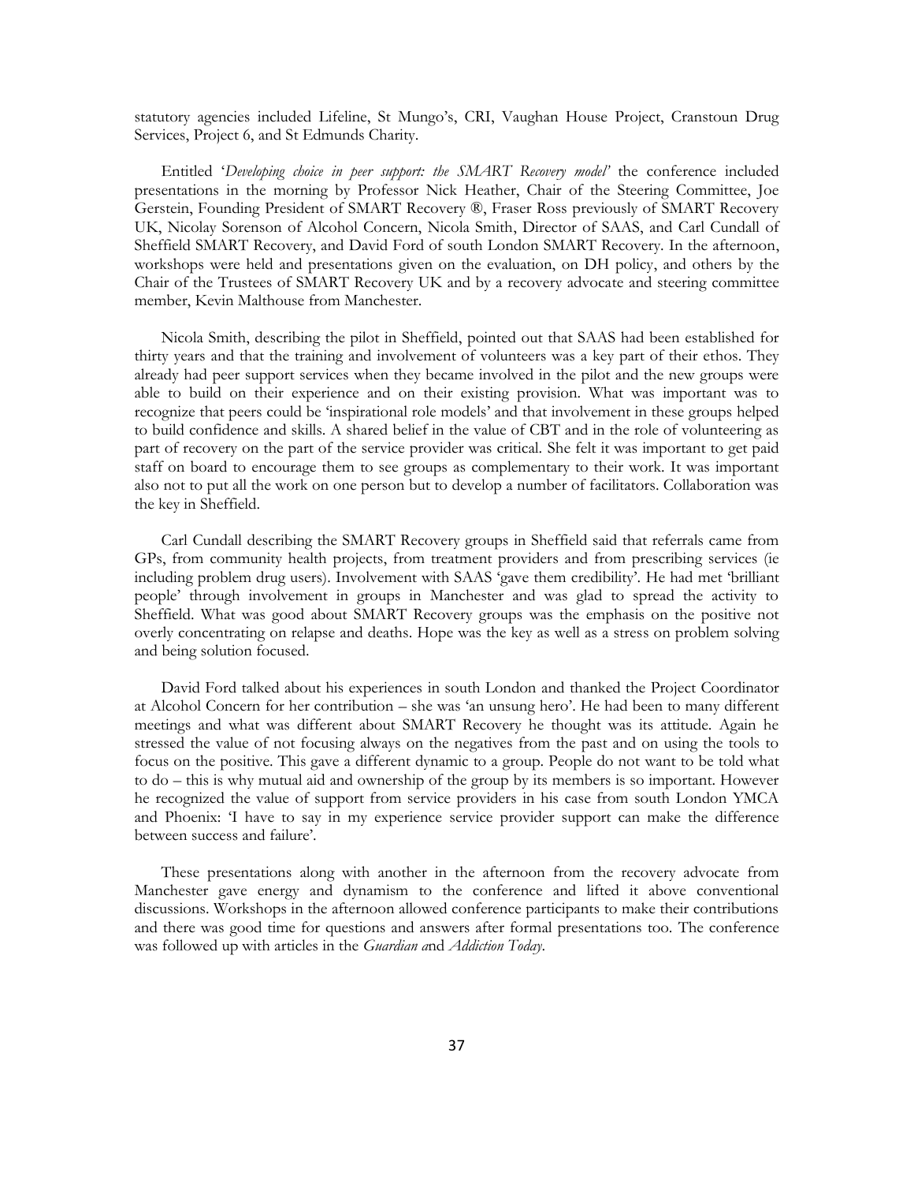statutory agencies included Lifeline, St Mungo's, CRI, Vaughan House Project, Cranstoun Drug Services, Project 6, and St Edmunds Charity.

Entitled '*Developing choice in peer support: the SMART Recovery model*' the conference included presentations in the morning by Professor Nick Heather, Chair of the Steering Committee, Joe Gerstein, Founding President of SMART Recovery ®, Fraser Ross previously of SMART Recovery UK, Nicolay Sorenson of Alcohol Concern, Nicola Smith, Director of SAAS, and Carl Cundall of Sheffield SMART Recovery, and David Ford of south London SMART Recovery. In the afternoon, workshops were held and presentations given on the evaluation, on DH policy, and others by the Chair of the Trustees of SMART Recovery UK and by a recovery advocate and steering committee member, Kevin Malthouse from Manchester.

Nicola Smith, describing the pilot in Sheffield, pointed out that SAAS had been established for thirty years and that the training and involvement of volunteers was a key part of their ethos. They already had peer support services when they became involved in the pilot and the new groups were able to build on their experience and on their existing provision. What was important was to recognize that peers could be 'inspirational role models' and that involvement in these groups helped to build confidence and skills. A shared belief in the value of CBT and in the role of volunteering as part of recovery on the part of the service provider was critical. She felt it was important to get paid staff on board to encourage them to see groups as complementary to their work. It was important also not to put all the work on one person but to develop a number of facilitators. Collaboration was the key in Sheffield.

Carl Cundall describing the SMART Recovery groups in Sheffield said that referrals came from GPs, from community health projects, from treatment providers and from prescribing services (ie including problem drug users). Involvement with SAAS 'gave them credibility'. He had met 'brilliant people' through involvement in groups in Manchester and was glad to spread the activity to Sheffield. What was good about SMART Recovery groups was the emphasis on the positive not overly concentrating on relapse and deaths. Hope was the key as well as a stress on problem solving and being solution focused.

David Ford talked about his experiences in south London and thanked the Project Coordinator at Alcohol Concern for her contribution – she was 'an unsung hero'. He had been to many different meetings and what was different about SMART Recovery he thought was its attitude. Again he stressed the value of not focusing always on the negatives from the past and on using the tools to focus on the positive. This gave a different dynamic to a group. People do not want to be told what to do – this is why mutual aid and ownership of the group by its members is so important. However he recognized the value of support from service providers in his case from south London YMCA and Phoenix: 'I have to say in my experience service provider support can make the difference between success and failure'.

These presentations along with another in the afternoon from the recovery advocate from Manchester gave energy and dynamism to the conference and lifted it above conventional discussions. Workshops in the afternoon allowed conference participants to make their contributions and there was good time for questions and answers after formal presentations too. The conference was followed up with articles in the *Guardian a*nd *Addiction Today*.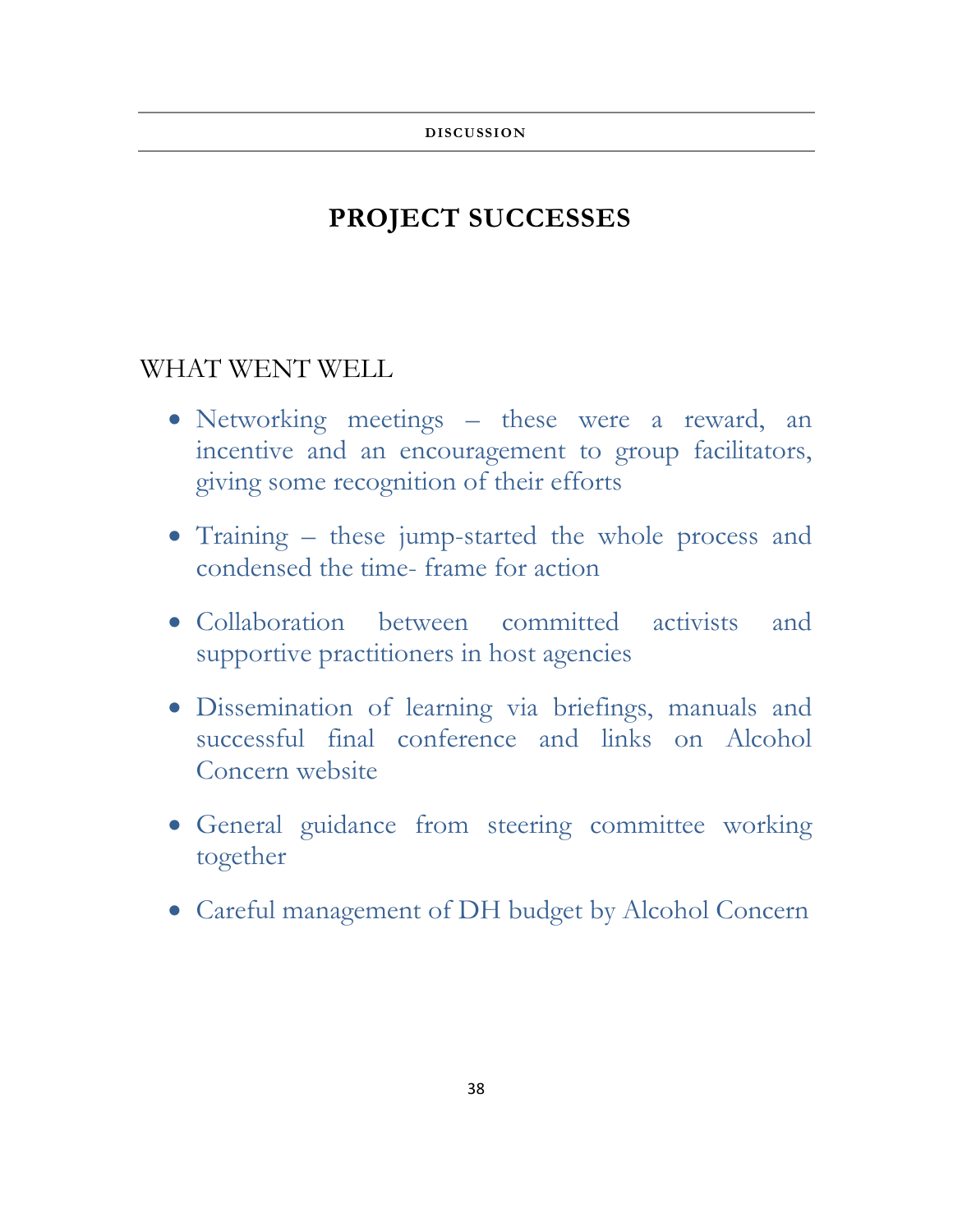# PROJECT SUCCESSES

## WHAT WENT WELL

- Networking meetings – these were a reward, an incentive and an encouragement to group facilitators, giving some recognition of their efforts
- Training – these jump-started the whole process and condensed the time- frame for action
- Collaboration between committed activists and supportive practitioners in host agencies
- Dissemination of learning via briefings, manuals and successful final conference and links on Alcohol Concern website
- General guidance from steering committee working together
- Careful management of DH budget by Alcohol Concern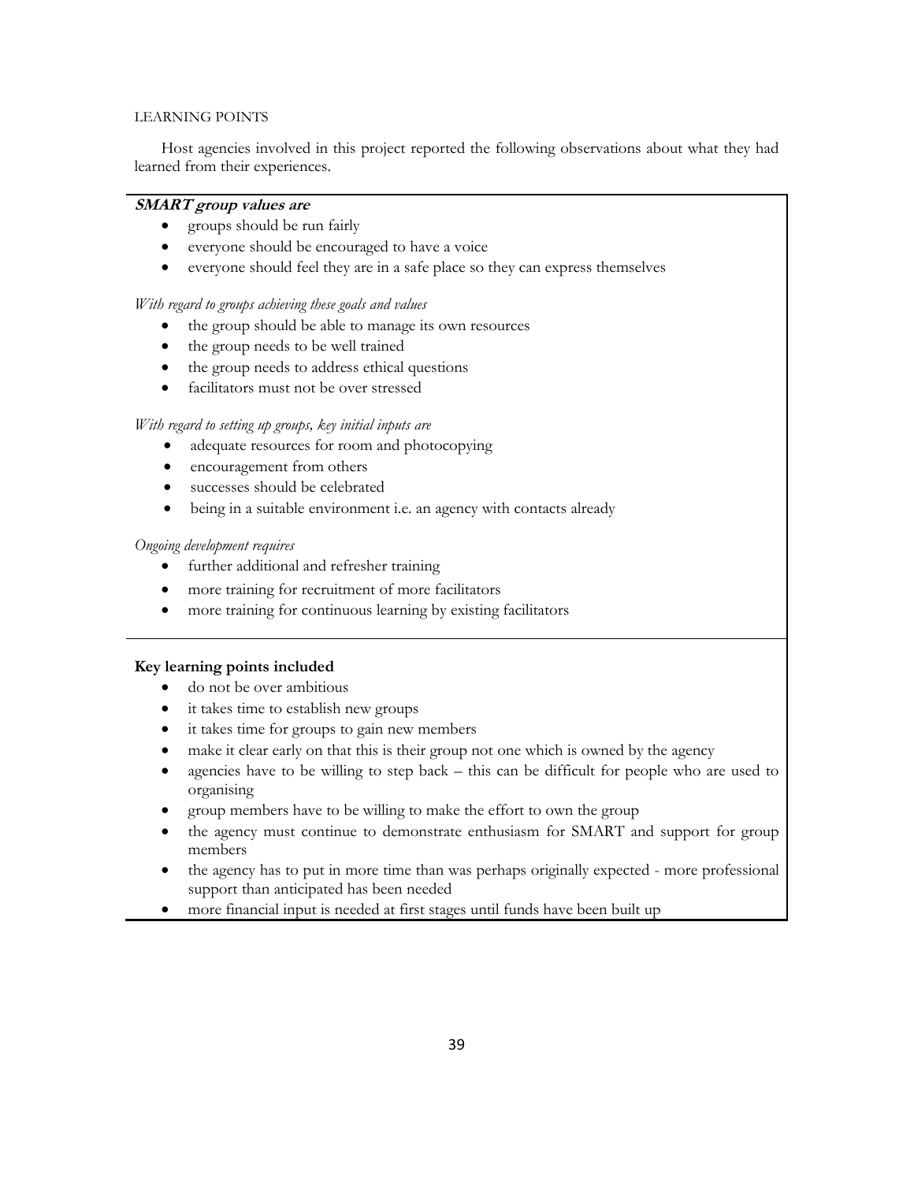LEARNING POINTS

Host agencies involved in this project reported the following observations about what they had learned from their experiences.

***SMART group values are***

- groups should be run fairly
- everyone should be encouraged to have a voice
- everyone should feel they are in a safe place so they can express themselves

*With regard to groups achieving these goals and values*

- the group should be able to manage its own resources
- the group needs to be well trained
- the group needs to address ethical questions
- facilitators must not be over stressed

*With regard to setting up groups, key initial inputs are*

- adequate resources for room and photocopying
- encouragement from others
- successes should be celebrated
- being in a suitable environment i.e. an agency with contacts already

*Ongoing development requires*

- further additional and refresher training
- more training for recruitment of more facilitators
- more training for continuous learning by existing facilitators

**Key learning points included**

- do not be over ambitious
- it takes time to establish new groups
- it takes time for groups to gain new members
- make it clear early on that this is their group not one which is owned by the agency
- agencies have to be willing to step back – this can be difficult for people who are used to organising
- group members have to be willing to make the effort to own the group
- the agency must continue to demonstrate enthusiasm for SMART and support for group members
- the agency has to put in more time than was perhaps originally expected - more professional support than anticipated has been needed
- more financial input is needed at first stages until funds have been built up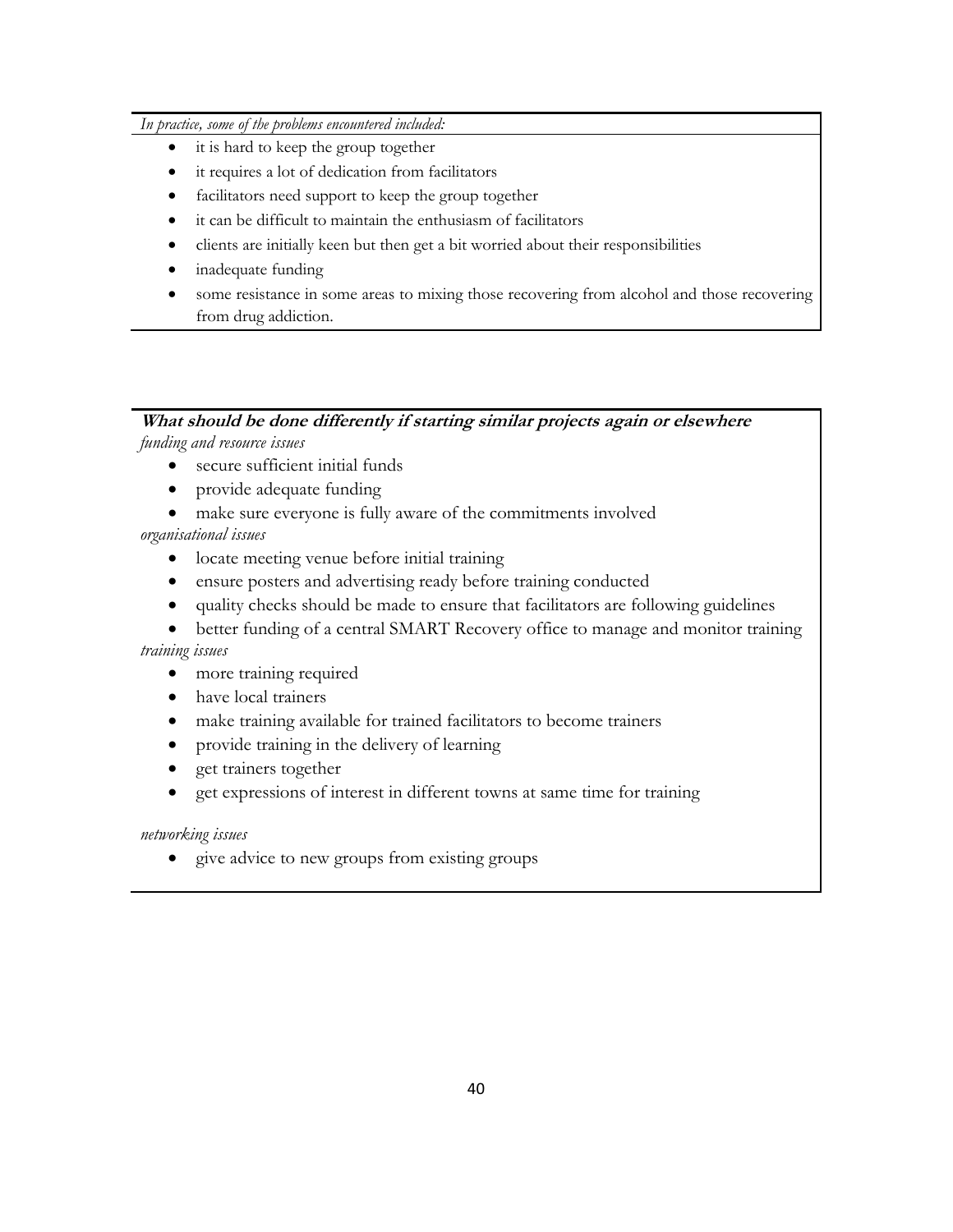*In practice, some of the problems encountered included:*

- it is hard to keep the group together
- it requires a lot of dedication from facilitators
- facilitators need support to keep the group together
- it can be difficult to maintain the enthusiasm of facilitators
- clients are initially keen but then get a bit worried about their responsibilities
- inadequate funding
- some resistance in some areas to mixing those recovering from alcohol and those recovering from drug addiction.

**What should be done differently if starting similar projects again or elsewhere**

*funding and resource issues*

- secure sufficient initial funds
- provide adequate funding
- make sure everyone is fully aware of the commitments involved

*organisational issues*

- locate meeting venue before initial training
- ensure posters and advertising ready before training conducted
- quality checks should be made to ensure that facilitators are following guidelines
- better funding of a central SMART Recovery office to manage and monitor training

*training issues*

- more training required
- have local trainers
- make training available for trained facilitators to become trainers
- provide training in the delivery of learning
- get trainers together
- get expressions of interest in different towns at same time for training

*networking issues*

- give advice to new groups from existing groups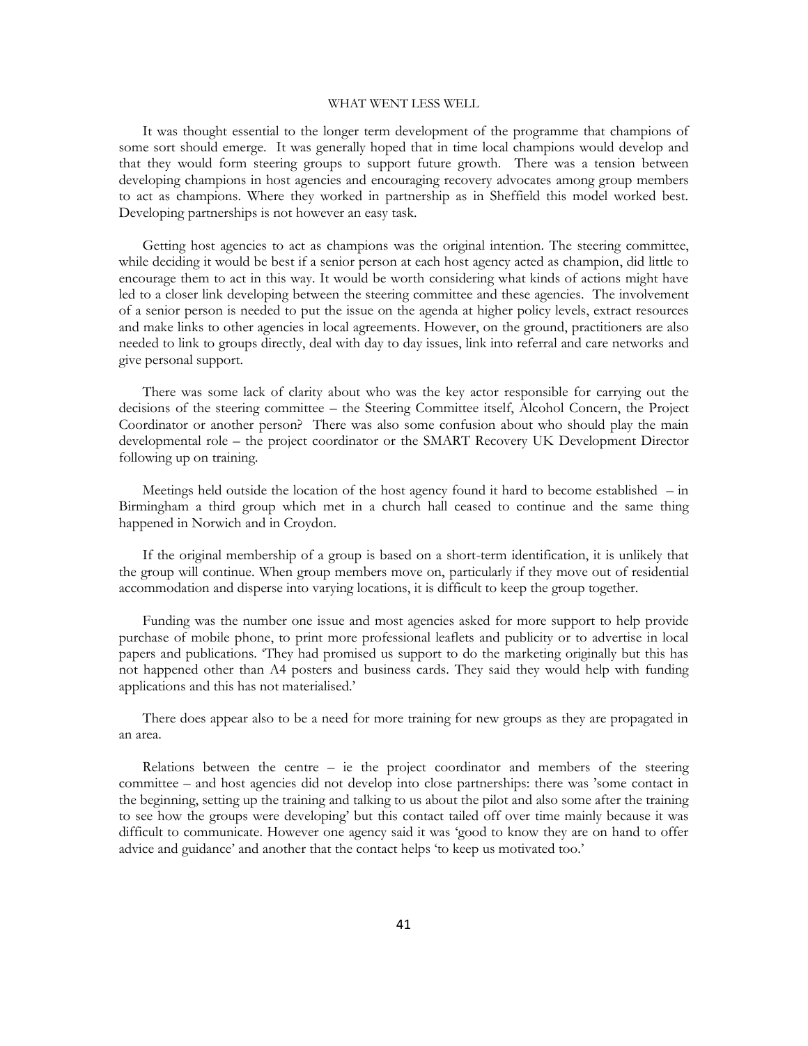## WHAT WENT LESS WELL

It was thought essential to the longer term development of the programme that champions of some sort should emerge. It was generally hoped that in time local champions would develop and that they would form steering groups to support future growth. There was a tension between developing champions in host agencies and encouraging recovery advocates among group members to act as champions. Where they worked in partnership as in Sheffield this model worked best. Developing partnerships is not however an easy task.

Getting host agencies to act as champions was the original intention. The steering committee, while deciding it would be best if a senior person at each host agency acted as champion, did little to encourage them to act in this way. It would be worth considering what kinds of actions might have led to a closer link developing between the steering committee and these agencies. The involvement of a senior person is needed to put the issue on the agenda at higher policy levels, extract resources and make links to other agencies in local agreements. However, on the ground, practitioners are also needed to link to groups directly, deal with day to day issues, link into referral and care networks and give personal support.

There was some lack of clarity about who was the key actor responsible for carrying out the decisions of the steering committee – the Steering Committee itself, Alcohol Concern, the Project Coordinator or another person? There was also some confusion about who should play the main developmental role – the project coordinator or the SMART Recovery UK Development Director following up on training.

Meetings held outside the location of the host agency found it hard to become established – in Birmingham a third group which met in a church hall ceased to continue and the same thing happened in Norwich and in Croydon.

If the original membership of a group is based on a short-term identification, it is unlikely that the group will continue. When group members move on, particularly if they move out of residential accommodation and disperse into varying locations, it is difficult to keep the group together.

Funding was the number one issue and most agencies asked for more support to help provide purchase of mobile phone, to print more professional leaflets and publicity or to advertise in local papers and publications. 'They had promised us support to do the marketing originally but this has not happened other than A4 posters and business cards. They said they would help with funding applications and this has not materialised.'

There does appear also to be a need for more training for new groups as they are propagated in an area.

Relations between the centre – ie the project coordinator and members of the steering committee – and host agencies did not develop into close partnerships: there was 'some contact in the beginning, setting up the training and talking to us about the pilot and also some after the training to see how the groups were developing' but this contact tailed off over time mainly because it was difficult to communicate. However one agency said it was 'good to know they are on hand to offer advice and guidance' and another that the contact helps 'to keep us motivated too.'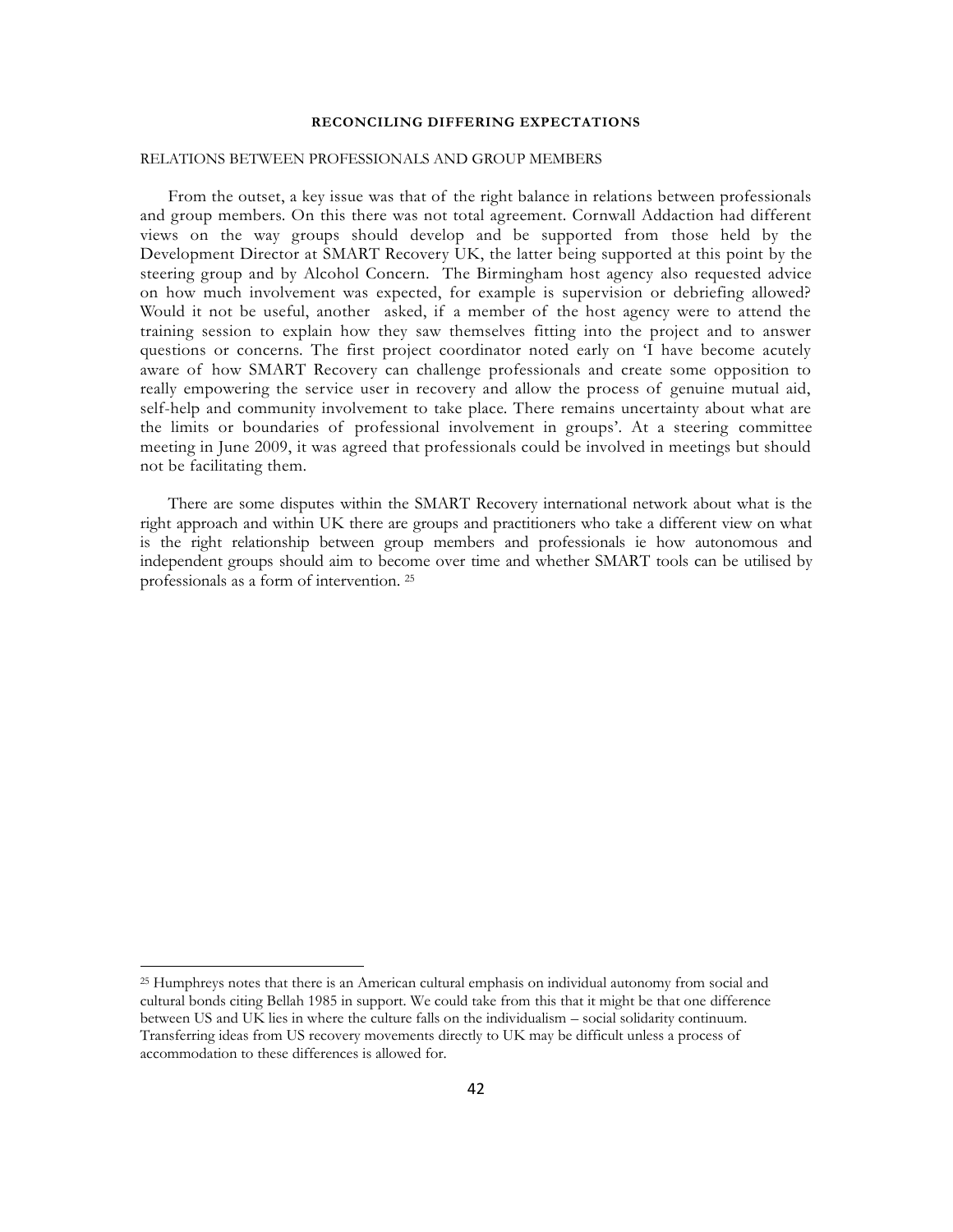## RECONCILING DIFFERING EXPECTATIONS

### RELATIONS BETWEEN PROFESSIONALS AND GROUP MEMBERS

From the outset, a key issue was that of the right balance in relations between professionals and group members. On this there was not total agreement. Cornwall Addaction had different views on the way groups should develop and be supported from those held by the Development Director at SMART Recovery UK, the latter being supported at this point by the steering group and by Alcohol Concern. The Birmingham host agency also requested advice on how much involvement was expected, for example is supervision or debriefing allowed? Would it not be useful, another asked, if a member of the host agency were to attend the training session to explain how they saw themselves fitting into the project and to answer questions or concerns. The first project coordinator noted early on 'I have become acutely aware of how SMART Recovery can challenge professionals and create some opposition to really empowering the service user in recovery and allow the process of genuine mutual aid, self-help and community involvement to take place. There remains uncertainty about what are the limits or boundaries of professional involvement in groups'. At a steering committee meeting in June 2009, it was agreed that professionals could be involved in meetings but should not be facilitating them.

There are some disputes within the SMART Recovery international network about what is the right approach and within UK there are groups and practitioners who take a different view on what is the right relationship between group members and professionals ie how autonomous and independent groups should aim to become over time and whether SMART tools can be utilised by professionals as a form of intervention. [25]

---

[25] Humphreys notes that there is an American cultural emphasis on individual autonomy from social and cultural bonds citing Bellah 1985 in support. We could take from this that it might be that one difference between US and UK lies in where the culture falls on the individualism – social solidarity continuum. Transferring ideas from US recovery movements directly to UK may be difficult unless a process of accommodation to these differences is allowed for.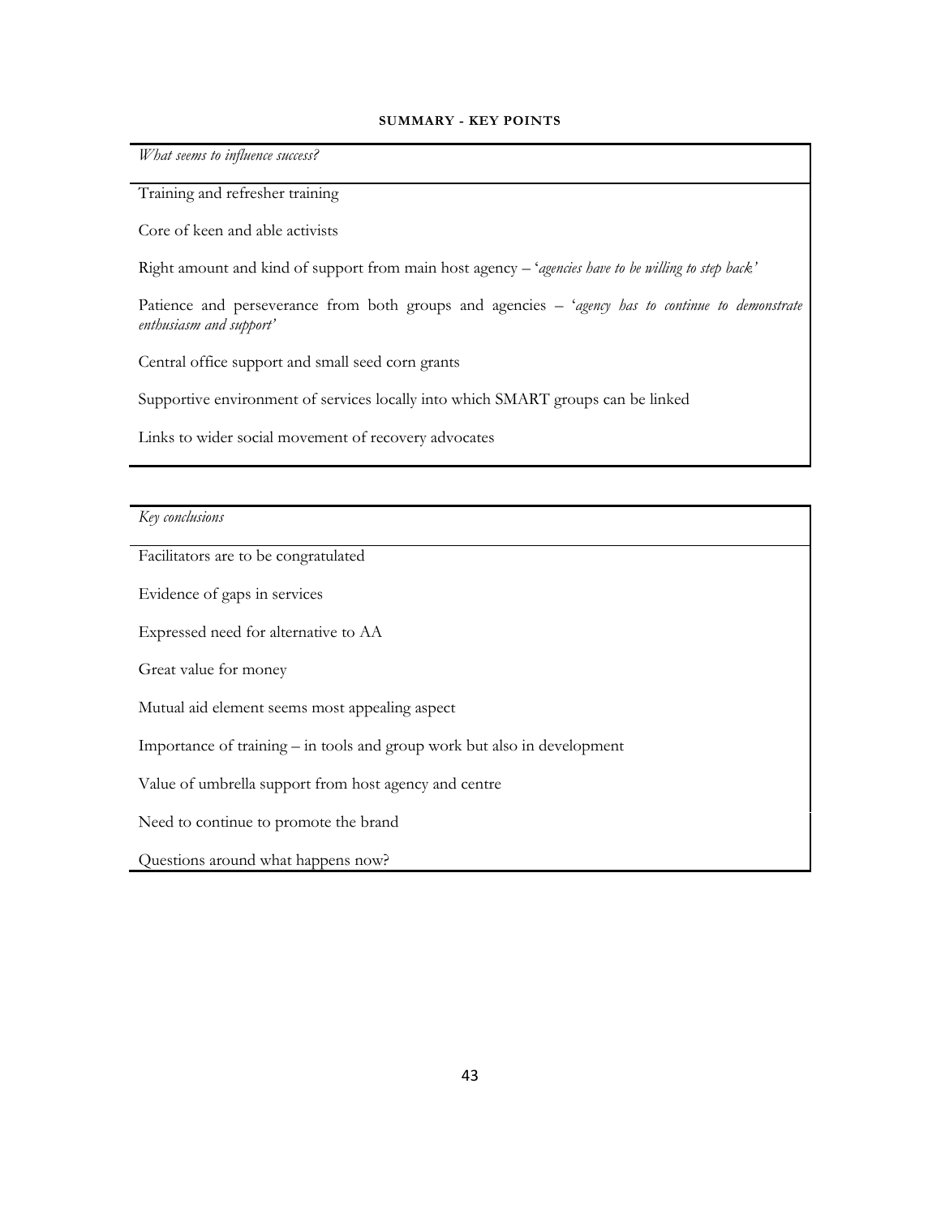**SUMMARY - KEY POINTS**

| *What seems to influence success?* |
|---|
| Training and refresher training |
| Core of keen and able activists |
| Right amount and kind of support from main host agency – '*agencies have to be willing to step back*' |
| Patience and perseverance from both groups and agencies – '*agency has to continue to demonstrate enthusiasm and support*' |
| Central office support and small seed corn grants |
| Supportive environment of services locally into which SMART groups can be linked |
| Links to wider social movement of recovery advocates |

| *Key conclusions* |
|---|
| Facilitators are to be congratulated |
| Evidence of gaps in services |
| Expressed need for alternative to AA |
| Great value for money |
| Mutual aid element seems most appealing aspect |
| Importance of training – in tools and group work but also in development |
| Value of umbrella support from host agency and centre |
| Need to continue to promote the brand |
| Questions around what happens now? |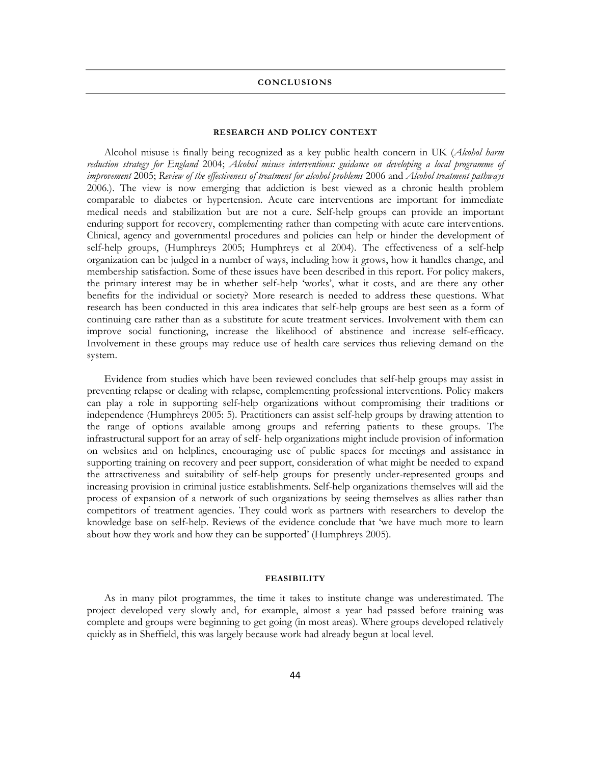# CONCLUSIONS

## RESEARCH AND POLICY CONTEXT

Alcohol misuse is finally being recognized as a key public health concern in UK (*Alcohol harm reduction strategy for England* 2004; *Alcohol misuse interventions: guidance on developing a local programme of improvement* 2005; *Review of the effectiveness of treatment for alcohol problems* 2006 and *Alcohol treatment pathways* 2006.). The view is now emerging that addiction is best viewed as a chronic health problem comparable to diabetes or hypertension. Acute care interventions are important for immediate medical needs and stabilization but are not a cure. Self-help groups can provide an important enduring support for recovery, complementing rather than competing with acute care interventions. Clinical, agency and governmental procedures and policies can help or hinder the development of self-help groups, (Humphreys 2005; Humphreys et al 2004). The effectiveness of a self-help organization can be judged in a number of ways, including how it grows, how it handles change, and membership satisfaction. Some of these issues have been described in this report. For policy makers, the primary interest may be in whether self-help 'works', what it costs, and are there any other benefits for the individual or society? More research is needed to address these questions. What research has been conducted in this area indicates that self-help groups are best seen as a form of continuing care rather than as a substitute for acute treatment services. Involvement with them can improve social functioning, increase the likelihood of abstinence and increase self-efficacy. Involvement in these groups may reduce use of health care services thus relieving demand on the system.

Evidence from studies which have been reviewed concludes that self-help groups may assist in preventing relapse or dealing with relapse, complementing professional interventions. Policy makers can play a role in supporting self-help organizations without compromising their traditions or independence (Humphreys 2005: 5). Practitioners can assist self-help groups by drawing attention to the range of options available among groups and referring patients to these groups. The infrastructural support for an array of self- help organizations might include provision of information on websites and on helplines, encouraging use of public spaces for meetings and assistance in supporting training on recovery and peer support, consideration of what might be needed to expand the attractiveness and suitability of self-help groups for presently under-represented groups and increasing provision in criminal justice establishments. Self-help organizations themselves will aid the process of expansion of a network of such organizations by seeing themselves as allies rather than competitors of treatment agencies. They could work as partners with researchers to develop the knowledge base on self-help. Reviews of the evidence conclude that 'we have much more to learn about how they work and how they can be supported' (Humphreys 2005).

## FEASIBILITY

As in many pilot programmes, the time it takes to institute change was underestimated. The project developed very slowly and, for example, almost a year had passed before training was complete and groups were beginning to get going (in most areas). Where groups developed relatively quickly as in Sheffield, this was largely because work had already begun at local level.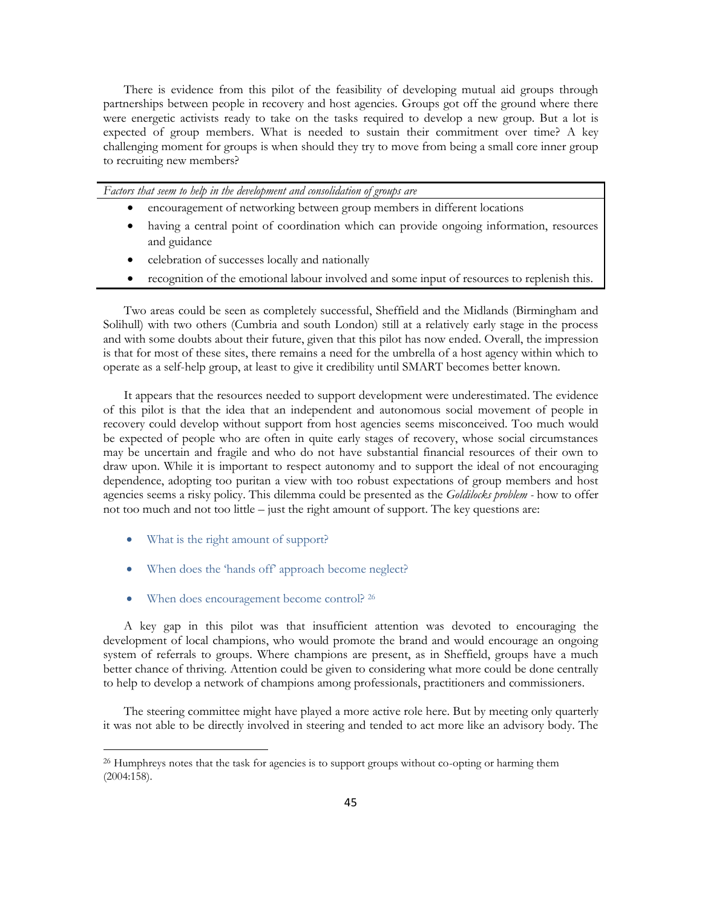There is evidence from this pilot of the feasibility of developing mutual aid groups through partnerships between people in recovery and host agencies. Groups got off the ground where there were energetic activists ready to take on the tasks required to develop a new group. But a lot is expected of group members. What is needed to sustain their commitment over time? A key challenging moment for groups is when should they try to move from being a small core inner group to recruiting new members?

*Factors that seem to help in the development and consolidation of groups are*

- encouragement of networking between group members in different locations
- having a central point of coordination which can provide ongoing information, resources and guidance
- celebration of successes locally and nationally
- recognition of the emotional labour involved and some input of resources to replenish this.

Two areas could be seen as completely successful, Sheffield and the Midlands (Birmingham and Solihull) with two others (Cumbria and south London) still at a relatively early stage in the process and with some doubts about their future, given that this pilot has now ended. Overall, the impression is that for most of these sites, there remains a need for the umbrella of a host agency within which to operate as a self-help group, at least to give it credibility until SMART becomes better known.

It appears that the resources needed to support development were underestimated. The evidence of this pilot is that the idea that an independent and autonomous social movement of people in recovery could develop without support from host agencies seems misconceived. Too much would be expected of people who are often in quite early stages of recovery, whose social circumstances may be uncertain and fragile and who do not have substantial financial resources of their own to draw upon. While it is important to respect autonomy and to support the ideal of not encouraging dependence, adopting too puritan a view with too robust expectations of group members and host agencies seems a risky policy. This dilemma could be presented as the *Goldilocks problem* - how to offer not too much and not too little – just the right amount of support. The key questions are:

- What is the right amount of support?
- When does the 'hands off' approach become neglect?
- When does encouragement become control? [26]

A key gap in this pilot was that insufficient attention was devoted to encouraging the development of local champions, who would promote the brand and would encourage an ongoing system of referrals to groups. Where champions are present, as in Sheffield, groups have a much better chance of thriving. Attention could be given to considering what more could be done centrally to help to develop a network of champions among professionals, practitioners and commissioners.

The steering committee might have played a more active role here. But by meeting only quarterly it was not able to be directly involved in steering and tended to act more like an advisory body. The

[26] Humphreys notes that the task for agencies is to support groups without co-opting or harming them (2004:158).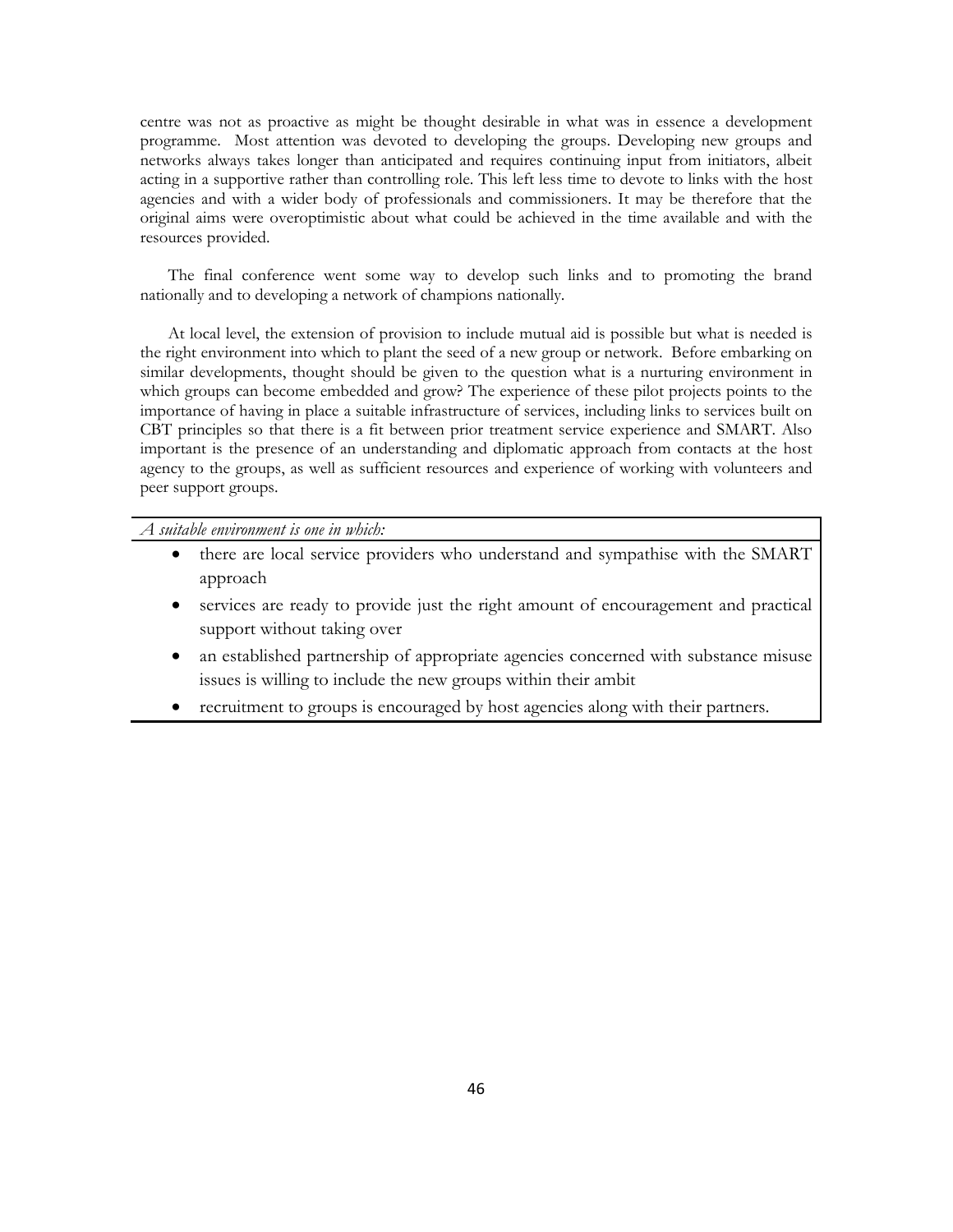centre was not as proactive as might be thought desirable in what was in essence a development programme. Most attention was devoted to developing the groups. Developing new groups and networks always takes longer than anticipated and requires continuing input from initiators, albeit acting in a supportive rather than controlling role. This left less time to devote to links with the host agencies and with a wider body of professionals and commissioners. It may be therefore that the original aims were overoptimistic about what could be achieved in the time available and with the resources provided.

The final conference went some way to develop such links and to promoting the brand nationally and to developing a network of champions nationally.

At local level, the extension of provision to include mutual aid is possible but what is needed is the right environment into which to plant the seed of a new group or network. Before embarking on similar developments, thought should be given to the question what is a nurturing environment in which groups can become embedded and grow? The experience of these pilot projects points to the importance of having in place a suitable infrastructure of services, including links to services built on CBT principles so that there is a fit between prior treatment service experience and SMART. Also important is the presence of an understanding and diplomatic approach from contacts at the host agency to the groups, as well as sufficient resources and experience of working with volunteers and peer support groups.

*A suitable environment is one in which:*

- there are local service providers who understand and sympathise with the SMART approach
- services are ready to provide just the right amount of encouragement and practical support without taking over
- an established partnership of appropriate agencies concerned with substance misuse issues is willing to include the new groups within their ambit
- recruitment to groups is encouraged by host agencies along with their partners.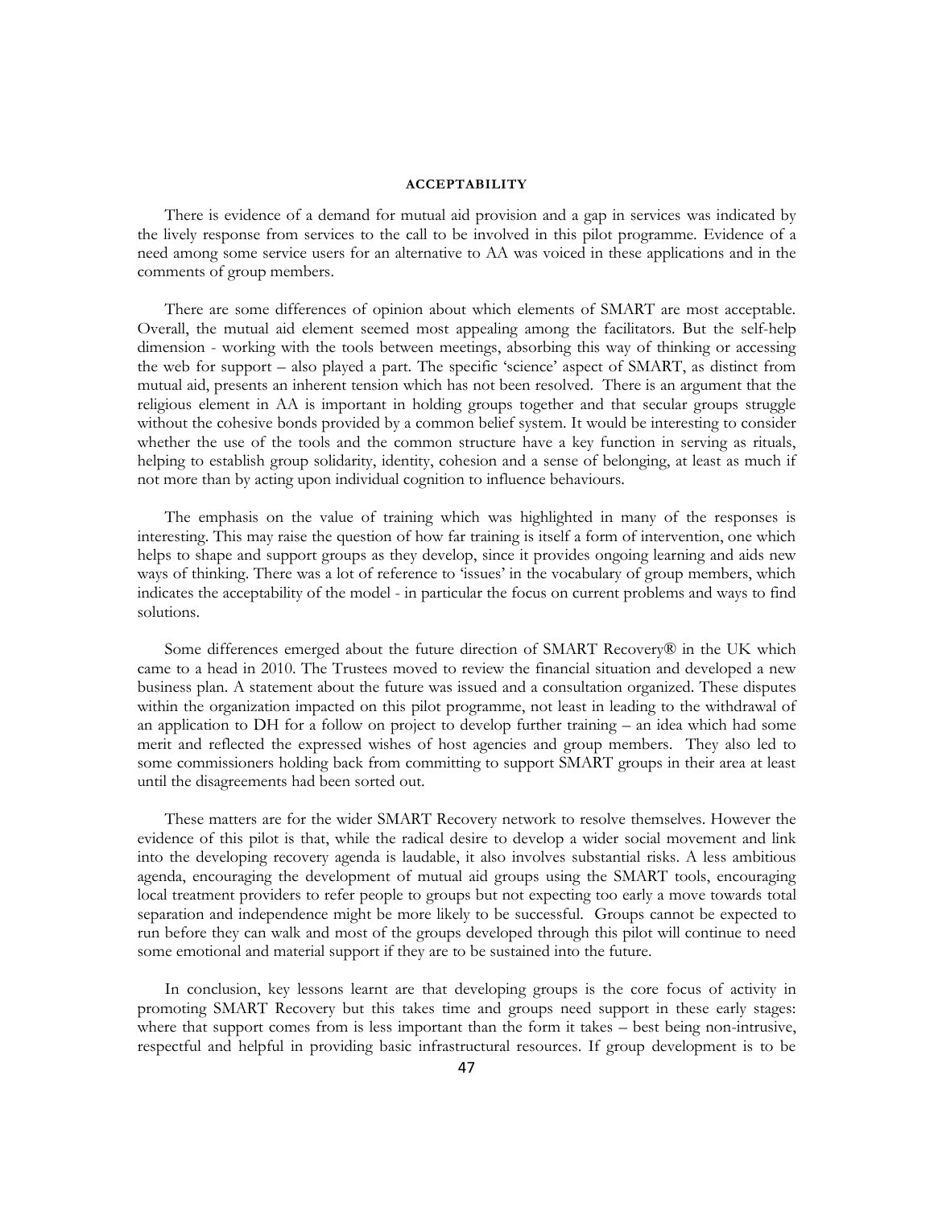## ACCEPTABILITY

There is evidence of a demand for mutual aid provision and a gap in services was indicated by the lively response from services to the call to be involved in this pilot programme. Evidence of a need among some service users for an alternative to AA was voiced in these applications and in the comments of group members.

There are some differences of opinion about which elements of SMART are most acceptable. Overall, the mutual aid element seemed most appealing among the facilitators. But the self-help dimension - working with the tools between meetings, absorbing this way of thinking or accessing the web for support – also played a part. The specific 'science' aspect of SMART, as distinct from mutual aid, presents an inherent tension which has not been resolved. There is an argument that the religious element in AA is important in holding groups together and that secular groups struggle without the cohesive bonds provided by a common belief system. It would be interesting to consider whether the use of the tools and the common structure have a key function in serving as rituals, helping to establish group solidarity, identity, cohesion and a sense of belonging, at least as much if not more than by acting upon individual cognition to influence behaviours.

The emphasis on the value of training which was highlighted in many of the responses is interesting. This may raise the question of how far training is itself a form of intervention, one which helps to shape and support groups as they develop, since it provides ongoing learning and aids new ways of thinking. There was a lot of reference to 'issues' in the vocabulary of group members, which indicates the acceptability of the model - in particular the focus on current problems and ways to find solutions.

Some differences emerged about the future direction of SMART Recovery® in the UK which came to a head in 2010. The Trustees moved to review the financial situation and developed a new business plan. A statement about the future was issued and a consultation organized. These disputes within the organization impacted on this pilot programme, not least in leading to the withdrawal of an application to DH for a follow on project to develop further training – an idea which had some merit and reflected the expressed wishes of host agencies and group members. They also led to some commissioners holding back from committing to support SMART groups in their area at least until the disagreements had been sorted out.

These matters are for the wider SMART Recovery network to resolve themselves. However the evidence of this pilot is that, while the radical desire to develop a wider social movement and link into the developing recovery agenda is laudable, it also involves substantial risks. A less ambitious agenda, encouraging the development of mutual aid groups using the SMART tools, encouraging local treatment providers to refer people to groups but not expecting too early a move towards total separation and independence might be more likely to be successful. Groups cannot be expected to run before they can walk and most of the groups developed through this pilot will continue to need some emotional and material support if they are to be sustained into the future.

In conclusion, key lessons learnt are that developing groups is the core focus of activity in promoting SMART Recovery but this takes time and groups need support in these early stages: where that support comes from is less important than the form it takes – best being non-intrusive, respectful and helpful in providing basic infrastructural resources. If group development is to be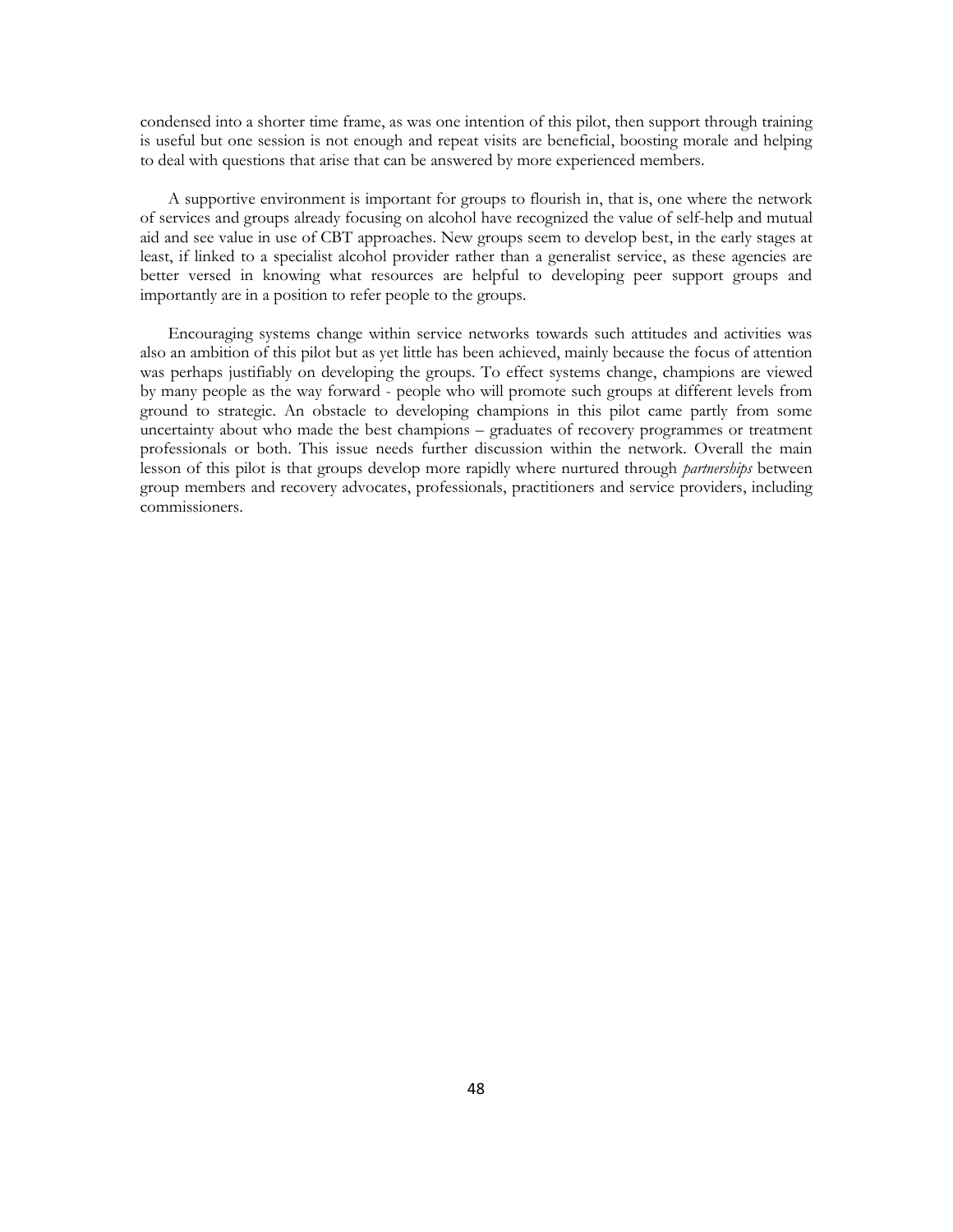condensed into a shorter time frame, as was one intention of this pilot, then support through training is useful but one session is not enough and repeat visits are beneficial, boosting morale and helping to deal with questions that arise that can be answered by more experienced members.

A supportive environment is important for groups to flourish in, that is, one where the network of services and groups already focusing on alcohol have recognized the value of self-help and mutual aid and see value in use of CBT approaches. New groups seem to develop best, in the early stages at least, if linked to a specialist alcohol provider rather than a generalist service, as these agencies are better versed in knowing what resources are helpful to developing peer support groups and importantly are in a position to refer people to the groups.

Encouraging systems change within service networks towards such attitudes and activities was also an ambition of this pilot but as yet little has been achieved, mainly because the focus of attention was perhaps justifiably on developing the groups. To effect systems change, champions are viewed by many people as the way forward - people who will promote such groups at different levels from ground to strategic. An obstacle to developing champions in this pilot came partly from some uncertainty about who made the best champions – graduates of recovery programmes or treatment professionals or both. This issue needs further discussion within the network. Overall the main lesson of this pilot is that groups develop more rapidly where nurtured through *partnerships* between group members and recovery advocates, professionals, practitioners and service providers, including commissioners.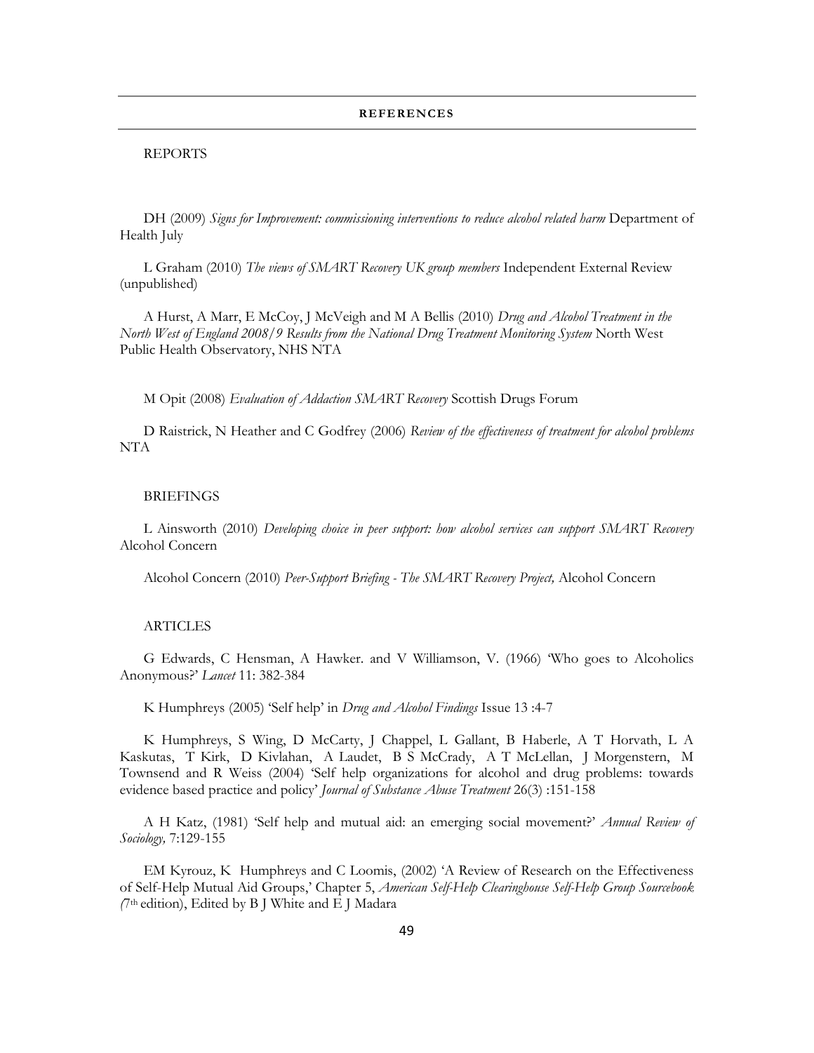# REFERENCES

## REPORTS

DH (2009) *Signs for Improvement: commissioning interventions to reduce alcohol related harm* Department of Health July

L Graham (2010) *The views of SMART Recovery UK group members* Independent External Review (unpublished)

A Hurst, A Marr, E McCoy, J McVeigh and M A Bellis (2010) *Drug and Alcohol Treatment in the North West of England 2008/9 Results from the National Drug Treatment Monitoring System* North West Public Health Observatory, NHS NTA

M Opit (2008) *Evaluation of Addaction SMART Recovery* Scottish Drugs Forum

D Raistrick, N Heather and C Godfrey (2006) *Review of the effectiveness of treatment for alcohol problems* NTA

## BRIEFINGS

L Ainsworth (2010) *Developing choice in peer support: how alcohol services can support SMART Recovery* Alcohol Concern

Alcohol Concern (2010) *Peer-Support Briefing - The SMART Recovery Project,* Alcohol Concern

## ARTICLES

G Edwards, C Hensman, A Hawker. and V Williamson, V. (1966) 'Who goes to Alcoholics Anonymous?' *Lancet* 11: 382-384

K Humphreys (2005) 'Self help' in *Drug and Alcohol Findings* Issue 13 :4-7

K Humphreys, S Wing, D McCarty, J Chappel, L Gallant, B Haberle, A T Horvath, L A Kaskutas, T Kirk, D Kivlahan, A Laudet, B S McCrady, A T McLellan, J Morgenstern, M Townsend and R Weiss (2004) 'Self help organizations for alcohol and drug problems: towards evidence based practice and policy' *Journal of Substance Abuse Treatment* 26(3) :151-158

A H Katz, (1981) 'Self help and mutual aid: an emerging social movement?' *Annual Review of Sociology,* 7:129-155

EM Kyrouz, K Humphreys and C Loomis, (2002) 'A Review of Research on the Effectiveness of Self-Help Mutual Aid Groups,' Chapter 5, *American Self-Help Clearinghouse Self-Help Group Sourcebook (*7th edition), Edited by B J White and E J Madara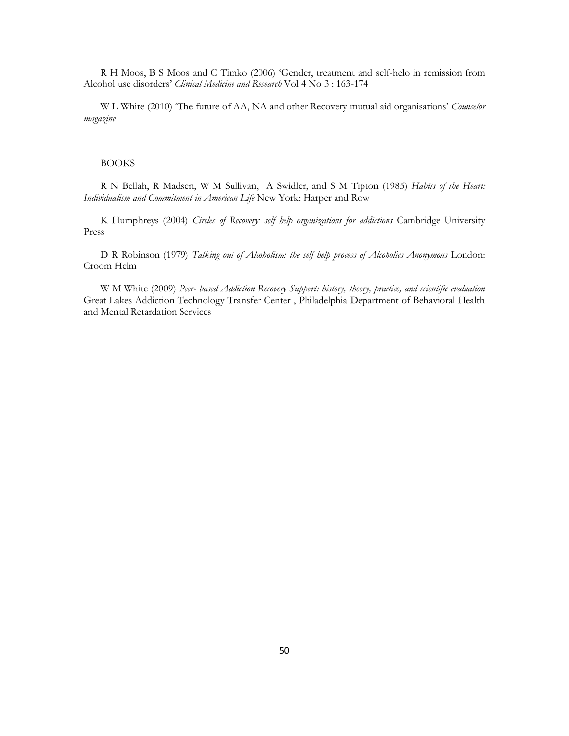R H Moos, B S Moos and C Timko (2006) 'Gender, treatment and self-helo in remission from Alcohol use disorders' *Clinical Medicine and Research* Vol 4 No 3 : 163-174

W L White (2010) 'The future of AA, NA and other Recovery mutual aid organisations' *Counselor magazine*

BOOKS

R N Bellah, R Madsen, W M Sullivan, A Swidler, and S M Tipton (1985) *Habits of the Heart: Individualism and Commitment in American Life* New York: Harper and Row

K Humphreys (2004) *Circles of Recovery: self help organizations for addictions* Cambridge University Press

D R Robinson (1979) *Talking out of Alcoholism: the self help process of Alcoholics Anonymous* London: Croom Helm

W M White (2009) *Peer- based Addiction Recovery Support: history, theory, practice, and scientific evaluation* Great Lakes Addiction Technology Transfer Center , Philadelphia Department of Behavioral Health and Mental Retardation Services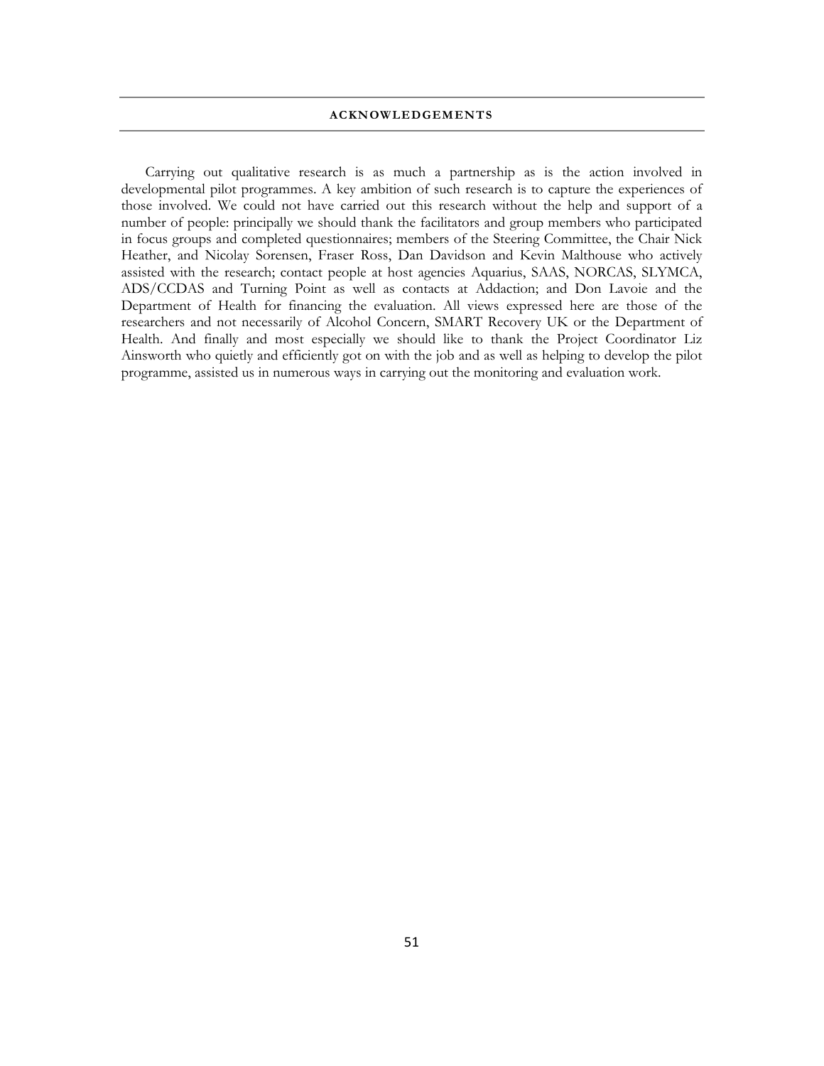## ACKNOWLEDGEMENTS

Carrying out qualitative research is as much a partnership as is the action involved in developmental pilot programmes. A key ambition of such research is to capture the experiences of those involved. We could not have carried out this research without the help and support of a number of people: principally we should thank the facilitators and group members who participated in focus groups and completed questionnaires; members of the Steering Committee, the Chair Nick Heather, and Nicolay Sorensen, Fraser Ross, Dan Davidson and Kevin Malthouse who actively assisted with the research; contact people at host agencies Aquarius, SAAS, NORCAS, SLYMCA, ADS/CCDAS and Turning Point as well as contacts at Addaction; and Don Lavoie and the Department of Health for financing the evaluation. All views expressed here are those of the researchers and not necessarily of Alcohol Concern, SMART Recovery UK or the Department of Health. And finally and most especially we should like to thank the Project Coordinator Liz Ainsworth who quietly and efficiently got on with the job and as well as helping to develop the pilot programme, assisted us in numerous ways in carrying out the monitoring and evaluation work.